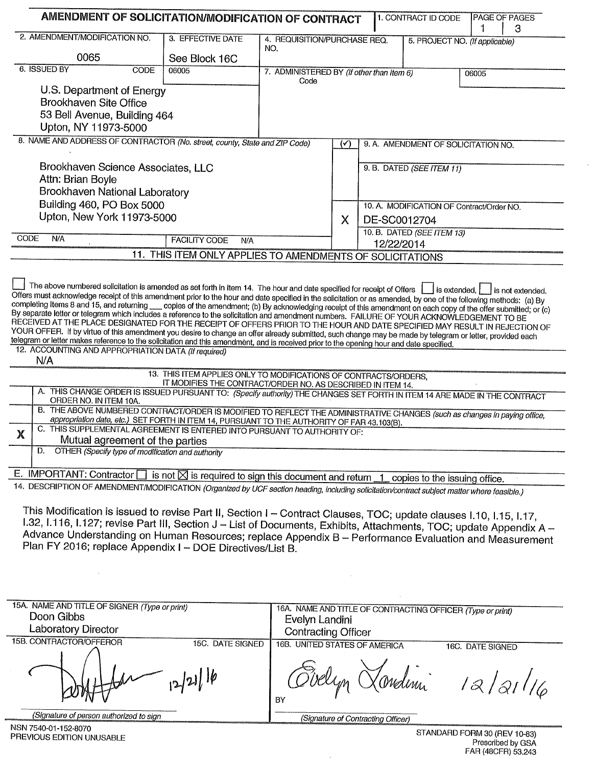# AMENDMENT OF SOLICITATION/MODIFICATION OF CONTRACT

| 1. CONTRACT ID CODE | PAGE OF PAGES |
|---|---|
| | 1 \| 3 |

| 2. AMENDMENT/MODIFICATION NO. | 3. EFFECTIVE DATE | 4. REQUISITION/PURCHASE REQ. NO. | 5. PROJECT NO. (If applicable) |
|---|---|---|---|
| 0065 | See Block 16C | | |

**6. ISSUED BY** CODE 06005

U.S. Department of Energy
Brookhaven Site Office
53 Bell Avenue, Building 464
Upton, NY 11973-5000

**7. ADMINISTERED BY** (If other than Item 6) Code 06005

**8. NAME AND ADDRESS OF CONTRACTOR** (No. street, county, State and ZIP Code)

Brookhaven Science Associates, LLC
Attn: Brian Boyle
Brookhaven National Laboratory
Building 460, PO Box 5000
Upton, New York 11973-5000

CODE N/A FACILITY CODE N/A

9. A. AMENDMENT OF SOLICITATION NO.

9. B. DATED (SEE ITEM 11)

X 10. A. MODIFICATION OF Contract/Order NO. DE-SC0012704

10. B. DATED (SEE ITEM 13) 12/22/2014

## 11. THIS ITEM ONLY APPLIES TO AMENDMENTS OF SOLICITATIONS

☐ The above numbered solicitation is amended as set forth in Item 14. The hour and date specified for receipt of Offers ☐ is extended, ☐ is not extended. Offers must acknowledge receipt of this amendment prior to the hour and date specified in the solicitation or as amended, by one of the following methods: (a) By completing Items 8 and 15, and returning ___ copies of the amendment; (b) By acknowledging receipt of this amendment on each copy of the offer submitted; or (c) By separate letter or telegram which includes a reference to the solicitation and amendment numbers. FAILURE OF YOUR ACKNOWLEDGEMENT TO BE RECEIVED AT THE PLACE DESIGNATED FOR THE RECEIPT OF OFFERS PRIOR TO THE HOUR AND DATE SPECIFIED MAY RESULT IN REJECTION OF YOUR OFFER. If by virtue of this amendment you desire to change an offer already submitted, such change may be made by telegram or letter, provided each telegram or letter makes reference to the solicitation and this amendment, and is received prior to the opening hour and date specified.

**12. ACCOUNTING AND APPROPRIATION DATA** (If required)
N/A

## 13. THIS ITEM APPLIES ONLY TO MODIFICATIONS OF CONTRACTS/ORDERS, IT MODIFIES THE CONTRACT/ORDER NO. AS DESCRIBED IN ITEM 14.

| | |
|---|---|
| | A. THIS CHANGE ORDER IS ISSUED PURSUANT TO: (Specify authority) THE CHANGES SET FORTH IN ITEM 14 ARE MADE IN THE CONTRACT ORDER NO. IN ITEM 10A. |
| | B. THE ABOVE NUMBERED CONTRACT/ORDER IS MODIFIED TO REFLECT THE ADMINISTRATIVE CHANGES (such as changes in paying office, appropriation date, etc.) SET FORTH IN ITEM 14, PURSUANT TO THE AUTHORITY OF FAR 43.103(B). |
| X | C. THIS SUPPLEMENTAL AGREEMENT IS ENTERED INTO PURSUANT TO AUTHORITY OF: Mutual agreement of the parties |
| | D. OTHER (Specify type of modification and authority) |

E. IMPORTANT: Contractor ☐ is not ☒ is required to sign this document and return 1 copies to the issuing office.

**14. DESCRIPTION OF AMENDMENT/MODIFICATION** (Organized by UCF section heading, including solicitation/contract subject matter where feasible.)

This Modification is issued to revise Part II, Section I – Contract Clauses, TOC; update clauses I.10, I.15, I.17, I.32, I.116, I.127; revise Part III, Section J – List of Documents, Exhibits, Attachments, TOC; update Appendix A – Advance Understanding on Human Resources; replace Appendix B – Performance Evaluation and Measurement Plan FY 2016; replace Appendix I – DOE Directives/List B.

| 15A. NAME AND TITLE OF SIGNER (Type or print) | | 16A. NAME AND TITLE OF CONTRACTING OFFICER (Type or print) | |
|---|---|---|---|
| Doon Gibbs<br>Laboratory Director | | Evelyn Landini<br>Contracting Officer | |
| 15B. CONTRACTOR/OFFEROR | 15C. DATE SIGNED | 16B. UNITED STATES OF AMERICA | 16C. DATE SIGNED |
| [signature] (Signature of person authorized to sign) | 12/21/16 | BY [signature: Evelyn Landini] (Signature of Contracting Officer) | 12/21/16 |

NSN 7540-01-152-8070
PREVIOUS EDITION UNUSABLE

STANDARD FORM 30 (REV 10-83)
Prescribed by GSA
FAR (48CFR) 53.243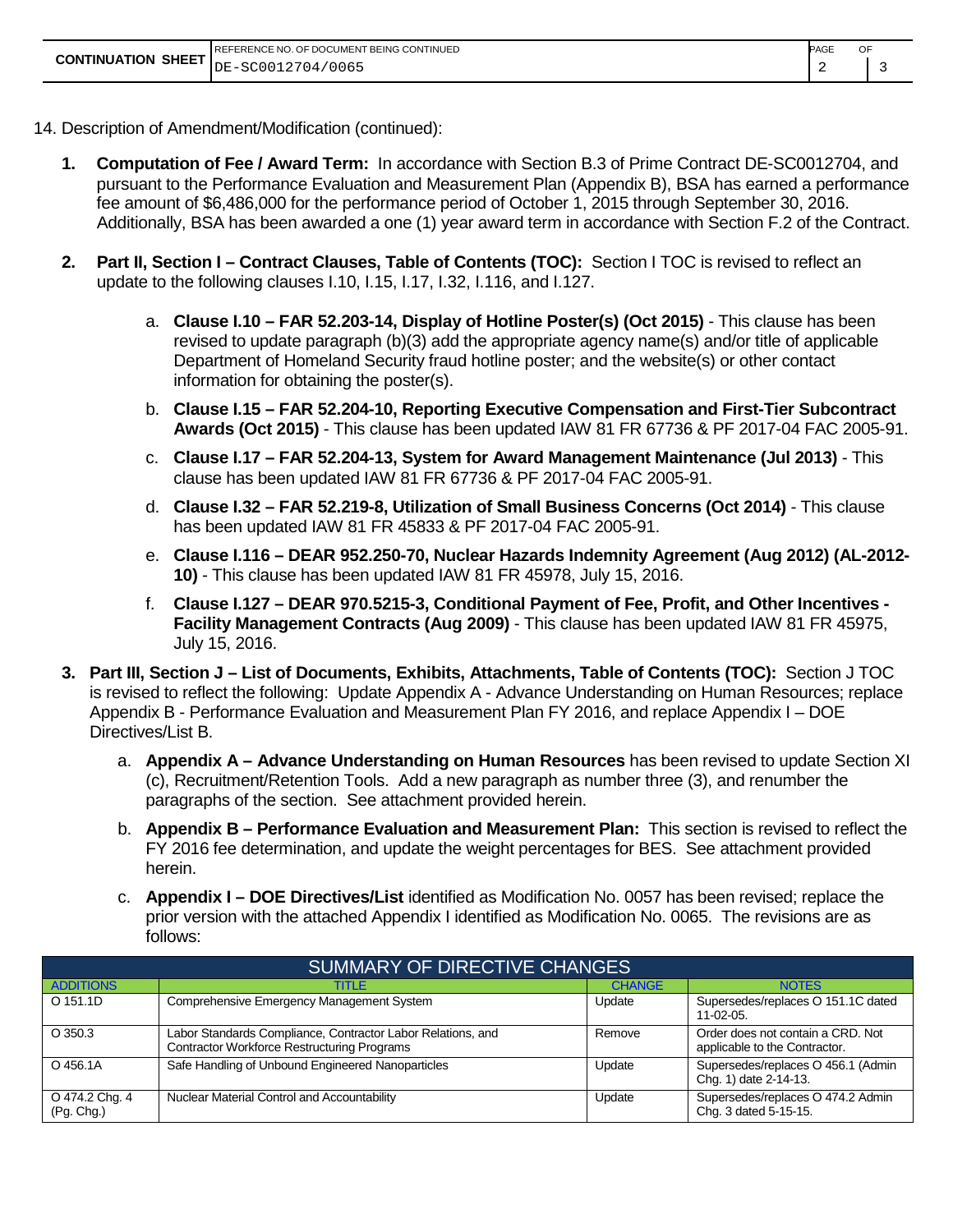14. Description of Amendment/Modification (continued):

1. **Computation of Fee / Award Term:** In accordance with Section B.3 of Prime Contract DE-SC0012704, and pursuant to the Performance Evaluation and Measurement Plan (Appendix B), BSA has earned a performance fee amount of $6,486,000 for the performance period of October 1, 2015 through September 30, 2016. Additionally, BSA has been awarded a one (1) year award term in accordance with Section F.2 of the Contract.

2. **Part II, Section I – Contract Clauses, Table of Contents (TOC):** Section I TOC is revised to reflect an update to the following clauses I.10, I.15, I.17, I.32, I.116, and I.127.

   a. **Clause I.10 – FAR 52.203-14, Display of Hotline Poster(s) (Oct 2015)** - This clause has been revised to update paragraph (b)(3) add the appropriate agency name(s) and/or title of applicable Department of Homeland Security fraud hotline poster; and the website(s) or other contact information for obtaining the poster(s).

   b. **Clause I.15 – FAR 52.204-10, Reporting Executive Compensation and First-Tier Subcontract Awards (Oct 2015)** - This clause has been updated IAW 81 FR 67736 & PF 2017-04 FAC 2005-91.

   c. **Clause I.17 – FAR 52.204-13, System for Award Management Maintenance (Jul 2013)** - This clause has been updated IAW 81 FR 67736 & PF 2017-04 FAC 2005-91.

   d. **Clause I.32 – FAR 52.219-8, Utilization of Small Business Concerns (Oct 2014)** - This clause has been updated IAW 81 FR 45833 & PF 2017-04 FAC 2005-91.

   e. **Clause I.116 – DEAR 952.250-70, Nuclear Hazards Indemnity Agreement (Aug 2012) (AL-2012-10)** - This clause has been updated IAW 81 FR 45978, July 15, 2016.

   f. **Clause I.127 – DEAR 970.5215-3, Conditional Payment of Fee, Profit, and Other Incentives - Facility Management Contracts (Aug 2009)** - This clause has been updated IAW 81 FR 45975, July 15, 2016.

3. **Part III, Section J – List of Documents, Exhibits, Attachments, Table of Contents (TOC):** Section J TOC is revised to reflect the following: Update Appendix A - Advance Understanding on Human Resources; replace Appendix B - Performance Evaluation and Measurement Plan FY 2016, and replace Appendix I – DOE Directives/List B.

   a. **Appendix A – Advance Understanding on Human Resources** has been revised to update Section XI (c), Recruitment/Retention Tools. Add a new paragraph as number three (3), and renumber the paragraphs of the section. See attachment provided herein.

   b. **Appendix B – Performance Evaluation and Measurement Plan:** This section is revised to reflect the FY 2016 fee determination, and update the weight percentages for BES. See attachment provided herein.

   c. **Appendix I – DOE Directives/List** identified as Modification No. 0057 has been revised; replace the prior version with the attached Appendix I identified as Modification No. 0065. The revisions are as follows:

| SUMMARY OF DIRECTIVE CHANGES | | | |
|---|---|---|---|
| ADDITIONS | TITLE | CHANGE | NOTES |
| O 151.1D | Comprehensive Emergency Management System | Update | Supersedes/replaces O 151.1C dated 11-02-05. |
| O 350.3 | Labor Standards Compliance, Contractor Labor Relations, and Contractor Workforce Restructuring Programs | Remove | Order does not contain a CRD. Not applicable to the Contractor. |
| O 456.1A | Safe Handling of Unbound Engineered Nanoparticles | Update | Supersedes/replaces O 456.1 (Admin Chg. 1) date 2-14-13. |
| O 474.2 Chg. 4 (Pg. Chg.) | Nuclear Material Control and Accountability | Update | Supersedes/replaces O 474.2 Admin Chg. 3 dated 5-15-15. |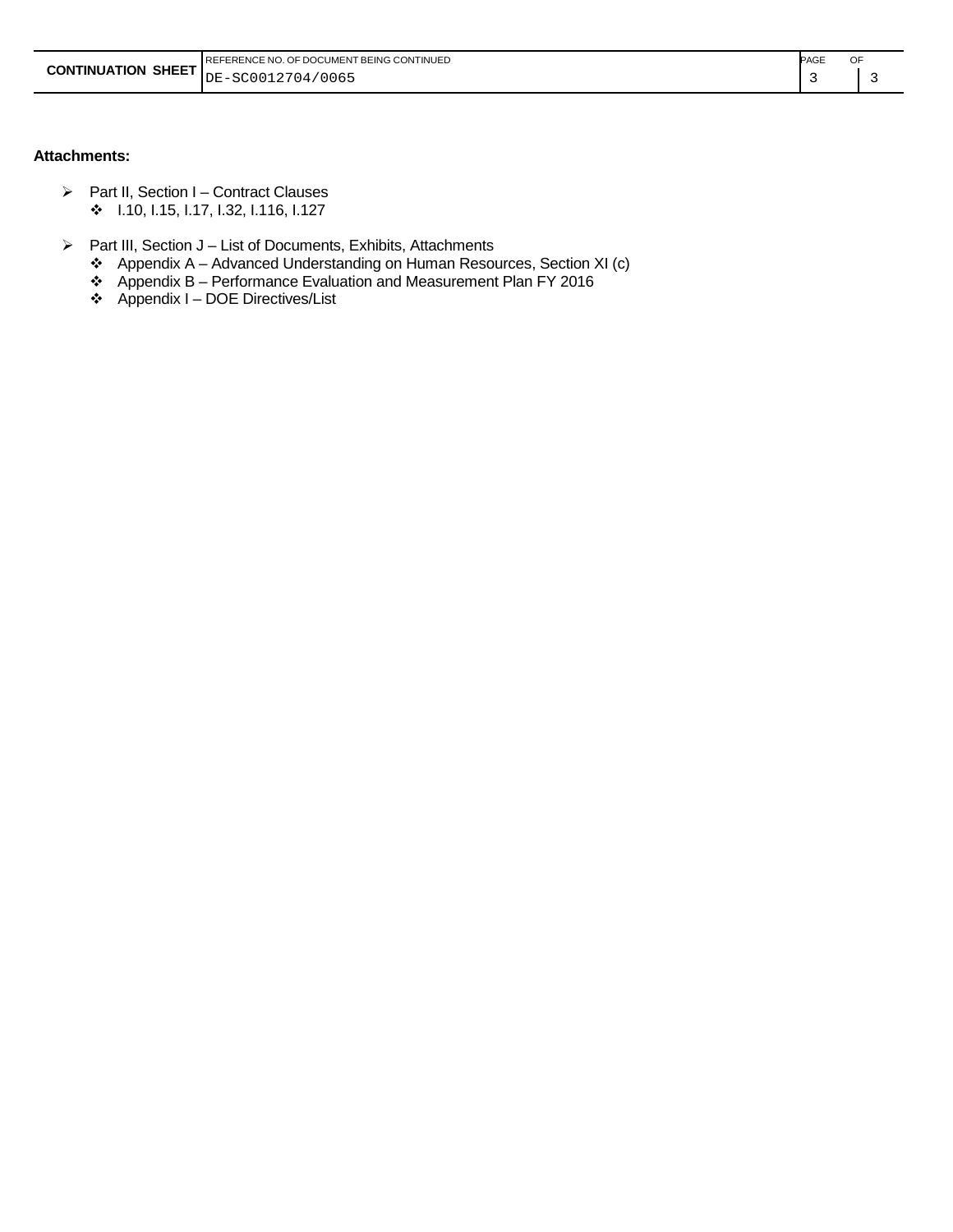**Attachments:**

- Part II, Section I – Contract Clauses
  - I.10, I.15, I.17, I.32, I.116, I.127

- Part III, Section J – List of Documents, Exhibits, Attachments
  - Appendix A – Advanced Understanding on Human Resources, Section XI (c)
  - Appendix B – Performance Evaluation and Measurement Plan FY 2016
  - Appendix I – DOE Directives/List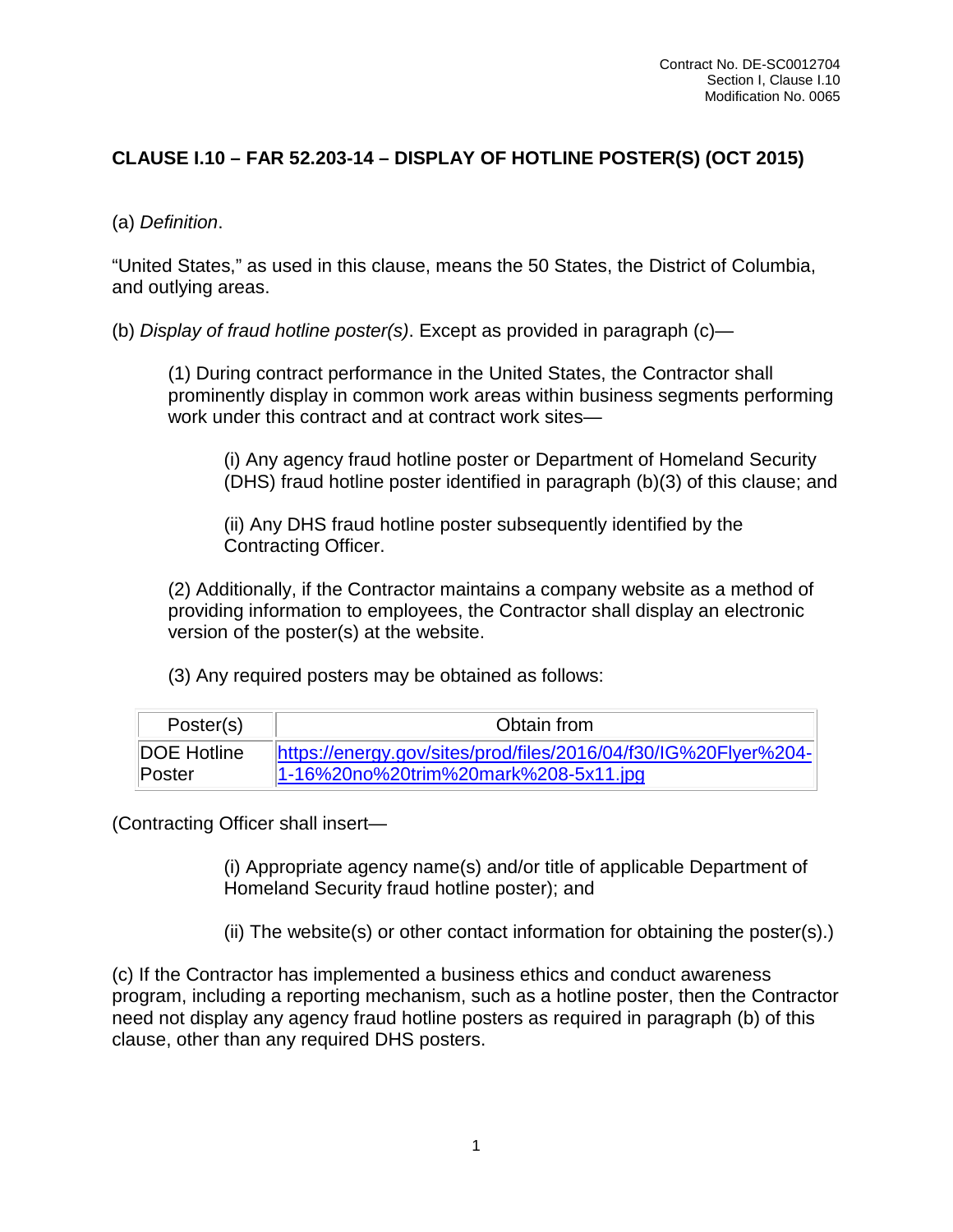## CLAUSE I.10 – FAR 52.203-14 – DISPLAY OF HOTLINE POSTER(S) (OCT 2015)

(a) *Definition*.

"United States," as used in this clause, means the 50 States, the District of Columbia, and outlying areas.

(b) *Display of fraud hotline poster(s)*. Except as provided in paragraph (c)—

(1) During contract performance in the United States, the Contractor shall prominently display in common work areas within business segments performing work under this contract and at contract work sites—

(i) Any agency fraud hotline poster or Department of Homeland Security (DHS) fraud hotline poster identified in paragraph (b)(3) of this clause; and

(ii) Any DHS fraud hotline poster subsequently identified by the Contracting Officer.

(2) Additionally, if the Contractor maintains a company website as a method of providing information to employees, the Contractor shall display an electronic version of the poster(s) at the website.

(3) Any required posters may be obtained as follows:

| Poster(s) | Obtain from |
| --- | --- |
| DOE Hotline Poster | https://energy.gov/sites/prod/files/2016/04/f30/IG%20Flyer%204-1-16%20no%20trim%20mark%208-5x11.jpg |

(Contracting Officer shall insert—

(i) Appropriate agency name(s) and/or title of applicable Department of Homeland Security fraud hotline poster); and

(ii) The website(s) or other contact information for obtaining the poster(s).)

(c) If the Contractor has implemented a business ethics and conduct awareness program, including a reporting mechanism, such as a hotline poster, then the Contractor need not display any agency fraud hotline posters as required in paragraph (b) of this clause, other than any required DHS posters.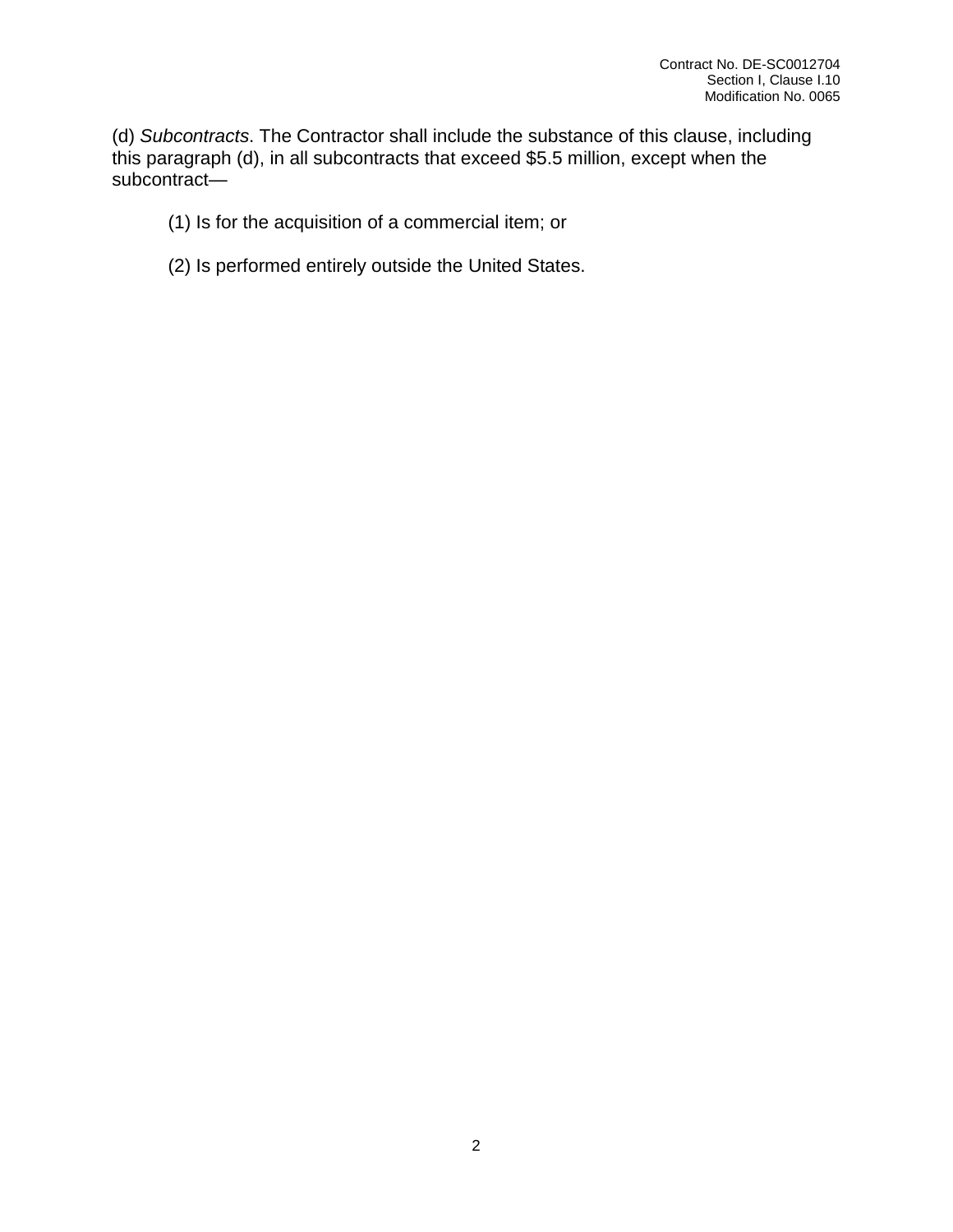(d) *Subcontracts*. The Contractor shall include the substance of this clause, including this paragraph (d), in all subcontracts that exceed $5.5 million, except when the subcontract—

(1) Is for the acquisition of a commercial item; or

(2) Is performed entirely outside the United States.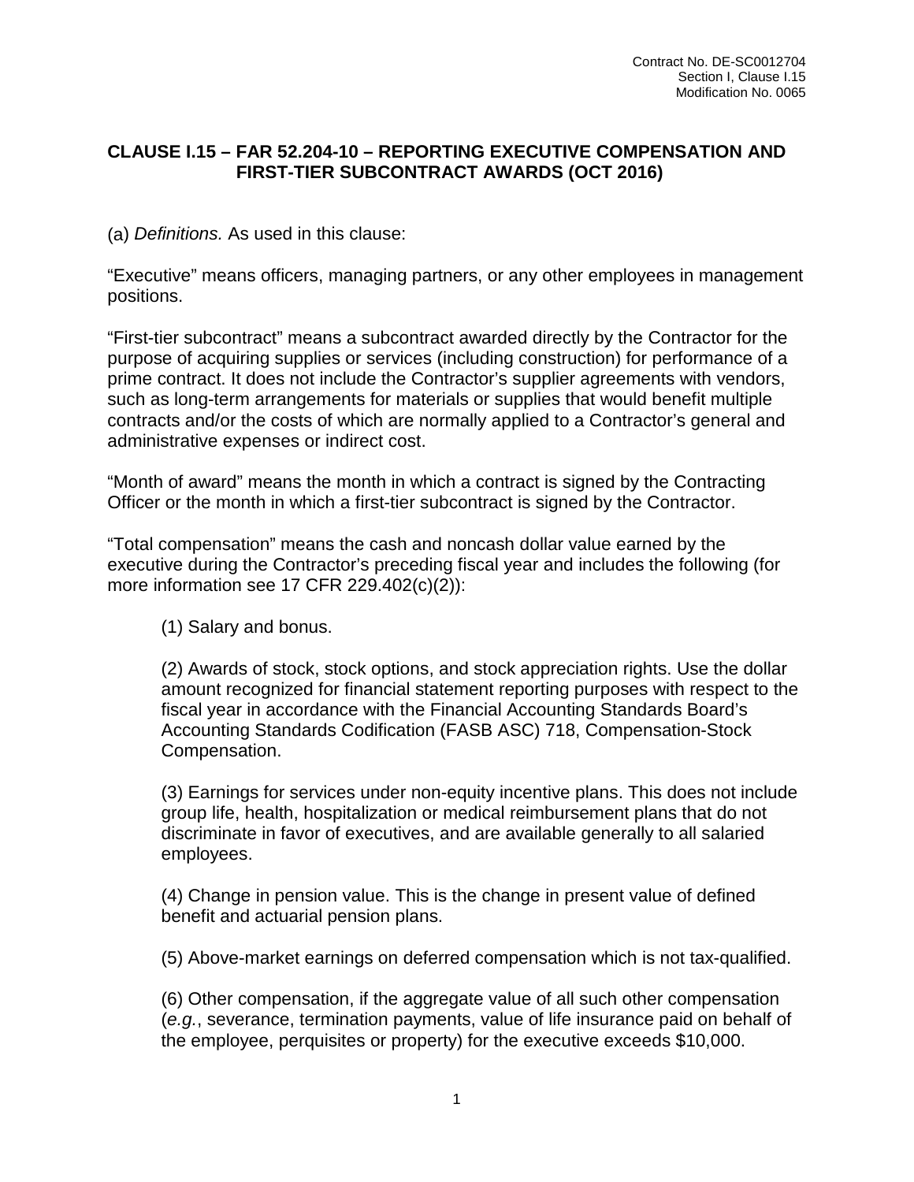**CLAUSE I.15 – FAR 52.204-10 – REPORTING EXECUTIVE COMPENSATION AND FIRST-TIER SUBCONTRACT AWARDS (OCT 2016)**

(a) *Definitions.* As used in this clause:

"Executive" means officers, managing partners, or any other employees in management positions.

"First-tier subcontract" means a subcontract awarded directly by the Contractor for the purpose of acquiring supplies or services (including construction) for performance of a prime contract. It does not include the Contractor's supplier agreements with vendors, such as long-term arrangements for materials or supplies that would benefit multiple contracts and/or the costs of which are normally applied to a Contractor's general and administrative expenses or indirect cost.

"Month of award" means the month in which a contract is signed by the Contracting Officer or the month in which a first-tier subcontract is signed by the Contractor.

"Total compensation" means the cash and noncash dollar value earned by the executive during the Contractor's preceding fiscal year and includes the following (for more information see 17 CFR 229.402(c)(2)):

(1) Salary and bonus.

(2) Awards of stock, stock options, and stock appreciation rights. Use the dollar amount recognized for financial statement reporting purposes with respect to the fiscal year in accordance with the Financial Accounting Standards Board's Accounting Standards Codification (FASB ASC) 718, Compensation-Stock Compensation.

(3) Earnings for services under non-equity incentive plans. This does not include group life, health, hospitalization or medical reimbursement plans that do not discriminate in favor of executives, and are available generally to all salaried employees.

(4) Change in pension value. This is the change in present value of defined benefit and actuarial pension plans.

(5) Above-market earnings on deferred compensation which is not tax-qualified.

(6) Other compensation, if the aggregate value of all such other compensation (*e.g.*, severance, termination payments, value of life insurance paid on behalf of the employee, perquisites or property) for the executive exceeds $10,000.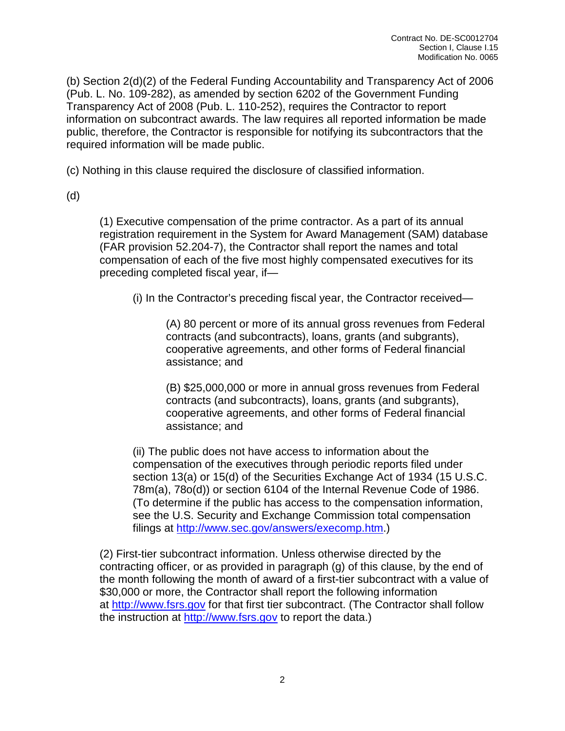(b) Section 2(d)(2) of the Federal Funding Accountability and Transparency Act of 2006 (Pub. L. No. 109-282), as amended by section 6202 of the Government Funding Transparency Act of 2008 (Pub. L. 110-252), requires the Contractor to report information on subcontract awards. The law requires all reported information be made public, therefore, the Contractor is responsible for notifying its subcontractors that the required information will be made public.

(c) Nothing in this clause required the disclosure of classified information.

(d)

(1) Executive compensation of the prime contractor. As a part of its annual registration requirement in the System for Award Management (SAM) database (FAR provision 52.204-7), the Contractor shall report the names and total compensation of each of the five most highly compensated executives for its preceding completed fiscal year, if—

(i) In the Contractor's preceding fiscal year, the Contractor received—

(A) 80 percent or more of its annual gross revenues from Federal contracts (and subcontracts), loans, grants (and subgrants), cooperative agreements, and other forms of Federal financial assistance; and

(B) $25,000,000 or more in annual gross revenues from Federal contracts (and subcontracts), loans, grants (and subgrants), cooperative agreements, and other forms of Federal financial assistance; and

(ii) The public does not have access to information about the compensation of the executives through periodic reports filed under section 13(a) or 15(d) of the Securities Exchange Act of 1934 (15 U.S.C. 78m(a), 78o(d)) or section 6104 of the Internal Revenue Code of 1986. (To determine if the public has access to the compensation information, see the U.S. Security and Exchange Commission total compensation filings at http://www.sec.gov/answers/execomp.htm.)

(2) First-tier subcontract information. Unless otherwise directed by the contracting officer, or as provided in paragraph (g) of this clause, by the end of the month following the month of award of a first-tier subcontract with a value of $30,000 or more, the Contractor shall report the following information at http://www.fsrs.gov for that first tier subcontract. (The Contractor shall follow the instruction at http://www.fsrs.gov to report the data.)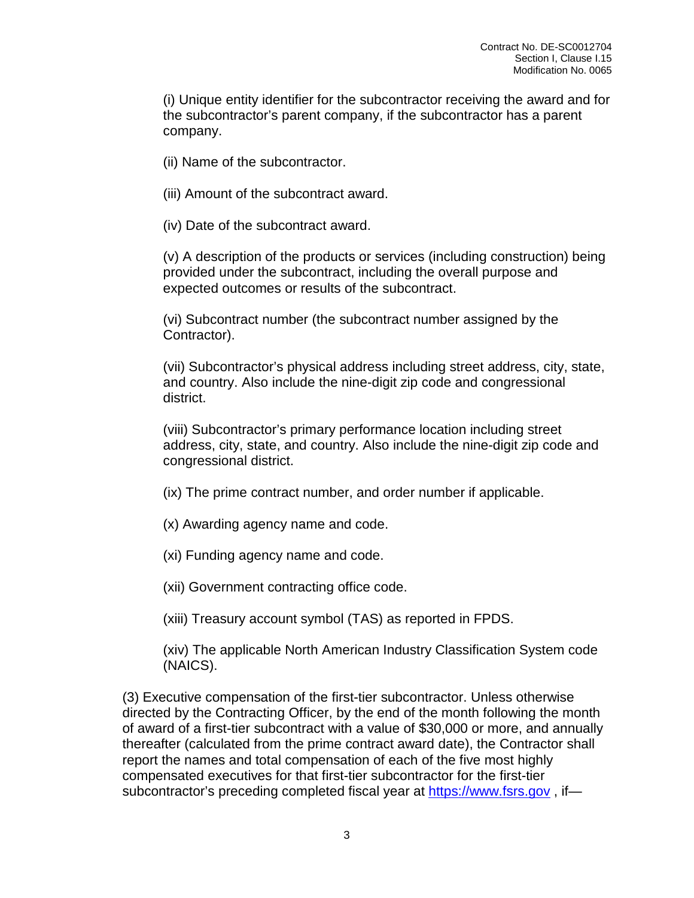(i) Unique entity identifier for the subcontractor receiving the award and for the subcontractor's parent company, if the subcontractor has a parent company.

(ii) Name of the subcontractor.

(iii) Amount of the subcontract award.

(iv) Date of the subcontract award.

(v) A description of the products or services (including construction) being provided under the subcontract, including the overall purpose and expected outcomes or results of the subcontract.

(vi) Subcontract number (the subcontract number assigned by the Contractor).

(vii) Subcontractor's physical address including street address, city, state, and country. Also include the nine-digit zip code and congressional district.

(viii) Subcontractor's primary performance location including street address, city, state, and country. Also include the nine-digit zip code and congressional district.

(ix) The prime contract number, and order number if applicable.

(x) Awarding agency name and code.

(xi) Funding agency name and code.

(xii) Government contracting office code.

(xiii) Treasury account symbol (TAS) as reported in FPDS.

(xiv) The applicable North American Industry Classification System code (NAICS).

(3) Executive compensation of the first-tier subcontractor. Unless otherwise directed by the Contracting Officer, by the end of the month following the month of award of a first-tier subcontract with a value of $30,000 or more, and annually thereafter (calculated from the prime contract award date), the Contractor shall report the names and total compensation of each of the five most highly compensated executives for that first-tier subcontractor for the first-tier subcontractor's preceding completed fiscal year at [https://www.fsrs.gov](https://www.fsrs.gov) , if—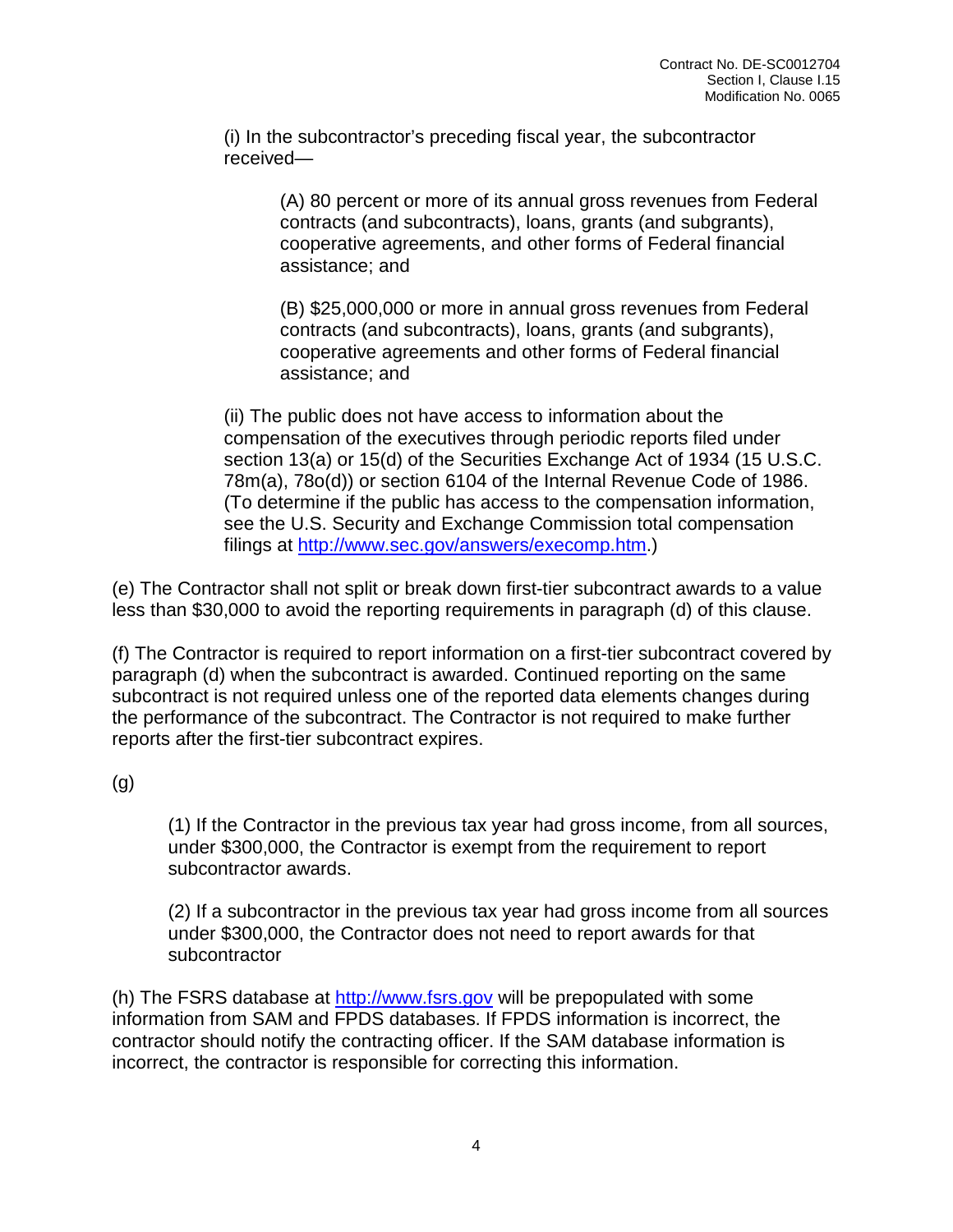(i) In the subcontractor's preceding fiscal year, the subcontractor received—

(A) 80 percent or more of its annual gross revenues from Federal contracts (and subcontracts), loans, grants (and subgrants), cooperative agreements, and other forms of Federal financial assistance; and

(B) $25,000,000 or more in annual gross revenues from Federal contracts (and subcontracts), loans, grants (and subgrants), cooperative agreements and other forms of Federal financial assistance; and

(ii) The public does not have access to information about the compensation of the executives through periodic reports filed under section 13(a) or 15(d) of the Securities Exchange Act of 1934 (15 U.S.C. 78m(a), 78o(d)) or section 6104 of the Internal Revenue Code of 1986. (To determine if the public has access to the compensation information, see the U.S. Security and Exchange Commission total compensation filings at http://www.sec.gov/answers/execomp.htm.)

(e) The Contractor shall not split or break down first-tier subcontract awards to a value less than $30,000 to avoid the reporting requirements in paragraph (d) of this clause.

(f) The Contractor is required to report information on a first-tier subcontract covered by paragraph (d) when the subcontract is awarded. Continued reporting on the same subcontract is not required unless one of the reported data elements changes during the performance of the subcontract. The Contractor is not required to make further reports after the first-tier subcontract expires.

(g)

(1) If the Contractor in the previous tax year had gross income, from all sources, under $300,000, the Contractor is exempt from the requirement to report subcontractor awards.

(2) If a subcontractor in the previous tax year had gross income from all sources under $300,000, the Contractor does not need to report awards for that subcontractor

(h) The FSRS database at http://www.fsrs.gov will be prepopulated with some information from SAM and FPDS databases. If FPDS information is incorrect, the contractor should notify the contracting officer. If the SAM database information is incorrect, the contractor is responsible for correcting this information.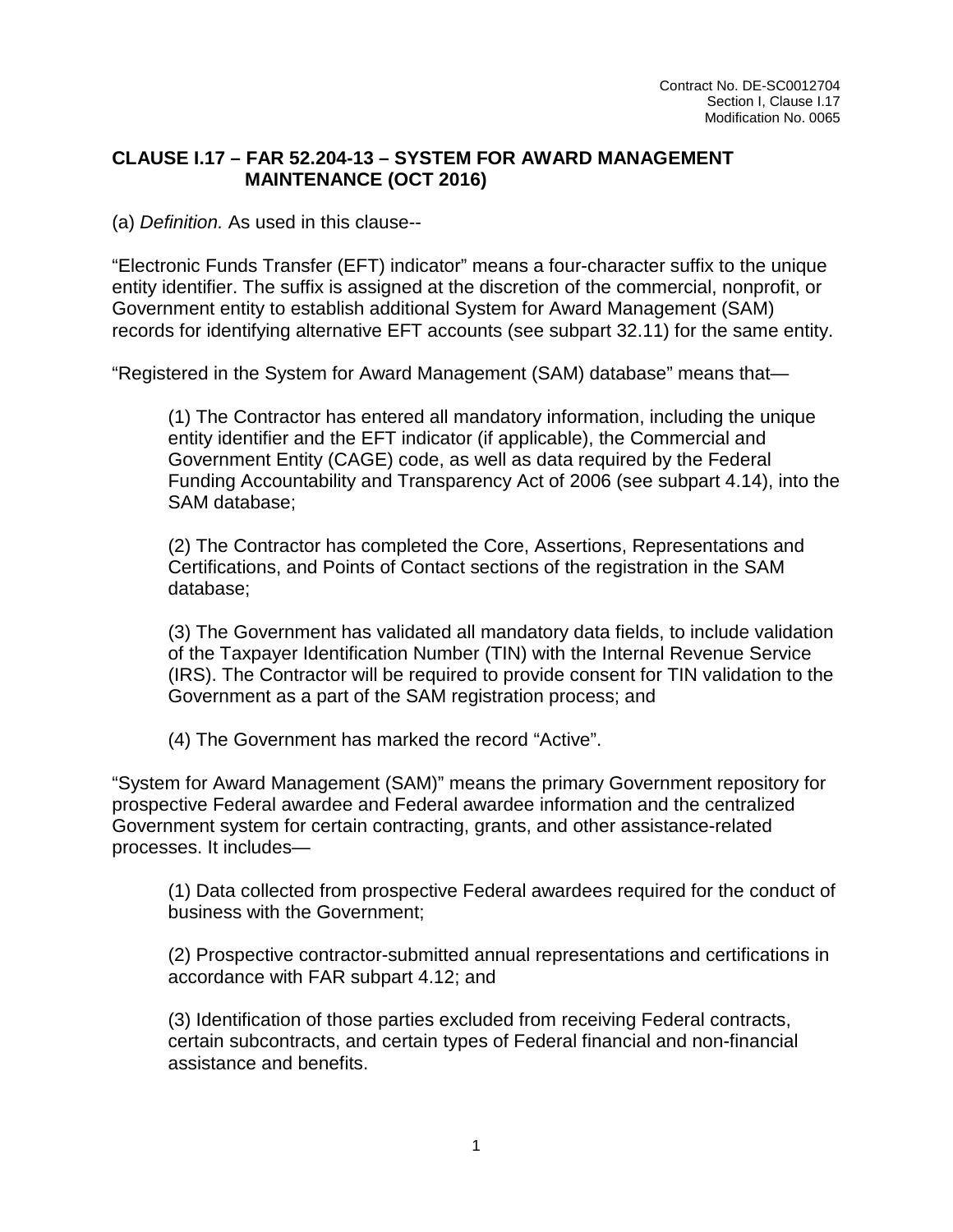Contract No. DE-SC0012704
Section I, Clause I.17
Modification No. 0065

## CLAUSE I.17 – FAR 52.204-13 – SYSTEM FOR AWARD MANAGEMENT MAINTENANCE (OCT 2016)

(a) *Definition.* As used in this clause--

“Electronic Funds Transfer (EFT) indicator” means a four-character suffix to the unique entity identifier. The suffix is assigned at the discretion of the commercial, nonprofit, or Government entity to establish additional System for Award Management (SAM) records for identifying alternative EFT accounts (see subpart 32.11) for the same entity.

“Registered in the System for Award Management (SAM) database” means that—

(1) The Contractor has entered all mandatory information, including the unique entity identifier and the EFT indicator (if applicable), the Commercial and Government Entity (CAGE) code, as well as data required by the Federal Funding Accountability and Transparency Act of 2006 (see subpart 4.14), into the SAM database;

(2) The Contractor has completed the Core, Assertions, Representations and Certifications, and Points of Contact sections of the registration in the SAM database;

(3) The Government has validated all mandatory data fields, to include validation of the Taxpayer Identification Number (TIN) with the Internal Revenue Service (IRS). The Contractor will be required to provide consent for TIN validation to the Government as a part of the SAM registration process; and

(4) The Government has marked the record “Active”.

“System for Award Management (SAM)” means the primary Government repository for prospective Federal awardee and Federal awardee information and the centralized Government system for certain contracting, grants, and other assistance-related processes. It includes—

(1) Data collected from prospective Federal awardees required for the conduct of business with the Government;

(2) Prospective contractor-submitted annual representations and certifications in accordance with FAR subpart 4.12; and

(3) Identification of those parties excluded from receiving Federal contracts, certain subcontracts, and certain types of Federal financial and non-financial assistance and benefits.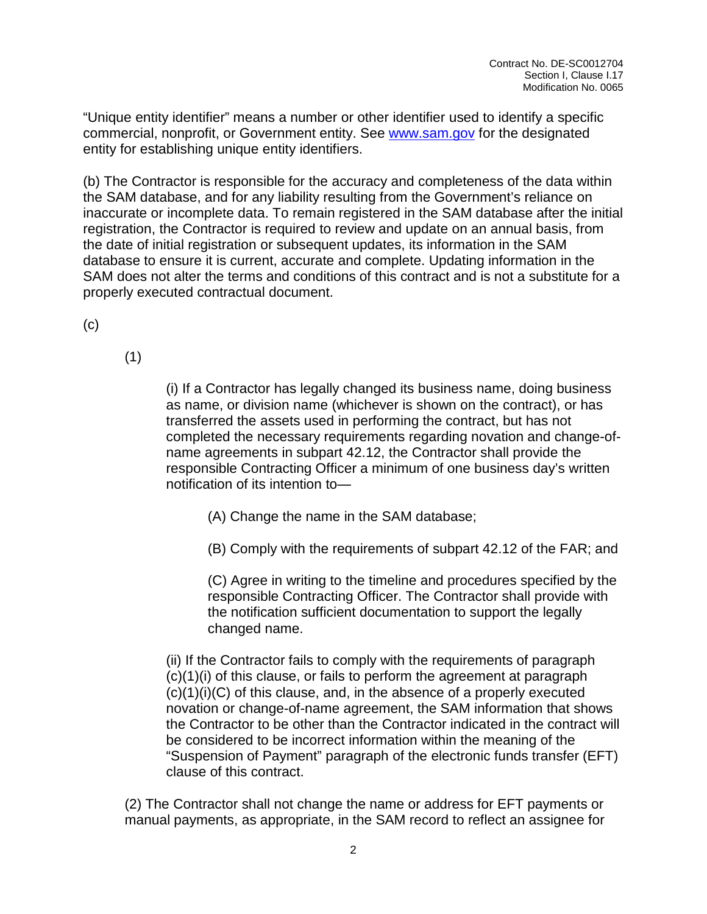"Unique entity identifier" means a number or other identifier used to identify a specific commercial, nonprofit, or Government entity. See www.sam.gov for the designated entity for establishing unique entity identifiers.

(b) The Contractor is responsible for the accuracy and completeness of the data within the SAM database, and for any liability resulting from the Government's reliance on inaccurate or incomplete data. To remain registered in the SAM database after the initial registration, the Contractor is required to review and update on an annual basis, from the date of initial registration or subsequent updates, its information in the SAM database to ensure it is current, accurate and complete. Updating information in the SAM does not alter the terms and conditions of this contract and is not a substitute for a properly executed contractual document.

(c)

(1)

(i) If a Contractor has legally changed its business name, doing business as name, or division name (whichever is shown on the contract), or has transferred the assets used in performing the contract, but has not completed the necessary requirements regarding novation and change-of-name agreements in subpart 42.12, the Contractor shall provide the responsible Contracting Officer a minimum of one business day's written notification of its intention to—

(A) Change the name in the SAM database;

(B) Comply with the requirements of subpart 42.12 of the FAR; and

(C) Agree in writing to the timeline and procedures specified by the responsible Contracting Officer. The Contractor shall provide with the notification sufficient documentation to support the legally changed name.

(ii) If the Contractor fails to comply with the requirements of paragraph (c)(1)(i) of this clause, or fails to perform the agreement at paragraph (c)(1)(i)(C) of this clause, and, in the absence of a properly executed novation or change-of-name agreement, the SAM information that shows the Contractor to be other than the Contractor indicated in the contract will be considered to be incorrect information within the meaning of the "Suspension of Payment" paragraph of the electronic funds transfer (EFT) clause of this contract.

(2) The Contractor shall not change the name or address for EFT payments or manual payments, as appropriate, in the SAM record to reflect an assignee for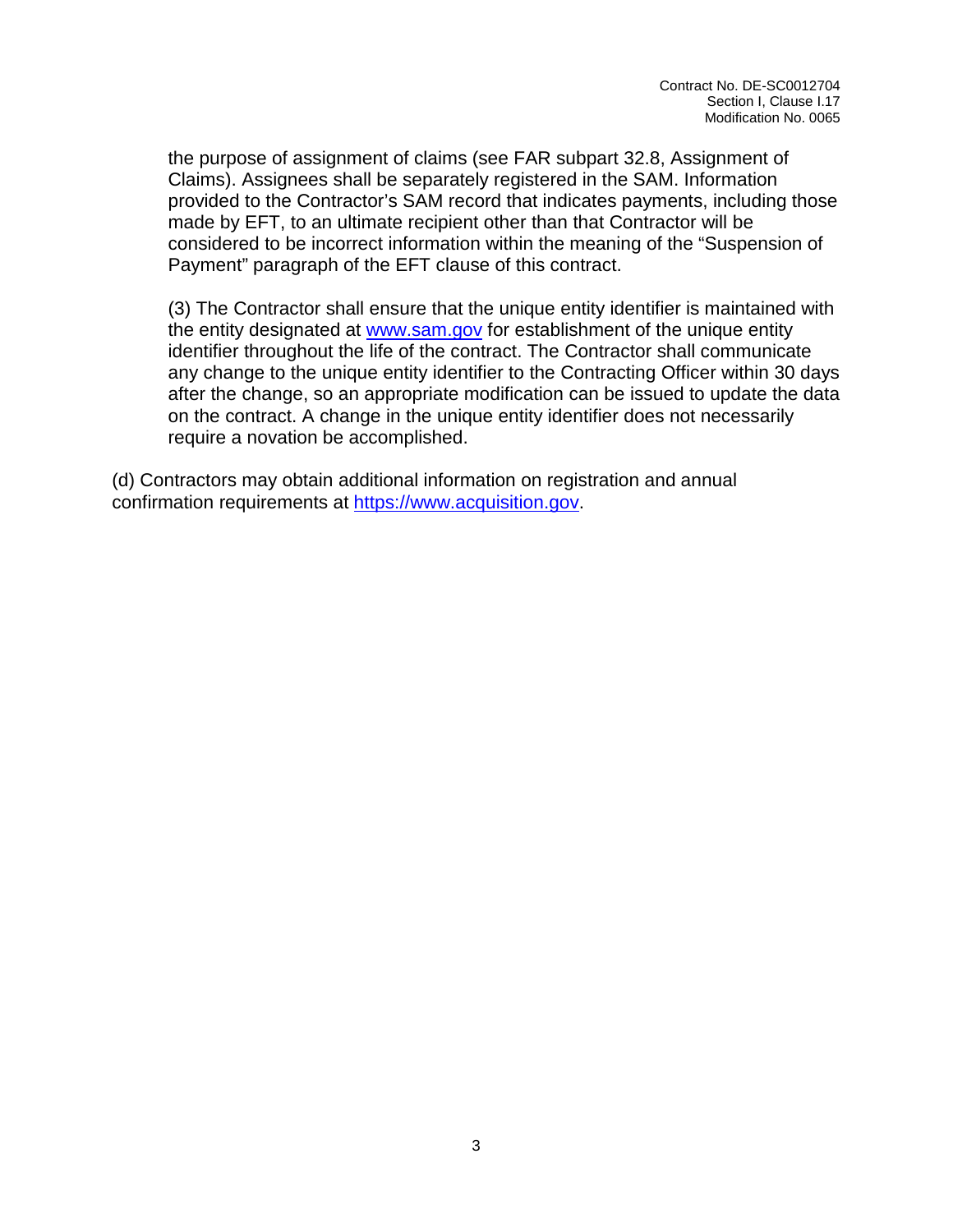the purpose of assignment of claims (see FAR subpart 32.8, Assignment of Claims). Assignees shall be separately registered in the SAM. Information provided to the Contractor's SAM record that indicates payments, including those made by EFT, to an ultimate recipient other than that Contractor will be considered to be incorrect information within the meaning of the "Suspension of Payment" paragraph of the EFT clause of this contract.

(3) The Contractor shall ensure that the unique entity identifier is maintained with the entity designated at www.sam.gov for establishment of the unique entity identifier throughout the life of the contract. The Contractor shall communicate any change to the unique entity identifier to the Contracting Officer within 30 days after the change, so an appropriate modification can be issued to update the data on the contract. A change in the unique entity identifier does not necessarily require a novation be accomplished.

(d) Contractors may obtain additional information on registration and annual confirmation requirements at https://www.acquisition.gov.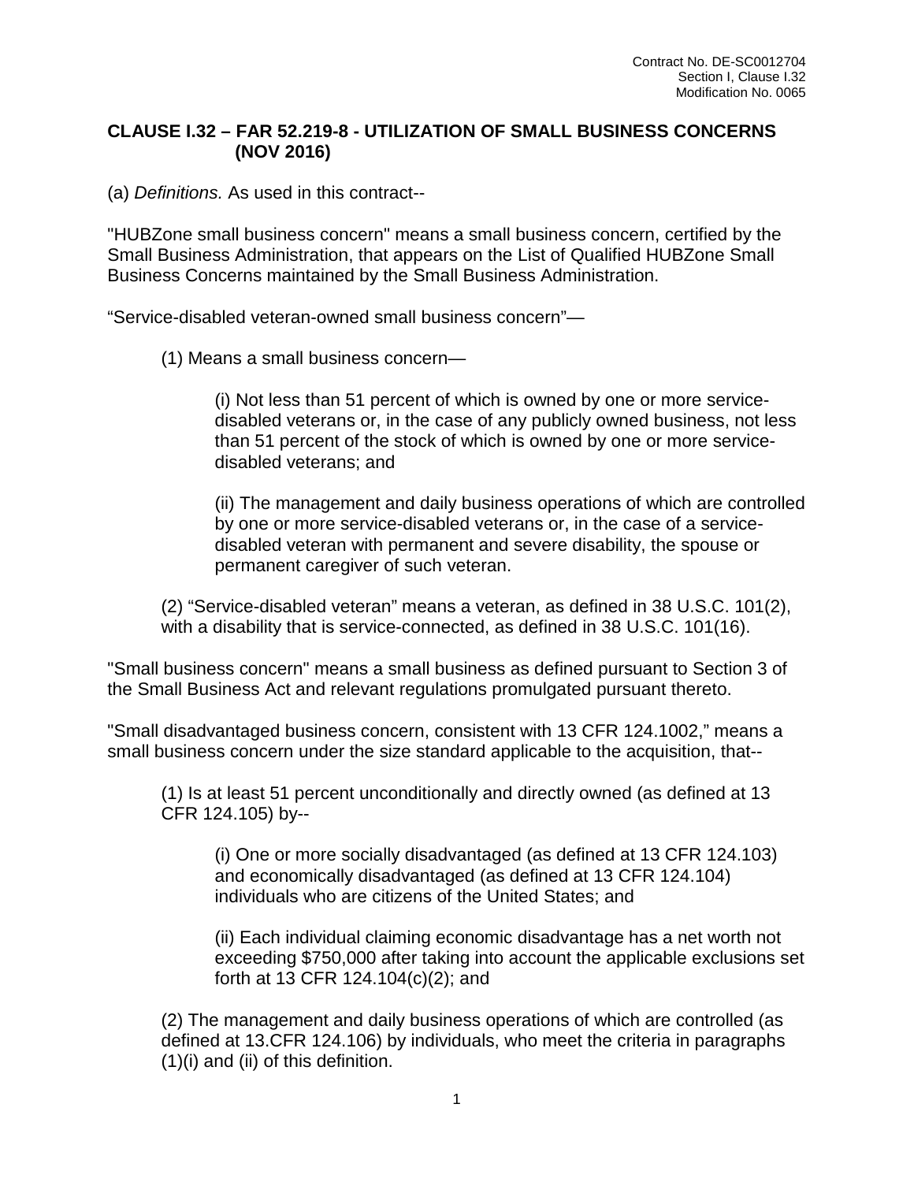## CLAUSE I.32 – FAR 52.219-8 - UTILIZATION OF SMALL BUSINESS CONCERNS (NOV 2016)

(a) *Definitions.* As used in this contract--

"HUBZone small business concern" means a small business concern, certified by the Small Business Administration, that appears on the List of Qualified HUBZone Small Business Concerns maintained by the Small Business Administration.

“Service-disabled veteran-owned small business concern”—

(1) Means a small business concern—

(i) Not less than 51 percent of which is owned by one or more service-disabled veterans or, in the case of any publicly owned business, not less than 51 percent of the stock of which is owned by one or more service-disabled veterans; and

(ii) The management and daily business operations of which are controlled by one or more service-disabled veterans or, in the case of a service-disabled veteran with permanent and severe disability, the spouse or permanent caregiver of such veteran.

(2) “Service-disabled veteran” means a veteran, as defined in 38 U.S.C. 101(2), with a disability that is service-connected, as defined in 38 U.S.C. 101(16).

"Small business concern" means a small business as defined pursuant to Section 3 of the Small Business Act and relevant regulations promulgated pursuant thereto.

"Small disadvantaged business concern, consistent with 13 CFR 124.1002," means a small business concern under the size standard applicable to the acquisition, that--

(1) Is at least 51 percent unconditionally and directly owned (as defined at 13 CFR 124.105) by--

(i) One or more socially disadvantaged (as defined at 13 CFR 124.103) and economically disadvantaged (as defined at 13 CFR 124.104) individuals who are citizens of the United States; and

(ii) Each individual claiming economic disadvantage has a net worth not exceeding $750,000 after taking into account the applicable exclusions set forth at 13 CFR 124.104(c)(2); and

(2) The management and daily business operations of which are controlled (as defined at 13.CFR 124.106) by individuals, who meet the criteria in paragraphs (1)(i) and (ii) of this definition.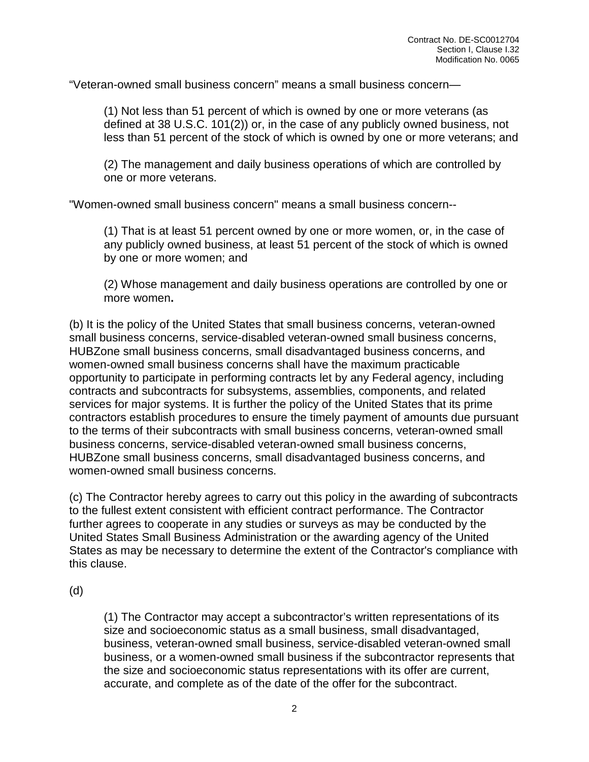“Veteran-owned small business concern” means a small business concern—

(1) Not less than 51 percent of which is owned by one or more veterans (as defined at 38 U.S.C. 101(2)) or, in the case of any publicly owned business, not less than 51 percent of the stock of which is owned by one or more veterans; and

(2) The management and daily business operations of which are controlled by one or more veterans.

"Women-owned small business concern" means a small business concern--

(1) That is at least 51 percent owned by one or more women, or, in the case of any publicly owned business, at least 51 percent of the stock of which is owned by one or more women; and

(2) Whose management and daily business operations are controlled by one or more women**.**

(b) It is the policy of the United States that small business concerns, veteran-owned small business concerns, service-disabled veteran-owned small business concerns, HUBZone small business concerns, small disadvantaged business concerns, and women-owned small business concerns shall have the maximum practicable opportunity to participate in performing contracts let by any Federal agency, including contracts and subcontracts for subsystems, assemblies, components, and related services for major systems. It is further the policy of the United States that its prime contractors establish procedures to ensure the timely payment of amounts due pursuant to the terms of their subcontracts with small business concerns, veteran-owned small business concerns, service-disabled veteran-owned small business concerns, HUBZone small business concerns, small disadvantaged business concerns, and women-owned small business concerns.

(c) The Contractor hereby agrees to carry out this policy in the awarding of subcontracts to the fullest extent consistent with efficient contract performance. The Contractor further agrees to cooperate in any studies or surveys as may be conducted by the United States Small Business Administration or the awarding agency of the United States as may be necessary to determine the extent of the Contractor's compliance with this clause.

(d)

(1) The Contractor may accept a subcontractor’s written representations of its size and socioeconomic status as a small business, small disadvantaged, business, veteran-owned small business, service-disabled veteran-owned small business, or a women-owned small business if the subcontractor represents that the size and socioeconomic status representations with its offer are current, accurate, and complete as of the date of the offer for the subcontract.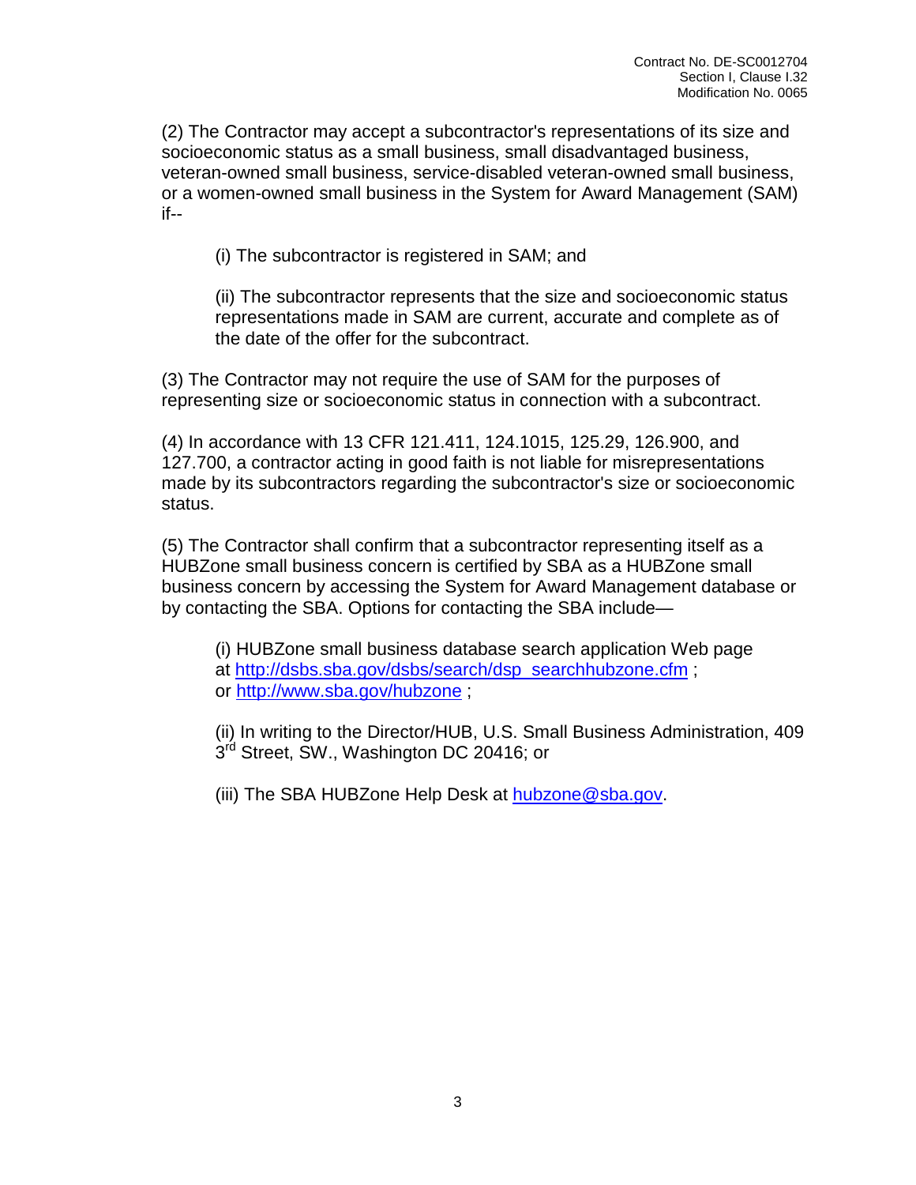(2) The Contractor may accept a subcontractor's representations of its size and socioeconomic status as a small business, small disadvantaged business, veteran-owned small business, service-disabled veteran-owned small business, or a women-owned small business in the System for Award Management (SAM) if--

(i) The subcontractor is registered in SAM; and

(ii) The subcontractor represents that the size and socioeconomic status representations made in SAM are current, accurate and complete as of the date of the offer for the subcontract.

(3) The Contractor may not require the use of SAM for the purposes of representing size or socioeconomic status in connection with a subcontract.

(4) In accordance with 13 CFR 121.411, 124.1015, 125.29, 126.900, and 127.700, a contractor acting in good faith is not liable for misrepresentations made by its subcontractors regarding the subcontractor's size or socioeconomic status.

(5) The Contractor shall confirm that a subcontractor representing itself as a HUBZone small business concern is certified by SBA as a HUBZone small business concern by accessing the System for Award Management database or by contacting the SBA. Options for contacting the SBA include—

(i) HUBZone small business database search application Web page at http://dsbs.sba.gov/dsbs/search/dsp_searchhubzone.cfm ; or http://www.sba.gov/hubzone ;

(ii) In writing to the Director/HUB, U.S. Small Business Administration, 409 3rd Street, SW., Washington DC 20416; or

(iii) The SBA HUBZone Help Desk at hubzone@sba.gov.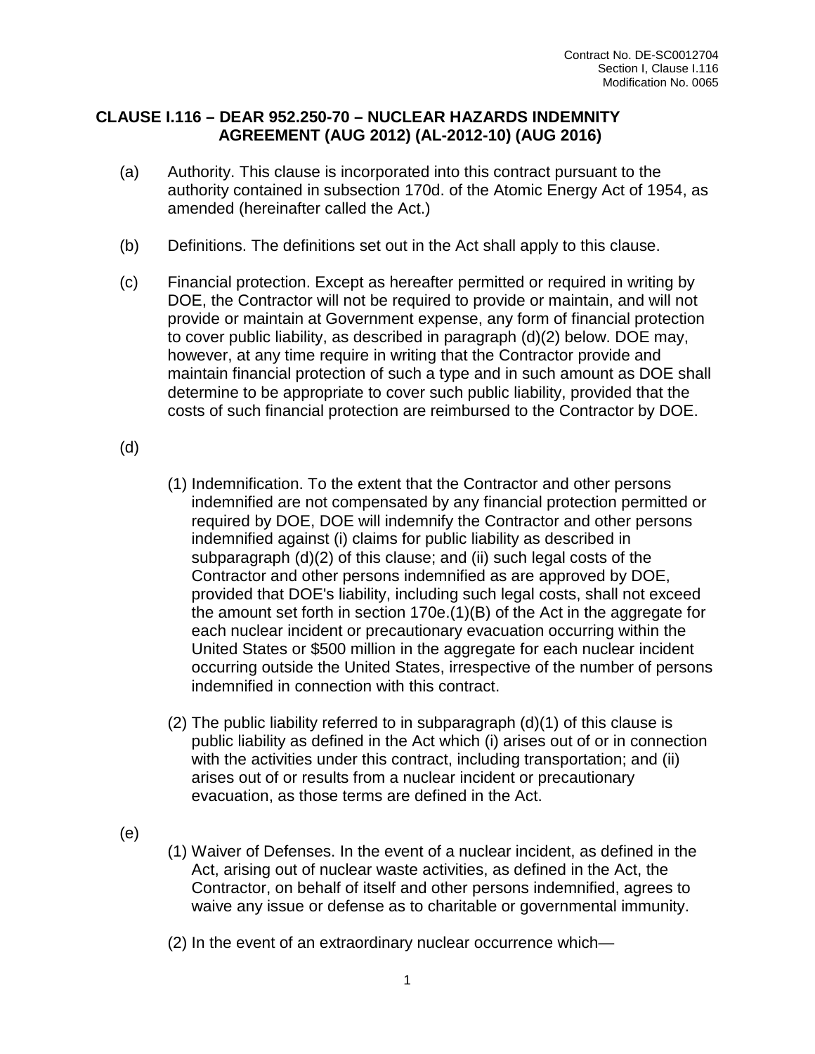### CLAUSE I.116 – DEAR 952.250-70 – NUCLEAR HAZARDS INDEMNITY AGREEMENT (AUG 2012) (AL-2012-10) (AUG 2016)

(a) Authority. This clause is incorporated into this contract pursuant to the authority contained in subsection 170d. of the Atomic Energy Act of 1954, as amended (hereinafter called the Act.)

(b) Definitions. The definitions set out in the Act shall apply to this clause.

(c) Financial protection. Except as hereafter permitted or required in writing by DOE, the Contractor will not be required to provide or maintain, and will not provide or maintain at Government expense, any form of financial protection to cover public liability, as described in paragraph (d)(2) below. DOE may, however, at any time require in writing that the Contractor provide and maintain financial protection of such a type and in such amount as DOE shall determine to be appropriate to cover such public liability, provided that the costs of such financial protection are reimbursed to the Contractor by DOE.

(d)

(1) Indemnification. To the extent that the Contractor and other persons indemnified are not compensated by any financial protection permitted or required by DOE, DOE will indemnify the Contractor and other persons indemnified against (i) claims for public liability as described in subparagraph (d)(2) of this clause; and (ii) such legal costs of the Contractor and other persons indemnified as are approved by DOE, provided that DOE's liability, including such legal costs, shall not exceed the amount set forth in section 170e.(1)(B) of the Act in the aggregate for each nuclear incident or precautionary evacuation occurring within the United States or $500 million in the aggregate for each nuclear incident occurring outside the United States, irrespective of the number of persons indemnified in connection with this contract.

(2) The public liability referred to in subparagraph (d)(1) of this clause is public liability as defined in the Act which (i) arises out of or in connection with the activities under this contract, including transportation; and (ii) arises out of or results from a nuclear incident or precautionary evacuation, as those terms are defined in the Act.

(e)

(1) Waiver of Defenses. In the event of a nuclear incident, as defined in the Act, arising out of nuclear waste activities, as defined in the Act, the Contractor, on behalf of itself and other persons indemnified, agrees to waive any issue or defense as to charitable or governmental immunity.

(2) In the event of an extraordinary nuclear occurrence which—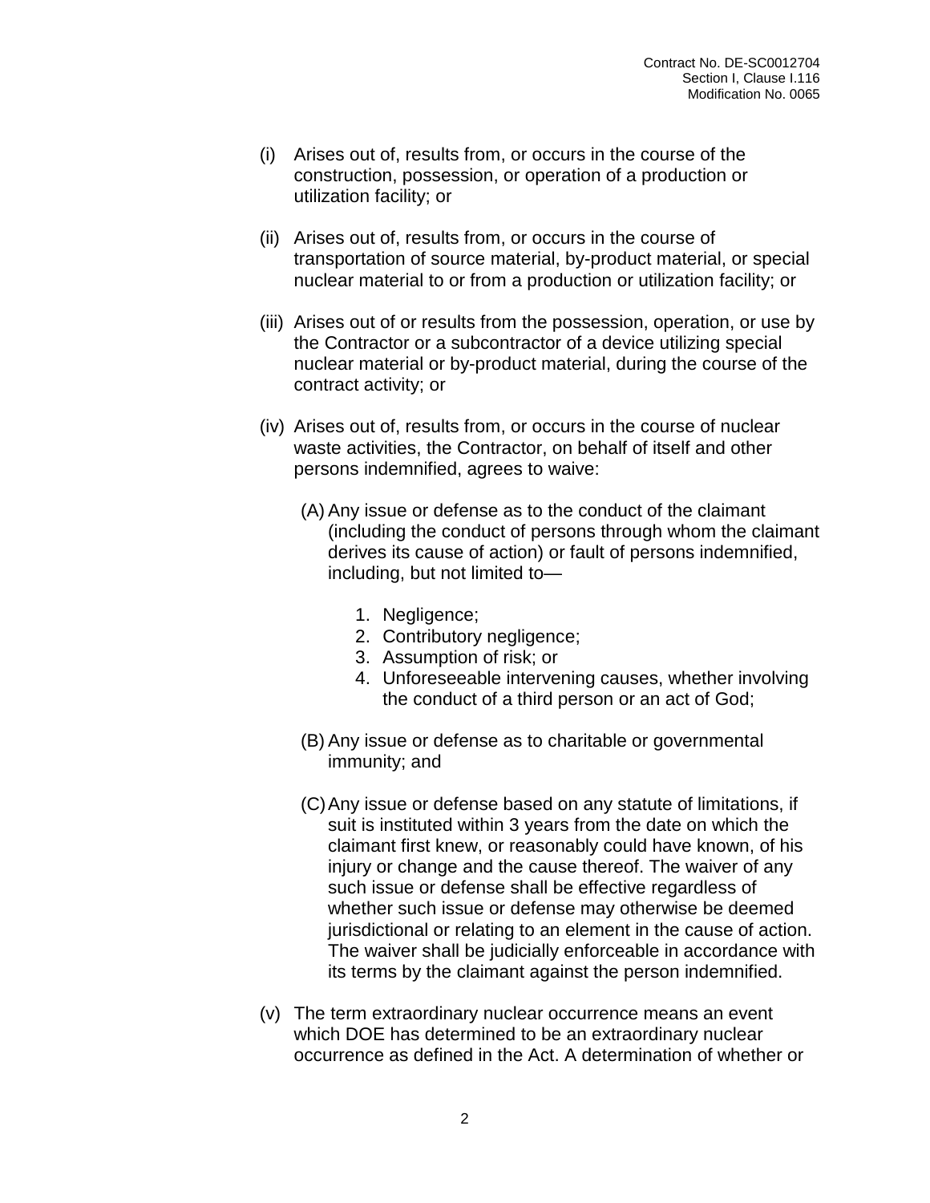(i) Arises out of, results from, or occurs in the course of the construction, possession, or operation of a production or utilization facility; or

(ii) Arises out of, results from, or occurs in the course of transportation of source material, by-product material, or special nuclear material to or from a production or utilization facility; or

(iii) Arises out of or results from the possession, operation, or use by the Contractor or a subcontractor of a device utilizing special nuclear material or by-product material, during the course of the contract activity; or

(iv) Arises out of, results from, or occurs in the course of nuclear waste activities, the Contractor, on behalf of itself and other persons indemnified, agrees to waive:

   (A) Any issue or defense as to the conduct of the claimant (including the conduct of persons through whom the claimant derives its cause of action) or fault of persons indemnified, including, but not limited to—

      1. Negligence;
      2. Contributory negligence;
      3. Assumption of risk; or
      4. Unforeseeable intervening causes, whether involving the conduct of a third person or an act of God;

   (B) Any issue or defense as to charitable or governmental immunity; and

   (C) Any issue or defense based on any statute of limitations, if suit is instituted within 3 years from the date on which the claimant first knew, or reasonably could have known, of his injury or change and the cause thereof. The waiver of any such issue or defense shall be effective regardless of whether such issue or defense may otherwise be deemed jurisdictional or relating to an element in the cause of action. The waiver shall be judicially enforceable in accordance with its terms by the claimant against the person indemnified.

(v) The term extraordinary nuclear occurrence means an event which DOE has determined to be an extraordinary nuclear occurrence as defined in the Act. A determination of whether or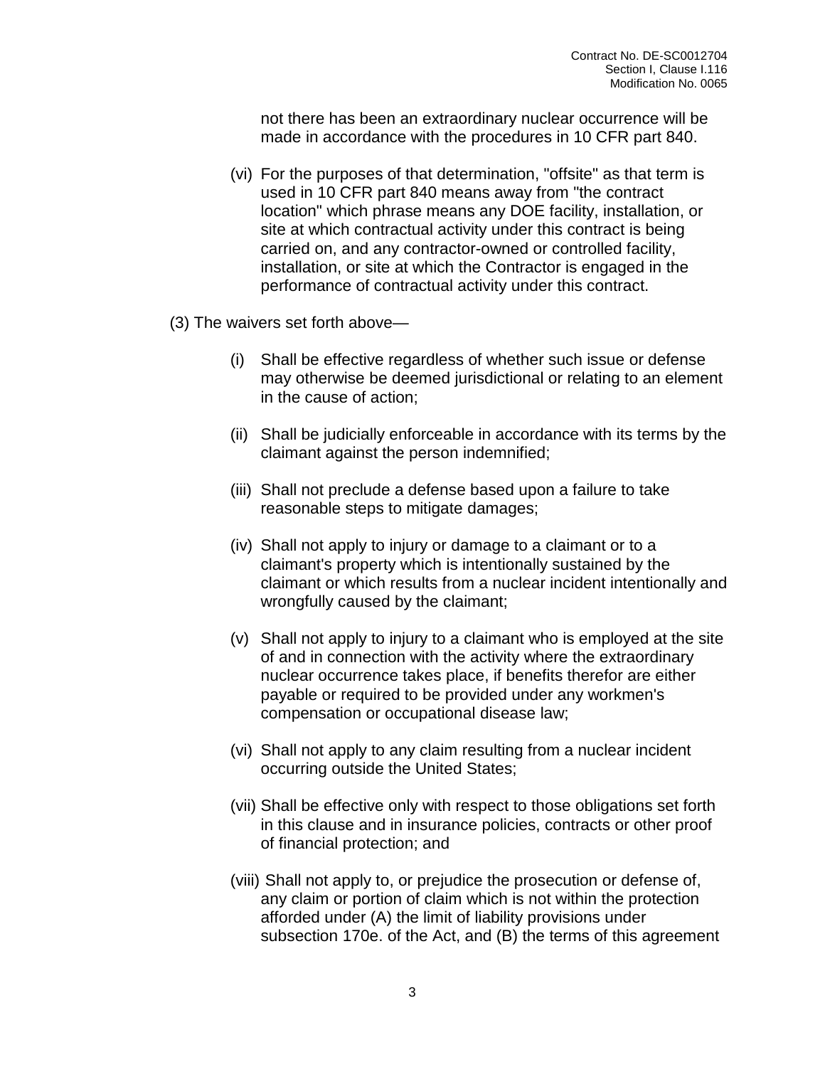not there has been an extraordinary nuclear occurrence will be made in accordance with the procedures in 10 CFR part 840.

(vi) For the purposes of that determination, "offsite" as that term is used in 10 CFR part 840 means away from "the contract location" which phrase means any DOE facility, installation, or site at which contractual activity under this contract is being carried on, and any contractor-owned or controlled facility, installation, or site at which the Contractor is engaged in the performance of contractual activity under this contract.

(3) The waivers set forth above—

(i) Shall be effective regardless of whether such issue or defense may otherwise be deemed jurisdictional or relating to an element in the cause of action;

(ii) Shall be judicially enforceable in accordance with its terms by the claimant against the person indemnified;

(iii) Shall not preclude a defense based upon a failure to take reasonable steps to mitigate damages;

(iv) Shall not apply to injury or damage to a claimant or to a claimant's property which is intentionally sustained by the claimant or which results from a nuclear incident intentionally and wrongfully caused by the claimant;

(v) Shall not apply to injury to a claimant who is employed at the site of and in connection with the activity where the extraordinary nuclear occurrence takes place, if benefits therefor are either payable or required to be provided under any workmen's compensation or occupational disease law;

(vi) Shall not apply to any claim resulting from a nuclear incident occurring outside the United States;

(vii) Shall be effective only with respect to those obligations set forth in this clause and in insurance policies, contracts or other proof of financial protection; and

(viii) Shall not apply to, or prejudice the prosecution or defense of, any claim or portion of claim which is not within the protection afforded under (A) the limit of liability provisions under subsection 170e. of the Act, and (B) the terms of this agreement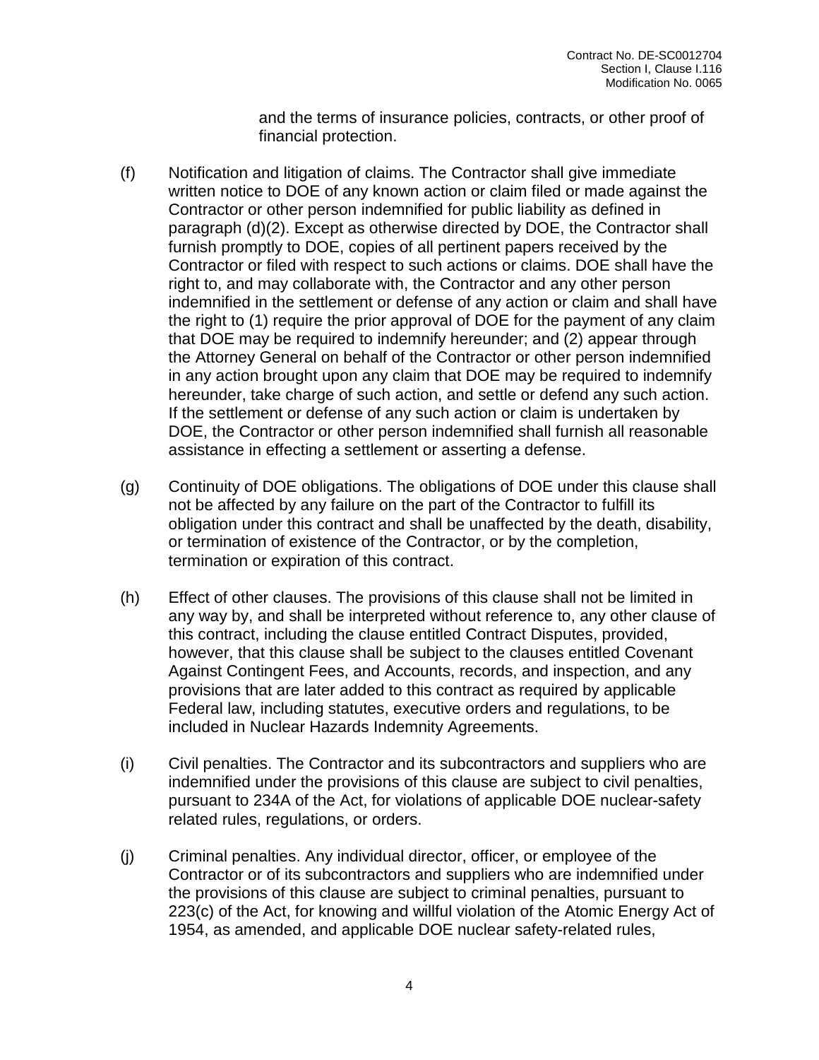and the terms of insurance policies, contracts, or other proof of financial protection.

(f) Notification and litigation of claims. The Contractor shall give immediate written notice to DOE of any known action or claim filed or made against the Contractor or other person indemnified for public liability as defined in paragraph (d)(2). Except as otherwise directed by DOE, the Contractor shall furnish promptly to DOE, copies of all pertinent papers received by the Contractor or filed with respect to such actions or claims. DOE shall have the right to, and may collaborate with, the Contractor and any other person indemnified in the settlement or defense of any action or claim and shall have the right to (1) require the prior approval of DOE for the payment of any claim that DOE may be required to indemnify hereunder; and (2) appear through the Attorney General on behalf of the Contractor or other person indemnified in any action brought upon any claim that DOE may be required to indemnify hereunder, take charge of such action, and settle or defend any such action. If the settlement or defense of any such action or claim is undertaken by DOE, the Contractor or other person indemnified shall furnish all reasonable assistance in effecting a settlement or asserting a defense.

(g) Continuity of DOE obligations. The obligations of DOE under this clause shall not be affected by any failure on the part of the Contractor to fulfill its obligation under this contract and shall be unaffected by the death, disability, or termination of existence of the Contractor, or by the completion, termination or expiration of this contract.

(h) Effect of other clauses. The provisions of this clause shall not be limited in any way by, and shall be interpreted without reference to, any other clause of this contract, including the clause entitled Contract Disputes, provided, however, that this clause shall be subject to the clauses entitled Covenant Against Contingent Fees, and Accounts, records, and inspection, and any provisions that are later added to this contract as required by applicable Federal law, including statutes, executive orders and regulations, to be included in Nuclear Hazards Indemnity Agreements.

(i) Civil penalties. The Contractor and its subcontractors and suppliers who are indemnified under the provisions of this clause are subject to civil penalties, pursuant to 234A of the Act, for violations of applicable DOE nuclear-safety related rules, regulations, or orders.

(j) Criminal penalties. Any individual director, officer, or employee of the Contractor or of its subcontractors and suppliers who are indemnified under the provisions of this clause are subject to criminal penalties, pursuant to 223(c) of the Act, for knowing and willful violation of the Atomic Energy Act of 1954, as amended, and applicable DOE nuclear safety-related rules,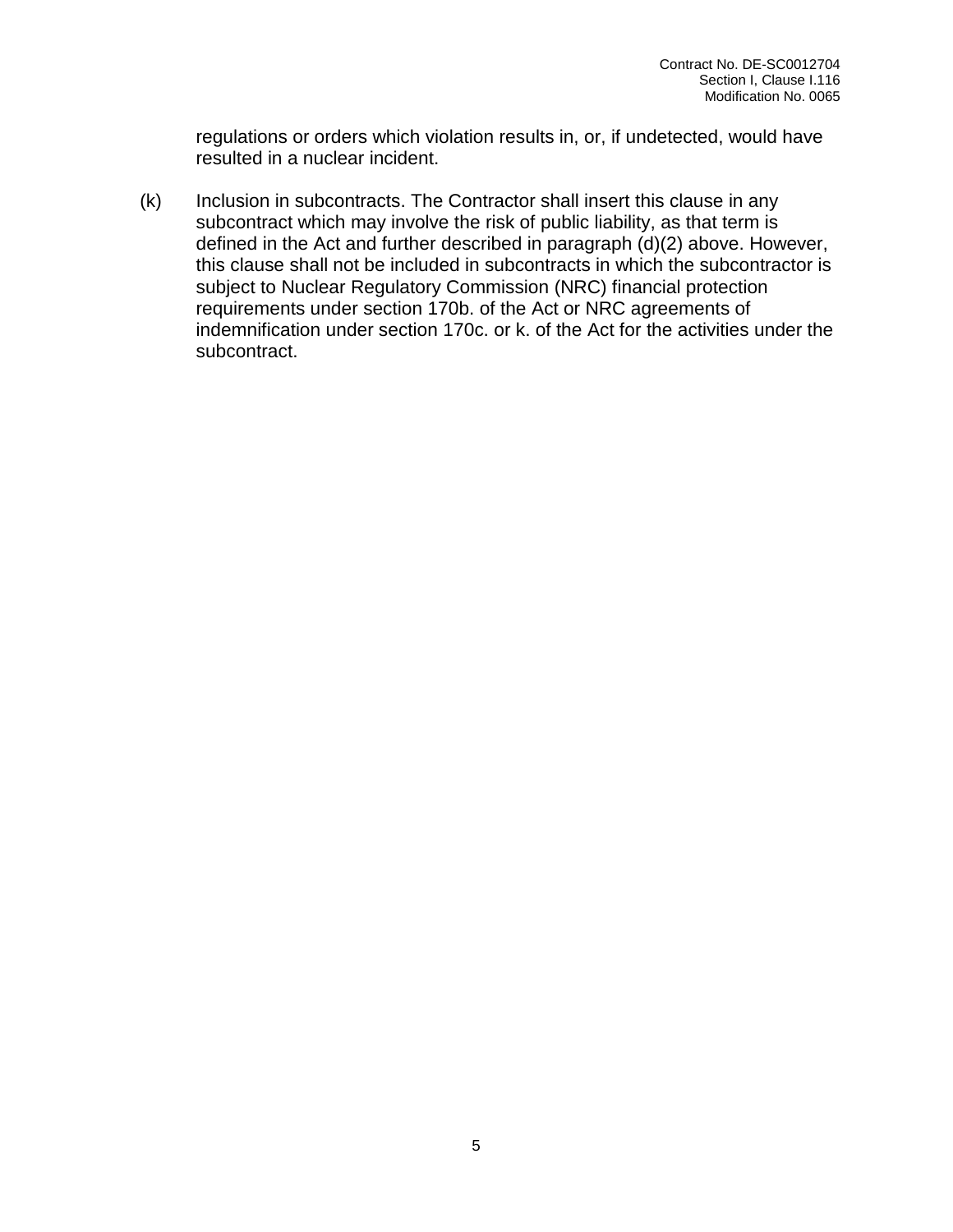regulations or orders which violation results in, or, if undetected, would have resulted in a nuclear incident.

(k) Inclusion in subcontracts. The Contractor shall insert this clause in any subcontract which may involve the risk of public liability, as that term is defined in the Act and further described in paragraph (d)(2) above. However, this clause shall not be included in subcontracts in which the subcontractor is subject to Nuclear Regulatory Commission (NRC) financial protection requirements under section 170b. of the Act or NRC agreements of indemnification under section 170c. or k. of the Act for the activities under the subcontract.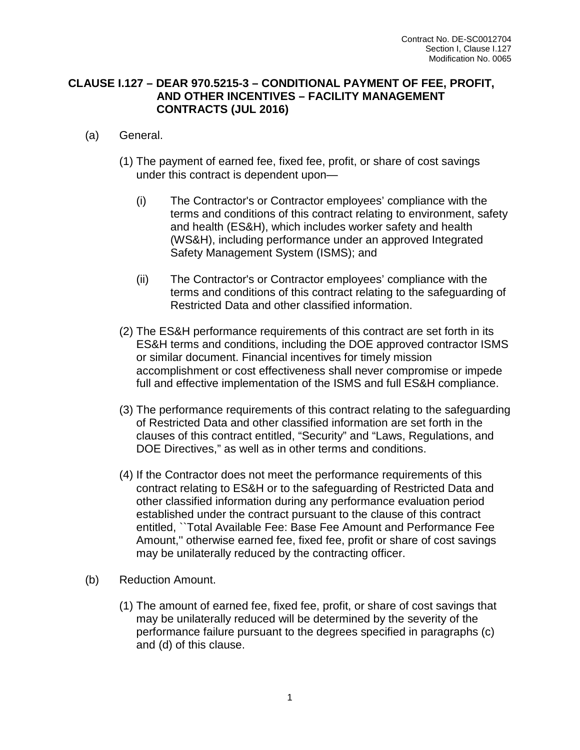## CLAUSE I.127 – DEAR 970.5215-3 – CONDITIONAL PAYMENT OF FEE, PROFIT, AND OTHER INCENTIVES – FACILITY MANAGEMENT CONTRACTS (JUL 2016)

(a) General.

(1) The payment of earned fee, fixed fee, profit, or share of cost savings under this contract is dependent upon—

(i) The Contractor's or Contractor employees' compliance with the terms and conditions of this contract relating to environment, safety and health (ES&H), which includes worker safety and health (WS&H), including performance under an approved Integrated Safety Management System (ISMS); and

(ii) The Contractor's or Contractor employees' compliance with the terms and conditions of this contract relating to the safeguarding of Restricted Data and other classified information.

(2) The ES&H performance requirements of this contract are set forth in its ES&H terms and conditions, including the DOE approved contractor ISMS or similar document. Financial incentives for timely mission accomplishment or cost effectiveness shall never compromise or impede full and effective implementation of the ISMS and full ES&H compliance.

(3) The performance requirements of this contract relating to the safeguarding of Restricted Data and other classified information are set forth in the clauses of this contract entitled, "Security" and "Laws, Regulations, and DOE Directives," as well as in other terms and conditions.

(4) If the Contractor does not meet the performance requirements of this contract relating to ES&H or to the safeguarding of Restricted Data and other classified information during any performance evaluation period established under the contract pursuant to the clause of this contract entitled, ``Total Available Fee: Base Fee Amount and Performance Fee Amount,'' otherwise earned fee, fixed fee, profit or share of cost savings may be unilaterally reduced by the contracting officer.

(b) Reduction Amount.

(1) The amount of earned fee, fixed fee, profit, or share of cost savings that may be unilaterally reduced will be determined by the severity of the performance failure pursuant to the degrees specified in paragraphs (c) and (d) of this clause.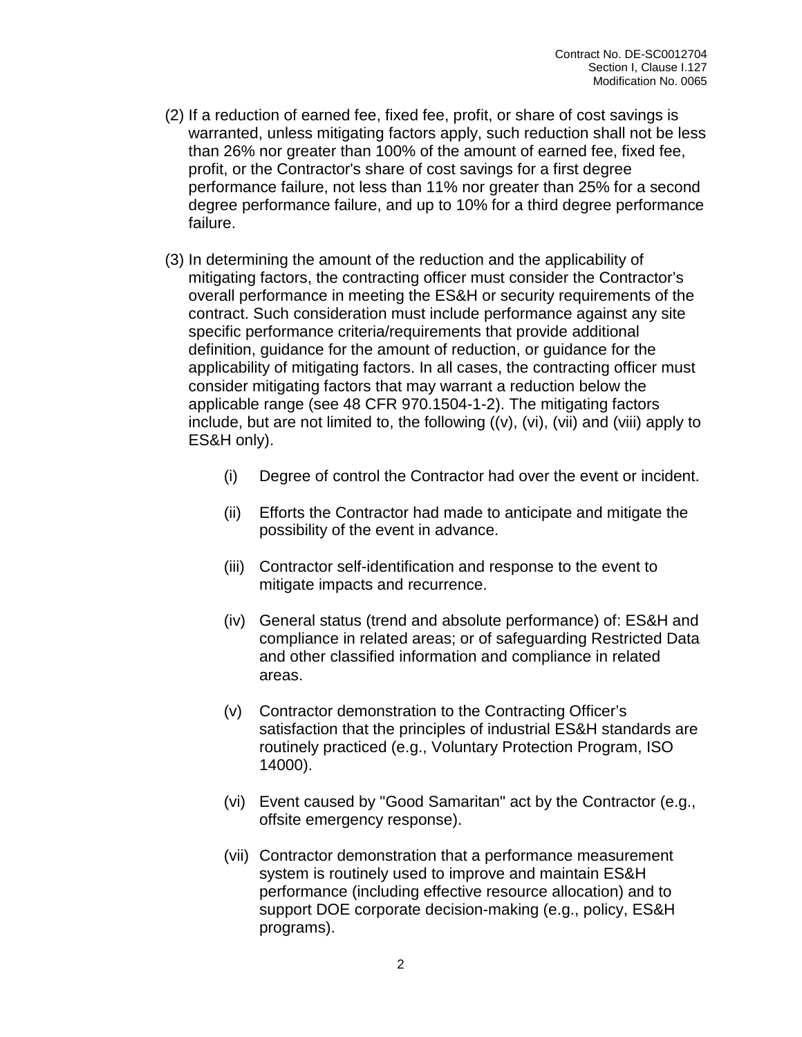(2) If a reduction of earned fee, fixed fee, profit, or share of cost savings is warranted, unless mitigating factors apply, such reduction shall not be less than 26% nor greater than 100% of the amount of earned fee, fixed fee, profit, or the Contractor's share of cost savings for a first degree performance failure, not less than 11% nor greater than 25% for a second degree performance failure, and up to 10% for a third degree performance failure.

(3) In determining the amount of the reduction and the applicability of mitigating factors, the contracting officer must consider the Contractor's overall performance in meeting the ES&H or security requirements of the contract. Such consideration must include performance against any site specific performance criteria/requirements that provide additional definition, guidance for the amount of reduction, or guidance for the applicability of mitigating factors. In all cases, the contracting officer must consider mitigating factors that may warrant a reduction below the applicable range (see 48 CFR 970.1504-1-2). The mitigating factors include, but are not limited to, the following ((v), (vi), (vii) and (viii) apply to ES&H only).

   (i) Degree of control the Contractor had over the event or incident.

   (ii) Efforts the Contractor had made to anticipate and mitigate the possibility of the event in advance.

   (iii) Contractor self-identification and response to the event to mitigate impacts and recurrence.

   (iv) General status (trend and absolute performance) of: ES&H and compliance in related areas; or of safeguarding Restricted Data and other classified information and compliance in related areas.

   (v) Contractor demonstration to the Contracting Officer's satisfaction that the principles of industrial ES&H standards are routinely practiced (e.g., Voluntary Protection Program, ISO 14000).

   (vi) Event caused by "Good Samaritan" act by the Contractor (e.g., offsite emergency response).

   (vii) Contractor demonstration that a performance measurement system is routinely used to improve and maintain ES&H performance (including effective resource allocation) and to support DOE corporate decision-making (e.g., policy, ES&H programs).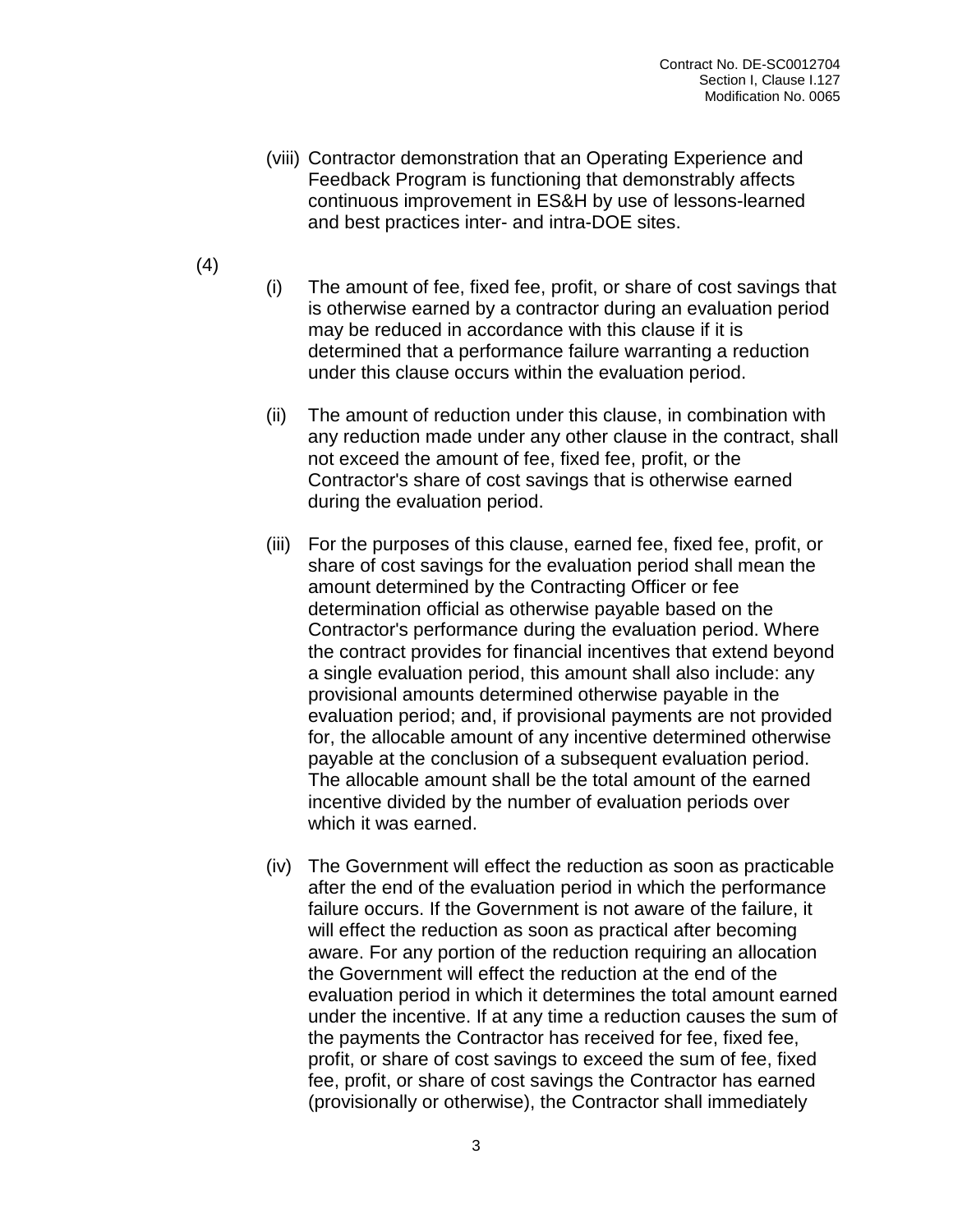(viii) Contractor demonstration that an Operating Experience and Feedback Program is functioning that demonstrably affects continuous improvement in ES&H by use of lessons-learned and best practices inter- and intra-DOE sites.

(4)

(i) The amount of fee, fixed fee, profit, or share of cost savings that is otherwise earned by a contractor during an evaluation period may be reduced in accordance with this clause if it is determined that a performance failure warranting a reduction under this clause occurs within the evaluation period.

(ii) The amount of reduction under this clause, in combination with any reduction made under any other clause in the contract, shall not exceed the amount of fee, fixed fee, profit, or the Contractor's share of cost savings that is otherwise earned during the evaluation period.

(iii) For the purposes of this clause, earned fee, fixed fee, profit, or share of cost savings for the evaluation period shall mean the amount determined by the Contracting Officer or fee determination official as otherwise payable based on the Contractor's performance during the evaluation period. Where the contract provides for financial incentives that extend beyond a single evaluation period, this amount shall also include: any provisional amounts determined otherwise payable in the evaluation period; and, if provisional payments are not provided for, the allocable amount of any incentive determined otherwise payable at the conclusion of a subsequent evaluation period. The allocable amount shall be the total amount of the earned incentive divided by the number of evaluation periods over which it was earned.

(iv) The Government will effect the reduction as soon as practicable after the end of the evaluation period in which the performance failure occurs. If the Government is not aware of the failure, it will effect the reduction as soon as practical after becoming aware. For any portion of the reduction requiring an allocation the Government will effect the reduction at the end of the evaluation period in which it determines the total amount earned under the incentive. If at any time a reduction causes the sum of the payments the Contractor has received for fee, fixed fee, profit, or share of cost savings to exceed the sum of fee, fixed fee, profit, or share of cost savings the Contractor has earned (provisionally or otherwise), the Contractor shall immediately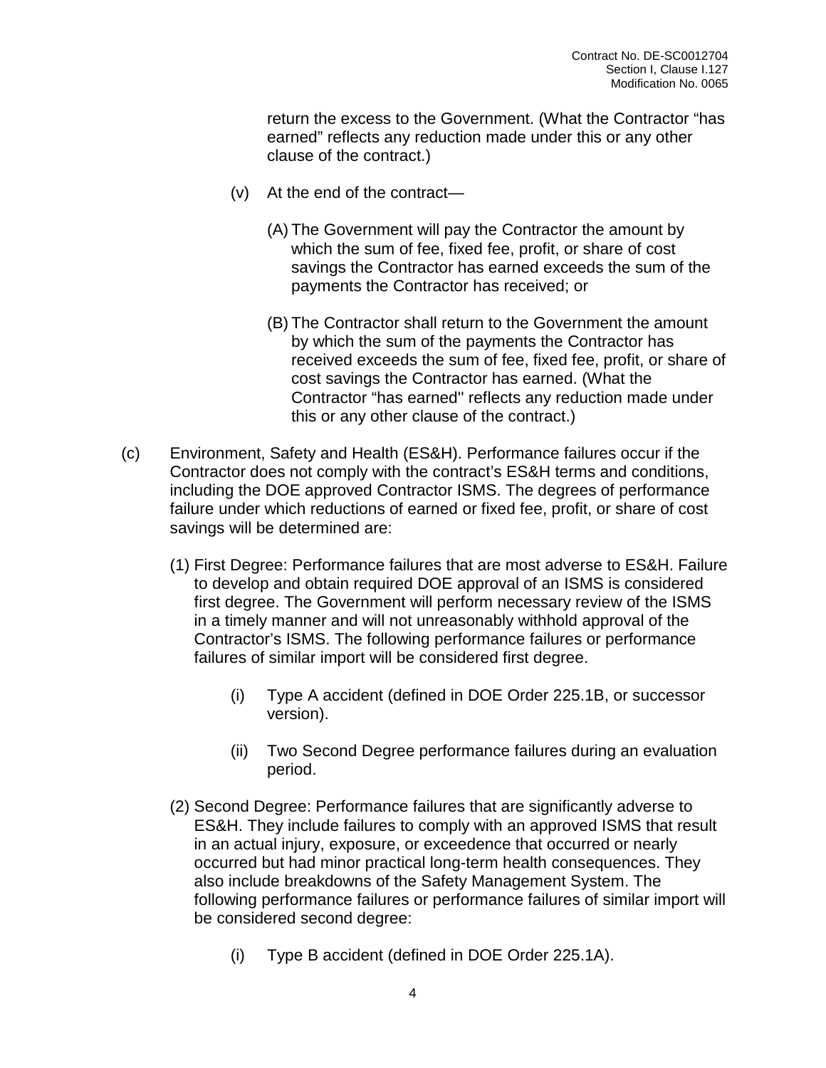return the excess to the Government. (What the Contractor "has earned" reflects any reduction made under this or any other clause of the contract.)

(v) At the end of the contract—

(A) The Government will pay the Contractor the amount by which the sum of fee, fixed fee, profit, or share of cost savings the Contractor has earned exceeds the sum of the payments the Contractor has received; or

(B) The Contractor shall return to the Government the amount by which the sum of the payments the Contractor has received exceeds the sum of fee, fixed fee, profit, or share of cost savings the Contractor has earned. (What the Contractor "has earned" reflects any reduction made under this or any other clause of the contract.)

(c) Environment, Safety and Health (ES&H). Performance failures occur if the Contractor does not comply with the contract's ES&H terms and conditions, including the DOE approved Contractor ISMS. The degrees of performance failure under which reductions of earned or fixed fee, profit, or share of cost savings will be determined are:

(1) First Degree: Performance failures that are most adverse to ES&H. Failure to develop and obtain required DOE approval of an ISMS is considered first degree. The Government will perform necessary review of the ISMS in a timely manner and will not unreasonably withhold approval of the Contractor's ISMS. The following performance failures or performance failures of similar import will be considered first degree.

(i) Type A accident (defined in DOE Order 225.1B, or successor version).

(ii) Two Second Degree performance failures during an evaluation period.

(2) Second Degree: Performance failures that are significantly adverse to ES&H. They include failures to comply with an approved ISMS that result in an actual injury, exposure, or exceedence that occurred or nearly occurred but had minor practical long-term health consequences. They also include breakdowns of the Safety Management System. The following performance failures or performance failures of similar import will be considered second degree:

(i) Type B accident (defined in DOE Order 225.1A).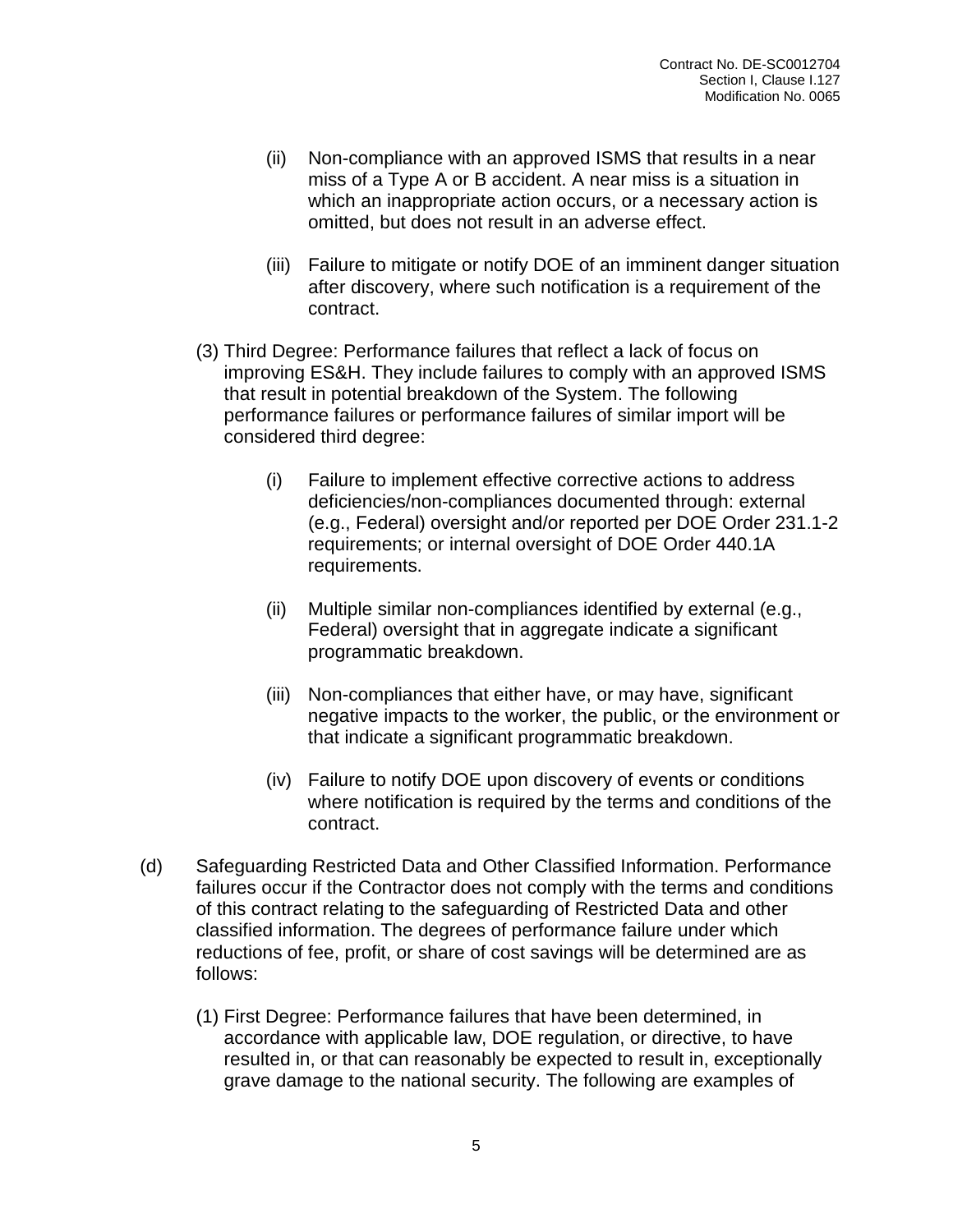(ii) Non-compliance with an approved ISMS that results in a near miss of a Type A or B accident. A near miss is a situation in which an inappropriate action occurs, or a necessary action is omitted, but does not result in an adverse effect.

(iii) Failure to mitigate or notify DOE of an imminent danger situation after discovery, where such notification is a requirement of the contract.

(3) Third Degree: Performance failures that reflect a lack of focus on improving ES&H. They include failures to comply with an approved ISMS that result in potential breakdown of the System. The following performance failures or performance failures of similar import will be considered third degree:

(i) Failure to implement effective corrective actions to address deficiencies/non-compliances documented through: external (e.g., Federal) oversight and/or reported per DOE Order 231.1-2 requirements; or internal oversight of DOE Order 440.1A requirements.

(ii) Multiple similar non-compliances identified by external (e.g., Federal) oversight that in aggregate indicate a significant programmatic breakdown.

(iii) Non-compliances that either have, or may have, significant negative impacts to the worker, the public, or the environment or that indicate a significant programmatic breakdown.

(iv) Failure to notify DOE upon discovery of events or conditions where notification is required by the terms and conditions of the contract.

(d) Safeguarding Restricted Data and Other Classified Information. Performance failures occur if the Contractor does not comply with the terms and conditions of this contract relating to the safeguarding of Restricted Data and other classified information. The degrees of performance failure under which reductions of fee, profit, or share of cost savings will be determined are as follows:

(1) First Degree: Performance failures that have been determined, in accordance with applicable law, DOE regulation, or directive, to have resulted in, or that can reasonably be expected to result in, exceptionally grave damage to the national security. The following are examples of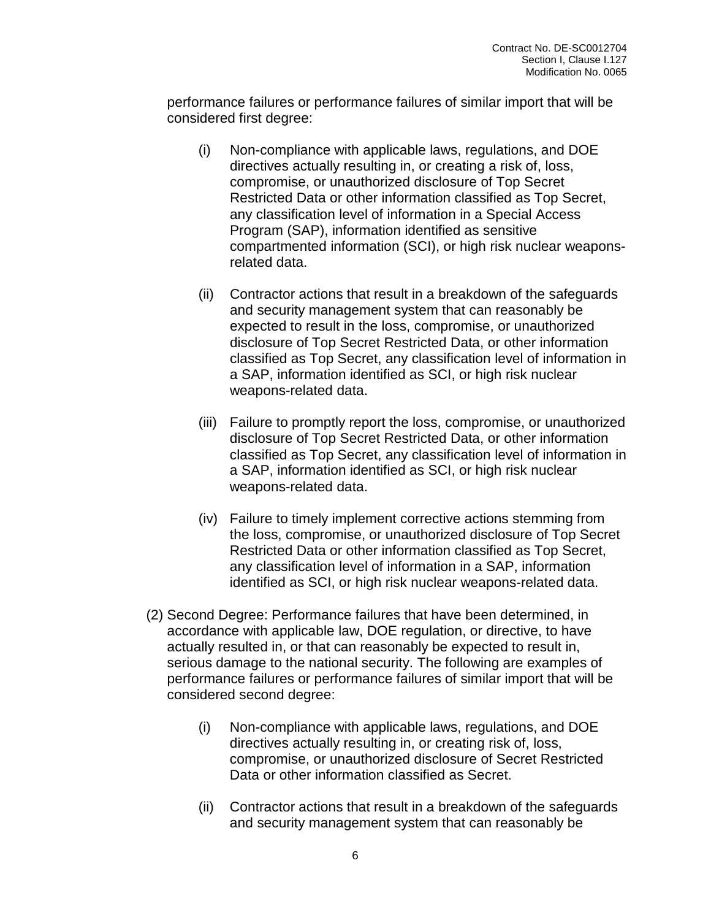performance failures or performance failures of similar import that will be considered first degree:

(i) Non-compliance with applicable laws, regulations, and DOE directives actually resulting in, or creating a risk of, loss, compromise, or unauthorized disclosure of Top Secret Restricted Data or other information classified as Top Secret, any classification level of information in a Special Access Program (SAP), information identified as sensitive compartmented information (SCI), or high risk nuclear weapons-related data.

(ii) Contractor actions that result in a breakdown of the safeguards and security management system that can reasonably be expected to result in the loss, compromise, or unauthorized disclosure of Top Secret Restricted Data, or other information classified as Top Secret, any classification level of information in a SAP, information identified as SCI, or high risk nuclear weapons-related data.

(iii) Failure to promptly report the loss, compromise, or unauthorized disclosure of Top Secret Restricted Data, or other information classified as Top Secret, any classification level of information in a SAP, information identified as SCI, or high risk nuclear weapons-related data.

(iv) Failure to timely implement corrective actions stemming from the loss, compromise, or unauthorized disclosure of Top Secret Restricted Data or other information classified as Top Secret, any classification level of information in a SAP, information identified as SCI, or high risk nuclear weapons-related data.

(2) Second Degree: Performance failures that have been determined, in accordance with applicable law, DOE regulation, or directive, to have actually resulted in, or that can reasonably be expected to result in, serious damage to the national security. The following are examples of performance failures or performance failures of similar import that will be considered second degree:

(i) Non-compliance with applicable laws, regulations, and DOE directives actually resulting in, or creating risk of, loss, compromise, or unauthorized disclosure of Secret Restricted Data or other information classified as Secret.

(ii) Contractor actions that result in a breakdown of the safeguards and security management system that can reasonably be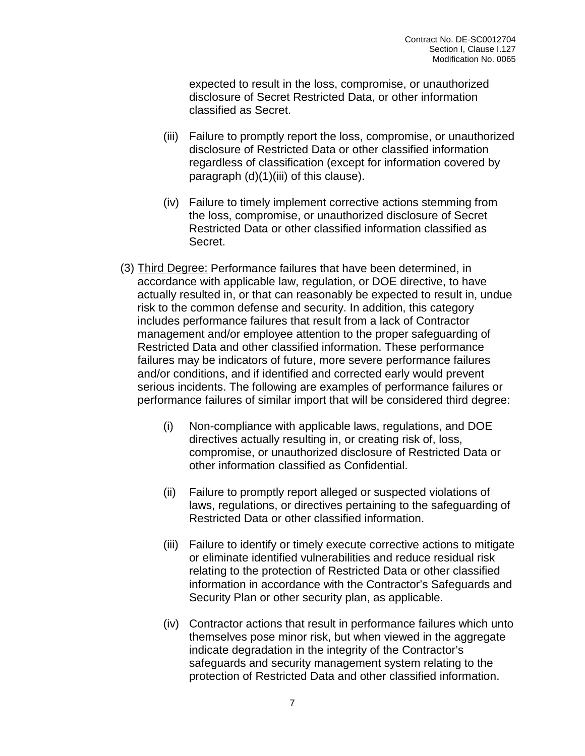expected to result in the loss, compromise, or unauthorized disclosure of Secret Restricted Data, or other information classified as Secret.

(iii) Failure to promptly report the loss, compromise, or unauthorized disclosure of Restricted Data or other classified information regardless of classification (except for information covered by paragraph (d)(1)(iii) of this clause).

(iv) Failure to timely implement corrective actions stemming from the loss, compromise, or unauthorized disclosure of Secret Restricted Data or other classified information classified as Secret.

(3) Third Degree: Performance failures that have been determined, in accordance with applicable law, regulation, or DOE directive, to have actually resulted in, or that can reasonably be expected to result in, undue risk to the common defense and security. In addition, this category includes performance failures that result from a lack of Contractor management and/or employee attention to the proper safeguarding of Restricted Data and other classified information. These performance failures may be indicators of future, more severe performance failures and/or conditions, and if identified and corrected early would prevent serious incidents. The following are examples of performance failures or performance failures of similar import that will be considered third degree:

(i) Non-compliance with applicable laws, regulations, and DOE directives actually resulting in, or creating risk of, loss, compromise, or unauthorized disclosure of Restricted Data or other information classified as Confidential.

(ii) Failure to promptly report alleged or suspected violations of laws, regulations, or directives pertaining to the safeguarding of Restricted Data or other classified information.

(iii) Failure to identify or timely execute corrective actions to mitigate or eliminate identified vulnerabilities and reduce residual risk relating to the protection of Restricted Data or other classified information in accordance with the Contractor's Safeguards and Security Plan or other security plan, as applicable.

(iv) Contractor actions that result in performance failures which unto themselves pose minor risk, but when viewed in the aggregate indicate degradation in the integrity of the Contractor's safeguards and security management system relating to the protection of Restricted Data and other classified information.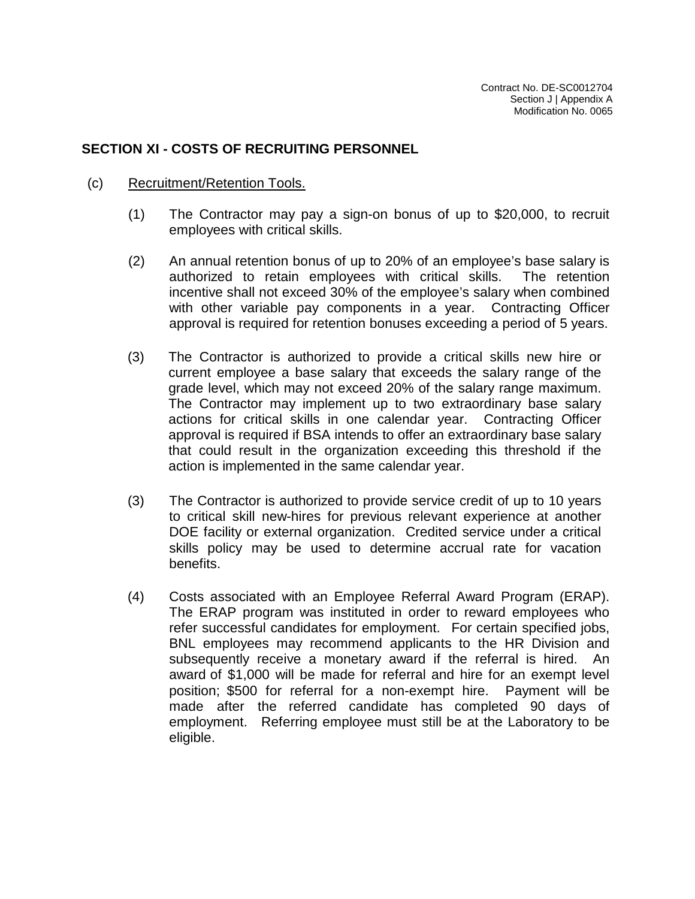## SECTION XI - COSTS OF RECRUITING PERSONNEL

(c) Recruitment/Retention Tools.

(1) The Contractor may pay a sign-on bonus of up to $20,000, to recruit employees with critical skills.

(2) An annual retention bonus of up to 20% of an employee's base salary is authorized to retain employees with critical skills. The retention incentive shall not exceed 30% of the employee's salary when combined with other variable pay components in a year. Contracting Officer approval is required for retention bonuses exceeding a period of 5 years.

(3) The Contractor is authorized to provide a critical skills new hire or current employee a base salary that exceeds the salary range of the grade level, which may not exceed 20% of the salary range maximum. The Contractor may implement up to two extraordinary base salary actions for critical skills in one calendar year. Contracting Officer approval is required if BSA intends to offer an extraordinary base salary that could result in the organization exceeding this threshold if the action is implemented in the same calendar year.

(3) The Contractor is authorized to provide service credit of up to 10 years to critical skill new-hires for previous relevant experience at another DOE facility or external organization. Credited service under a critical skills policy may be used to determine accrual rate for vacation benefits.

(4) Costs associated with an Employee Referral Award Program (ERAP). The ERAP program was instituted in order to reward employees who refer successful candidates for employment. For certain specified jobs, BNL employees may recommend applicants to the HR Division and subsequently receive a monetary award if the referral is hired. An award of $1,000 will be made for referral and hire for an exempt level position; $500 for referral for a non-exempt hire. Payment will be made after the referred candidate has completed 90 days of employment. Referring employee must still be at the Laboratory to be eligible.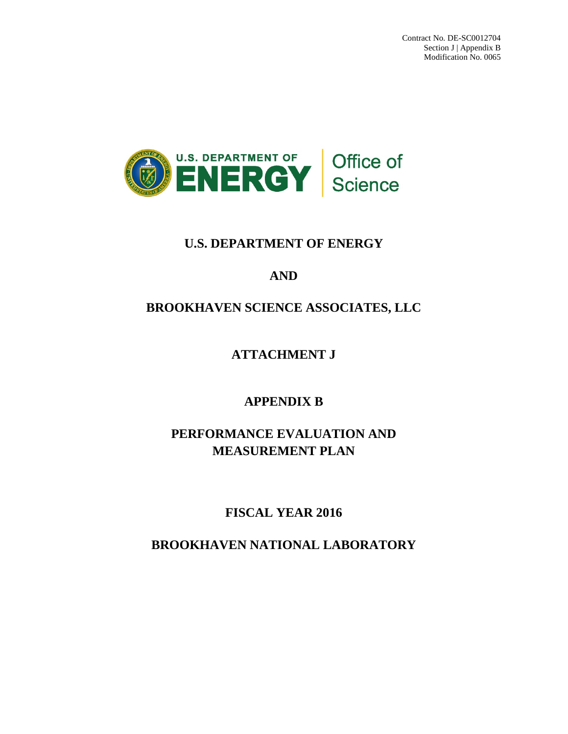Contract No. DE-SC0012704
Section J | Appendix B
Modification No. 0065

# U.S. DEPARTMENT OF ENERGY

# AND

# BROOKHAVEN SCIENCE ASSOCIATES, LLC

# ATTACHMENT J

# APPENDIX B

# PERFORMANCE EVALUATION AND MEASUREMENT PLAN

# FISCAL YEAR 2016

# BROOKHAVEN NATIONAL LABORATORY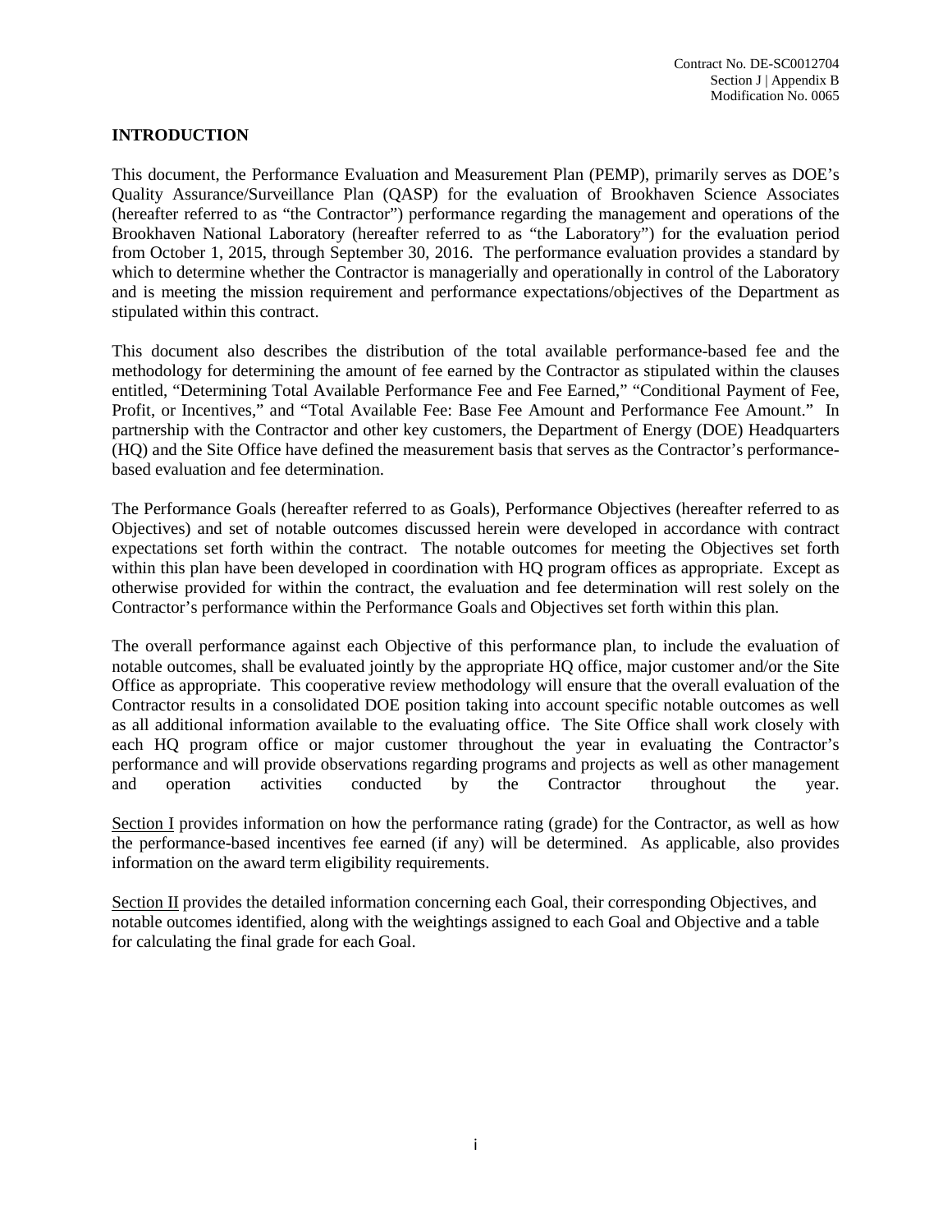## INTRODUCTION

This document, the Performance Evaluation and Measurement Plan (PEMP), primarily serves as DOE's Quality Assurance/Surveillance Plan (QASP) for the evaluation of Brookhaven Science Associates (hereafter referred to as "the Contractor") performance regarding the management and operations of the Brookhaven National Laboratory (hereafter referred to as "the Laboratory") for the evaluation period from October 1, 2015, through September 30, 2016. The performance evaluation provides a standard by which to determine whether the Contractor is managerially and operationally in control of the Laboratory and is meeting the mission requirement and performance expectations/objectives of the Department as stipulated within this contract.

This document also describes the distribution of the total available performance-based fee and the methodology for determining the amount of fee earned by the Contractor as stipulated within the clauses entitled, "Determining Total Available Performance Fee and Fee Earned," "Conditional Payment of Fee, Profit, or Incentives," and "Total Available Fee: Base Fee Amount and Performance Fee Amount." In partnership with the Contractor and other key customers, the Department of Energy (DOE) Headquarters (HQ) and the Site Office have defined the measurement basis that serves as the Contractor's performance-based evaluation and fee determination.

The Performance Goals (hereafter referred to as Goals), Performance Objectives (hereafter referred to as Objectives) and set of notable outcomes discussed herein were developed in accordance with contract expectations set forth within the contract. The notable outcomes for meeting the Objectives set forth within this plan have been developed in coordination with HQ program offices as appropriate. Except as otherwise provided for within the contract, the evaluation and fee determination will rest solely on the Contractor's performance within the Performance Goals and Objectives set forth within this plan.

The overall performance against each Objective of this performance plan, to include the evaluation of notable outcomes, shall be evaluated jointly by the appropriate HQ office, major customer and/or the Site Office as appropriate. This cooperative review methodology will ensure that the overall evaluation of the Contractor results in a consolidated DOE position taking into account specific notable outcomes as well as all additional information available to the evaluating office. The Site Office shall work closely with each HQ program office or major customer throughout the year in evaluating the Contractor's performance and will provide observations regarding programs and projects as well as other management and operation activities conducted by the Contractor throughout the year.

Section I provides information on how the performance rating (grade) for the Contractor, as well as how the performance-based incentives fee earned (if any) will be determined. As applicable, also provides information on the award term eligibility requirements.

Section II provides the detailed information concerning each Goal, their corresponding Objectives, and notable outcomes identified, along with the weightings assigned to each Goal and Objective and a table for calculating the final grade for each Goal.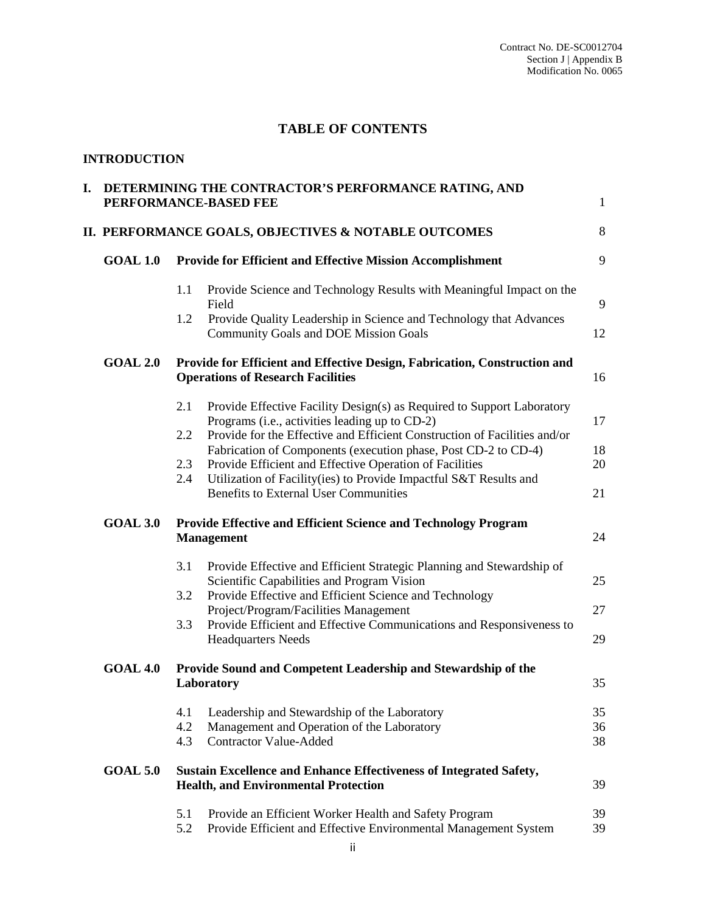# TABLE OF CONTENTS

## INTRODUCTION

| | | | Page |
|---|---|---|---|
| **I.** | **DETERMINING THE CONTRACTOR'S PERFORMANCE RATING, AND PERFORMANCE-BASED FEE** | | 1 |
| **II.** | **PERFORMANCE GOALS, OBJECTIVES & NOTABLE OUTCOMES** | | 8 |
| **GOAL 1.0** | **Provide for Efficient and Effective Mission Accomplishment** | | 9 |
| | 1.1 | Provide Science and Technology Results with Meaningful Impact on the Field | 9 |
| | 1.2 | Provide Quality Leadership in Science and Technology that Advances Community Goals and DOE Mission Goals | 12 |
| **GOAL 2.0** | **Provide for Efficient and Effective Design, Fabrication, Construction and Operations of Research Facilities** | | 16 |
| | 2.1 | Provide Effective Facility Design(s) as Required to Support Laboratory Programs (i.e., activities leading up to CD-2) | 17 |
| | 2.2 | Provide for the Effective and Efficient Construction of Facilities and/or Fabrication of Components (execution phase, Post CD-2 to CD-4) | 18 |
| | 2.3 | Provide Efficient and Effective Operation of Facilities | 20 |
| | 2.4 | Utilization of Facility(ies) to Provide Impactful S&T Results and Benefits to External User Communities | 21 |
| **GOAL 3.0** | **Provide Effective and Efficient Science and Technology Program Management** | | 24 |
| | 3.1 | Provide Effective and Efficient Strategic Planning and Stewardship of Scientific Capabilities and Program Vision | 25 |
| | 3.2 | Provide Effective and Efficient Science and Technology Project/Program/Facilities Management | 27 |
| | 3.3 | Provide Efficient and Effective Communications and Responsiveness to Headquarters Needs | 29 |
| **GOAL 4.0** | **Provide Sound and Competent Leadership and Stewardship of the Laboratory** | | 35 |
| | 4.1 | Leadership and Stewardship of the Laboratory | 35 |
| | 4.2 | Management and Operation of the Laboratory | 36 |
| | 4.3 | Contractor Value-Added | 38 |
| **GOAL 5.0** | **Sustain Excellence and Enhance Effectiveness of Integrated Safety, Health, and Environmental Protection** | | 39 |
| | 5.1 | Provide an Efficient Worker Health and Safety Program | 39 |
| | 5.2 | Provide Efficient and Effective Environmental Management System | 39 |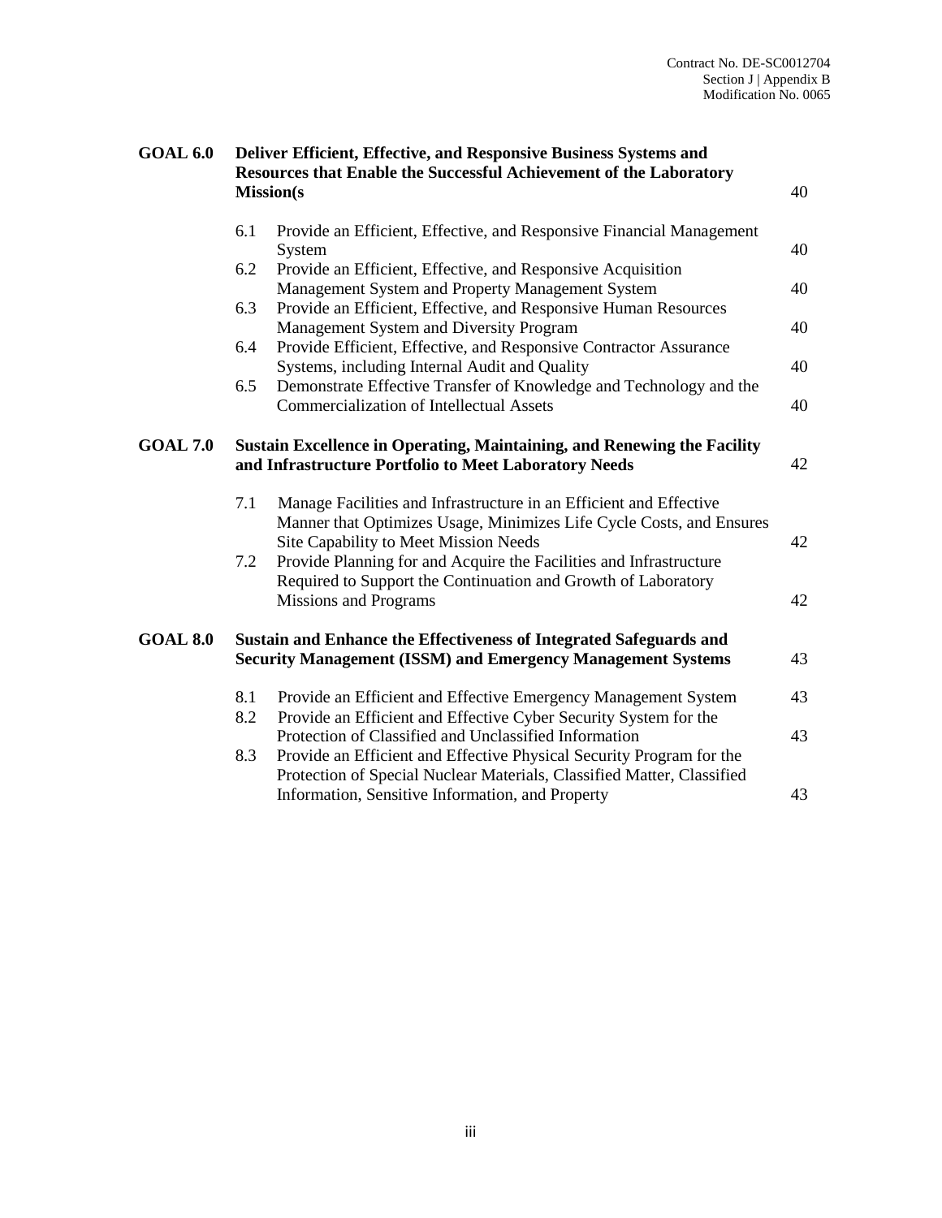| | | | |
|---|---|---|---|
| **GOAL 6.0** | **Deliver Efficient, Effective, and Responsive Business Systems and Resources that Enable the Successful Achievement of the Laboratory Mission(s** | | 40 |
| | 6.1 | Provide an Efficient, Effective, and Responsive Financial Management System | 40 |
| | 6.2 | Provide an Efficient, Effective, and Responsive Acquisition Management System and Property Management System | 40 |
| | 6.3 | Provide an Efficient, Effective, and Responsive Human Resources Management System and Diversity Program | 40 |
| | 6.4 | Provide Efficient, Effective, and Responsive Contractor Assurance Systems, including Internal Audit and Quality | 40 |
| | 6.5 | Demonstrate Effective Transfer of Knowledge and Technology and the Commercialization of Intellectual Assets | 40 |
| **GOAL 7.0** | **Sustain Excellence in Operating, Maintaining, and Renewing the Facility and Infrastructure Portfolio to Meet Laboratory Needs** | | 42 |
| | 7.1 | Manage Facilities and Infrastructure in an Efficient and Effective Manner that Optimizes Usage, Minimizes Life Cycle Costs, and Ensures Site Capability to Meet Mission Needs | 42 |
| | 7.2 | Provide Planning for and Acquire the Facilities and Infrastructure Required to Support the Continuation and Growth of Laboratory Missions and Programs | 42 |
| **GOAL 8.0** | **Sustain and Enhance the Effectiveness of Integrated Safeguards and Security Management (ISSM) and Emergency Management Systems** | | 43 |
| | 8.1 | Provide an Efficient and Effective Emergency Management System | 43 |
| | 8.2 | Provide an Efficient and Effective Cyber Security System for the Protection of Classified and Unclassified Information | 43 |
| | 8.3 | Provide an Efficient and Effective Physical Security Program for the Protection of Special Nuclear Materials, Classified Matter, Classified Information, Sensitive Information, and Property | 43 |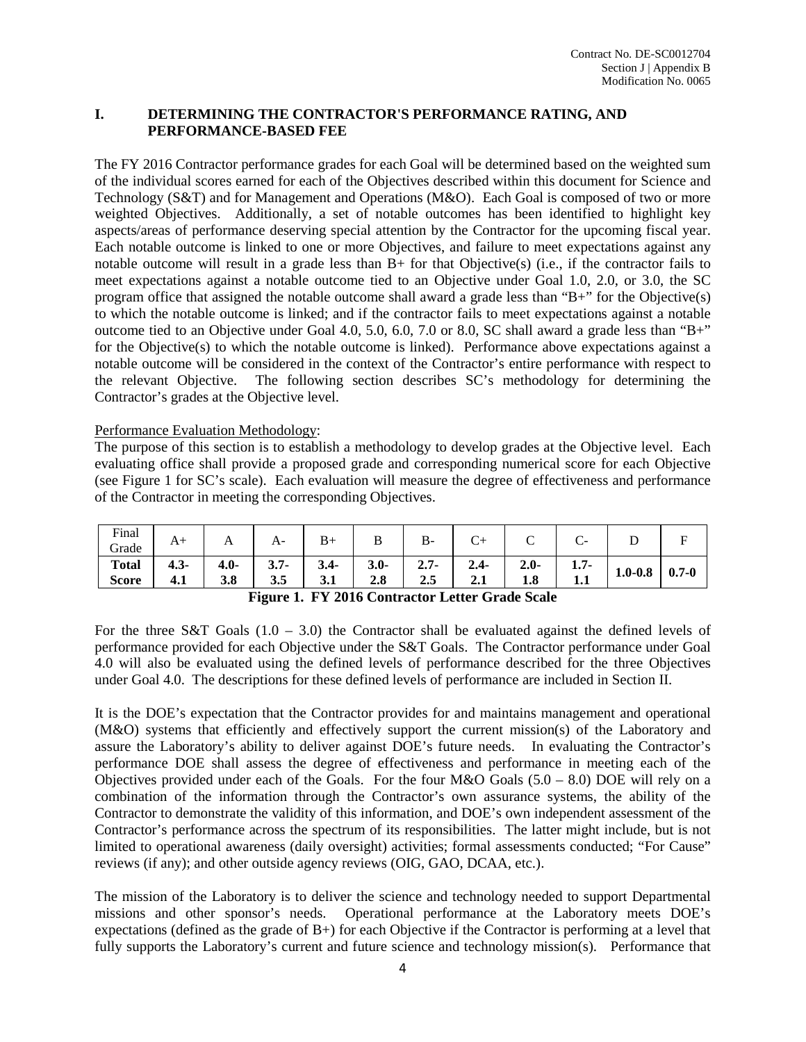## I. DETERMINING THE CONTRACTOR'S PERFORMANCE RATING, AND PERFORMANCE-BASED FEE

The FY 2016 Contractor performance grades for each Goal will be determined based on the weighted sum of the individual scores earned for each of the Objectives described within this document for Science and Technology (S&T) and for Management and Operations (M&O). Each Goal is composed of two or more weighted Objectives. Additionally, a set of notable outcomes has been identified to highlight key aspects/areas of performance deserving special attention by the Contractor for the upcoming fiscal year. Each notable outcome is linked to one or more Objectives, and failure to meet expectations against any notable outcome will result in a grade less than B+ for that Objective(s) (i.e., if the contractor fails to meet expectations against a notable outcome tied to an Objective under Goal 1.0, 2.0, or 3.0, the SC program office that assigned the notable outcome shall award a grade less than "B+" for the Objective(s) to which the notable outcome is linked; and if the contractor fails to meet expectations against a notable outcome tied to an Objective under Goal 4.0, 5.0, 6.0, 7.0 or 8.0, SC shall award a grade less than "B+" for the Objective(s) to which the notable outcome is linked). Performance above expectations against a notable outcome will be considered in the context of the Contractor's entire performance with respect to the relevant Objective. The following section describes SC's methodology for determining the Contractor's grades at the Objective level.

Performance Evaluation Methodology:

The purpose of this section is to establish a methodology to develop grades at the Objective level. Each evaluating office shall provide a proposed grade and corresponding numerical score for each Objective (see Figure 1 for SC's scale). Each evaluation will measure the degree of effectiveness and performance of the Contractor in meeting the corresponding Objectives.

| Final Grade | A+ | A | A- | B+ | B | B- | C+ | C | C- | D | F |
|---|---|---|---|---|---|---|---|---|---|---|---|
| **Total Score** | **4.3-4.1** | **4.0-3.8** | **3.7-3.5** | **3.4-3.1** | **3.0-2.8** | **2.7-2.5** | **2.4-2.1** | **2.0-1.8** | **1.7-1.1** | **1.0-0.8** | **0.7-0** |

**Figure 1. FY 2016 Contractor Letter Grade Scale**

For the three S&T Goals (1.0 – 3.0) the Contractor shall be evaluated against the defined levels of performance provided for each Objective under the S&T Goals. The Contractor performance under Goal 4.0 will also be evaluated using the defined levels of performance described for the three Objectives under Goal 4.0. The descriptions for these defined levels of performance are included in Section II.

It is the DOE's expectation that the Contractor provides for and maintains management and operational (M&O) systems that efficiently and effectively support the current mission(s) of the Laboratory and assure the Laboratory's ability to deliver against DOE's future needs. In evaluating the Contractor's performance DOE shall assess the degree of effectiveness and performance in meeting each of the Objectives provided under each of the Goals. For the four M&O Goals (5.0 – 8.0) DOE will rely on a combination of the information through the Contractor's own assurance systems, the ability of the Contractor to demonstrate the validity of this information, and DOE's own independent assessment of the Contractor's performance across the spectrum of its responsibilities. The latter might include, but is not limited to operational awareness (daily oversight) activities; formal assessments conducted; "For Cause" reviews (if any); and other outside agency reviews (OIG, GAO, DCAA, etc.).

The mission of the Laboratory is to deliver the science and technology needed to support Departmental missions and other sponsor's needs. Operational performance at the Laboratory meets DOE's expectations (defined as the grade of B+) for each Objective if the Contractor is performing at a level that fully supports the Laboratory's current and future science and technology mission(s). Performance that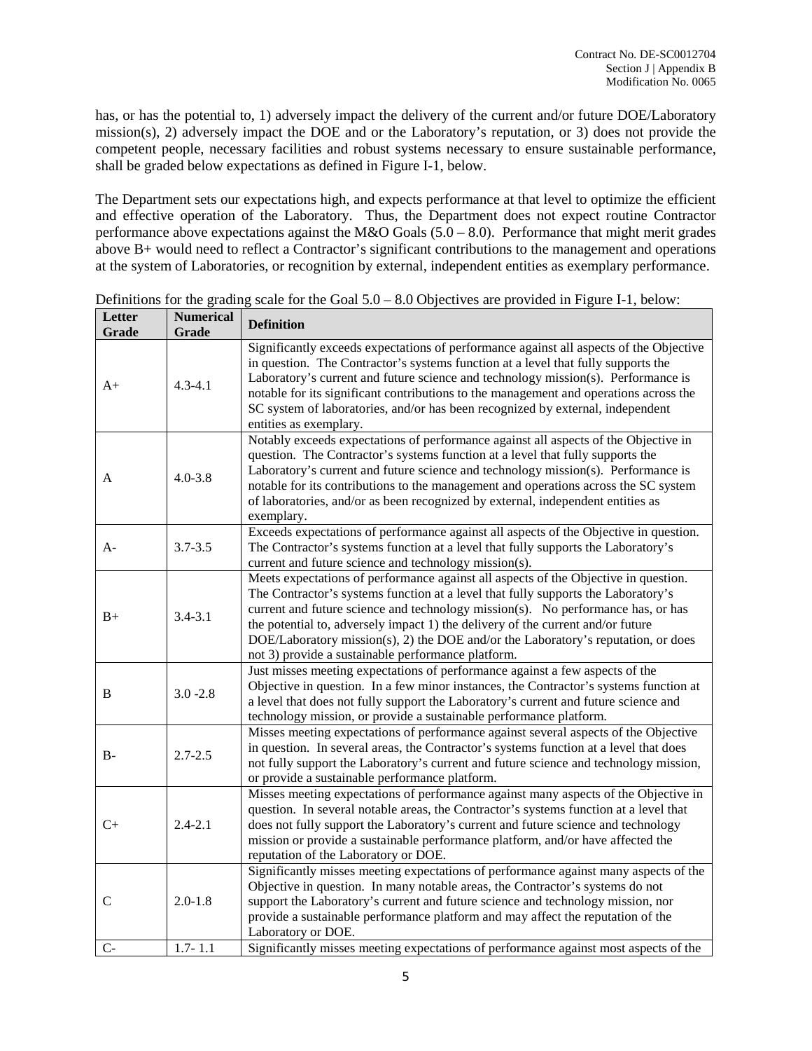has, or has the potential to, 1) adversely impact the delivery of the current and/or future DOE/Laboratory mission(s), 2) adversely impact the DOE and or the Laboratory's reputation, or 3) does not provide the competent people, necessary facilities and robust systems necessary to ensure sustainable performance, shall be graded below expectations as defined in Figure I-1, below.

The Department sets our expectations high, and expects performance at that level to optimize the efficient and effective operation of the Laboratory. Thus, the Department does not expect routine Contractor performance above expectations against the M&O Goals (5.0 – 8.0). Performance that might merit grades above B+ would need to reflect a Contractor's significant contributions to the management and operations at the system of Laboratories, or recognition by external, independent entities as exemplary performance.

Definitions for the grading scale for the Goal 5.0 – 8.0 Objectives are provided in Figure I-1, below:

| Letter Grade | Numerical Grade | Definition |
|---|---|---|
| A+ | 4.3-4.1 | Significantly exceeds expectations of performance against all aspects of the Objective in question. The Contractor's systems function at a level that fully supports the Laboratory's current and future science and technology mission(s). Performance is notable for its significant contributions to the management and operations across the SC system of laboratories, and/or has been recognized by external, independent entities as exemplary. |
| A | 4.0-3.8 | Notably exceeds expectations of performance against all aspects of the Objective in question. The Contractor's systems function at a level that fully supports the Laboratory's current and future science and technology mission(s). Performance is notable for its contributions to the management and operations across the SC system of laboratories, and/or as been recognized by external, independent entities as exemplary. |
| A- | 3.7-3.5 | Exceeds expectations of performance against all aspects of the Objective in question. The Contractor's systems function at a level that fully supports the Laboratory's current and future science and technology mission(s). |
| B+ | 3.4-3.1 | Meets expectations of performance against all aspects of the Objective in question. The Contractor's systems function at a level that fully supports the Laboratory's current and future science and technology mission(s). No performance has, or has the potential to, adversely impact 1) the delivery of the current and/or future DOE/Laboratory mission(s), 2) the DOE and/or the Laboratory's reputation, or does not 3) provide a sustainable performance platform. |
| B | 3.0 -2.8 | Just misses meeting expectations of performance against a few aspects of the Objective in question. In a few minor instances, the Contractor's systems function at a level that does not fully support the Laboratory's current and future science and technology mission, or provide a sustainable performance platform. |
| B- | 2.7-2.5 | Misses meeting expectations of performance against several aspects of the Objective in question. In several areas, the Contractor's systems function at a level that does not fully support the Laboratory's current and future science and technology mission, or provide a sustainable performance platform. |
| C+ | 2.4-2.1 | Misses meeting expectations of performance against many aspects of the Objective in question. In several notable areas, the Contractor's systems function at a level that does not fully support the Laboratory's current and future science and technology mission or provide a sustainable performance platform, and/or have affected the reputation of the Laboratory or DOE. |
| C | 2.0-1.8 | Significantly misses meeting expectations of performance against many aspects of the Objective in question. In many notable areas, the Contractor's systems do not support the Laboratory's current and future science and technology mission, nor provide a sustainable performance platform and may affect the reputation of the Laboratory or DOE. |
| C- | 1.7- 1.1 | Significantly misses meeting expectations of performance against most aspects of the |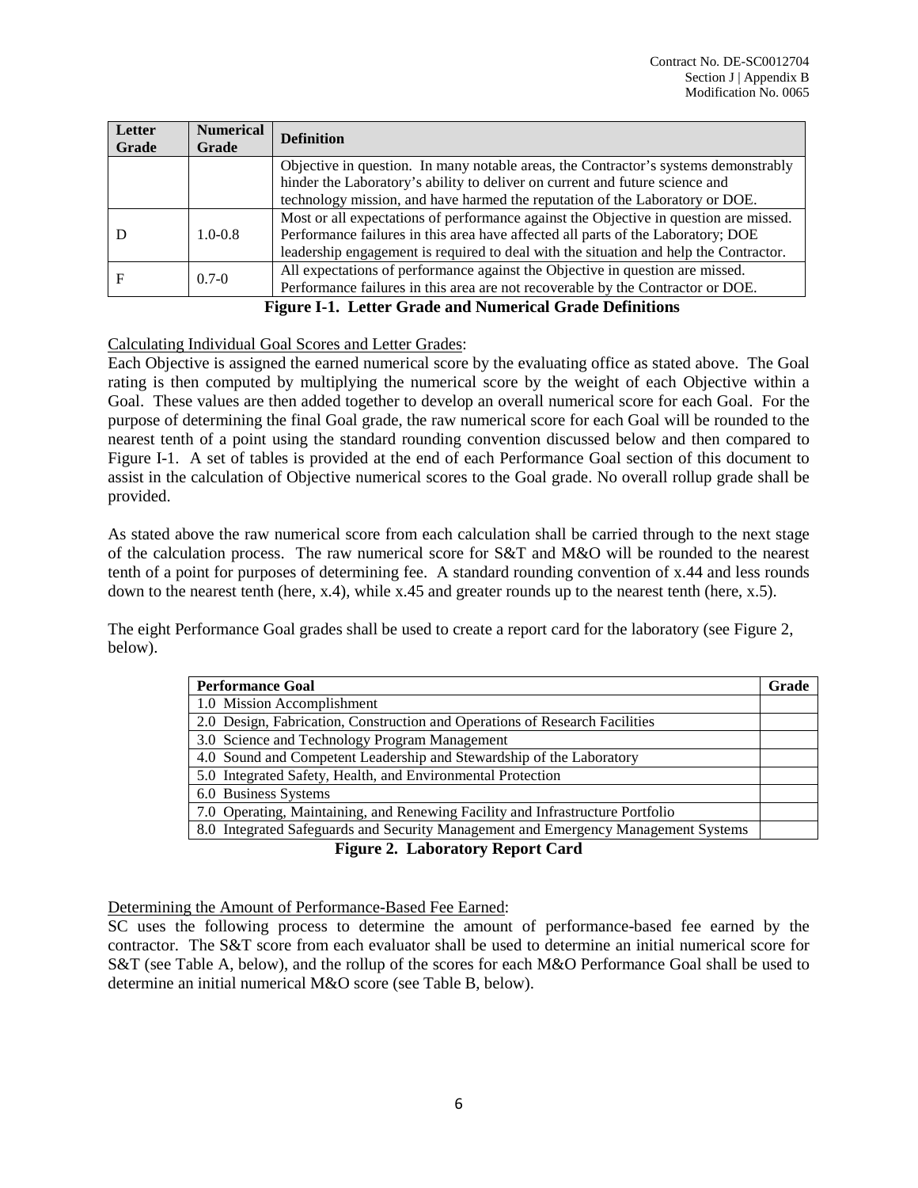| Letter Grade | Numerical Grade | Definition |
|---|---|---|
| | | Objective in question. In many notable areas, the Contractor's systems demonstrably hinder the Laboratory's ability to deliver on current and future science and technology mission, and have harmed the reputation of the Laboratory or DOE. |
| D | 1.0-0.8 | Most or all expectations of performance against the Objective in question are missed. Performance failures in this area have affected all parts of the Laboratory; DOE leadership engagement is required to deal with the situation and help the Contractor. |
| F | 0.7-0 | All expectations of performance against the Objective in question are missed. Performance failures in this area are not recoverable by the Contractor or DOE. |

**Figure I-1. Letter Grade and Numerical Grade Definitions**

Calculating Individual Goal Scores and Letter Grades:
Each Objective is assigned the earned numerical score by the evaluating office as stated above. The Goal rating is then computed by multiplying the numerical score by the weight of each Objective within a Goal. These values are then added together to develop an overall numerical score for each Goal. For the purpose of determining the final Goal grade, the raw numerical score for each Goal will be rounded to the nearest tenth of a point using the standard rounding convention discussed below and then compared to Figure I-1. A set of tables is provided at the end of each Performance Goal section of this document to assist in the calculation of Objective numerical scores to the Goal grade. No overall rollup grade shall be provided.

As stated above the raw numerical score from each calculation shall be carried through to the next stage of the calculation process. The raw numerical score for S&T and M&O will be rounded to the nearest tenth of a point for purposes of determining fee. A standard rounding convention of x.44 and less rounds down to the nearest tenth (here, x.4), while x.45 and greater rounds up to the nearest tenth (here, x.5).

The eight Performance Goal grades shall be used to create a report card for the laboratory (see Figure 2, below).

| Performance Goal | Grade |
|---|---|
| 1.0 Mission Accomplishment | |
| 2.0 Design, Fabrication, Construction and Operations of Research Facilities | |
| 3.0 Science and Technology Program Management | |
| 4.0 Sound and Competent Leadership and Stewardship of the Laboratory | |
| 5.0 Integrated Safety, Health, and Environmental Protection | |
| 6.0 Business Systems | |
| 7.0 Operating, Maintaining, and Renewing Facility and Infrastructure Portfolio | |
| 8.0 Integrated Safeguards and Security Management and Emergency Management Systems | |

**Figure 2. Laboratory Report Card**

Determining the Amount of Performance-Based Fee Earned:
SC uses the following process to determine the amount of performance-based fee earned by the contractor. The S&T score from each evaluator shall be used to determine an initial numerical score for S&T (see Table A, below), and the rollup of the scores for each M&O Performance Goal shall be used to determine an initial numerical M&O score (see Table B, below).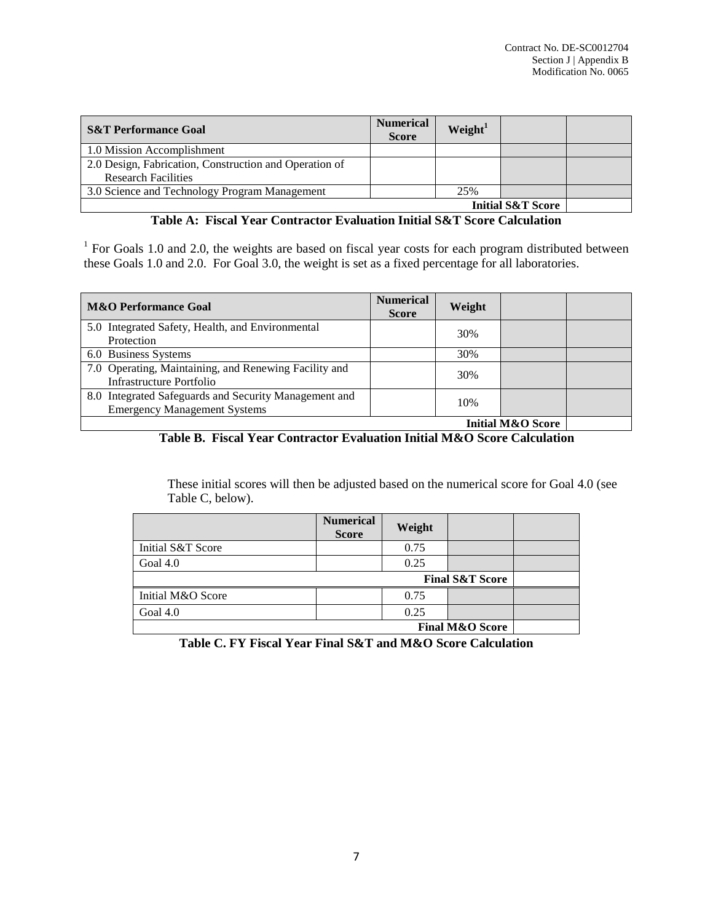| S&T Performance Goal | Numerical Score | Weight[1] | | |
|---|---|---|---|---|
| 1.0 Mission Accomplishment | | | | |
| 2.0 Design, Fabrication, Construction and Operation of Research Facilities | | | | |
| 3.0 Science and Technology Program Management | | 25% | | |
| | | | **Initial S&T Score** | |

**Table A: Fiscal Year Contractor Evaluation Initial S&T Score Calculation**

[1] For Goals 1.0 and 2.0, the weights are based on fiscal year costs for each program distributed between these Goals 1.0 and 2.0. For Goal 3.0, the weight is set as a fixed percentage for all laboratories.

| M&O Performance Goal | Numerical Score | Weight | | |
|---|---|---|---|---|
| 5.0 Integrated Safety, Health, and Environmental Protection | | 30% | | |
| 6.0 Business Systems | | 30% | | |
| 7.0 Operating, Maintaining, and Renewing Facility and Infrastructure Portfolio | | 30% | | |
| 8.0 Integrated Safeguards and Security Management and Emergency Management Systems | | 10% | | |
| | | | **Initial M&O Score** | |

**Table B. Fiscal Year Contractor Evaluation Initial M&O Score Calculation**

These initial scores will then be adjusted based on the numerical score for Goal 4.0 (see Table C, below).

| | Numerical Score | Weight | | |
|---|---|---|---|---|
| Initial S&T Score | | 0.75 | | |
| Goal 4.0 | | 0.25 | | |
| | | | **Final S&T Score** | |
| Initial M&O Score | | 0.75 | | |
| Goal 4.0 | | 0.25 | | |
| | | | **Final M&O Score** | |

**Table C. FY Fiscal Year Final S&T and M&O Score Calculation**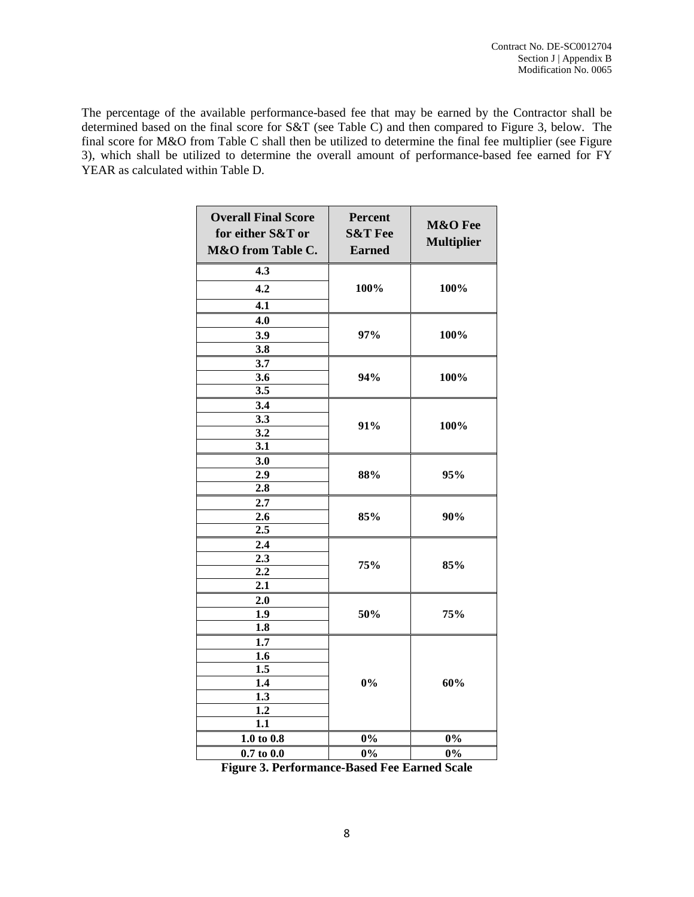The percentage of the available performance-based fee that may be earned by the Contractor shall be determined based on the final score for S&T (see Table C) and then compared to Figure 3, below. The final score for M&O from Table C shall then be utilized to determine the final fee multiplier (see Figure 3), which shall be utilized to determine the overall amount of performance-based fee earned for FY YEAR as calculated within Table D.

| Overall Final Score for either S&T or M&O from Table C. | Percent S&T Fee Earned | M&O Fee Multiplier |
|---|---|---|
| 4.3 | 100% | 100% |
| 4.2 | | |
| 4.1 | | |
| 4.0 | 97% | 100% |
| 3.9 | | |
| 3.8 | | |
| 3.7 | 94% | 100% |
| 3.6 | | |
| 3.5 | | |
| 3.4 | 91% | 100% |
| 3.3 | | |
| 3.2 | | |
| 3.1 | | |
| 3.0 | 88% | 95% |
| 2.9 | | |
| 2.8 | | |
| 2.7 | 85% | 90% |
| 2.6 | | |
| 2.5 | | |
| 2.4 | 75% | 85% |
| 2.3 | | |
| 2.2 | | |
| 2.1 | | |
| 2.0 | 50% | 75% |
| 1.9 | | |
| 1.8 | | |
| 1.7 | 0% | 60% |
| 1.6 | | |
| 1.5 | | |
| 1.4 | | |
| 1.3 | | |
| 1.2 | | |
| 1.1 | | |
| 1.0 to 0.8 | 0% | 0% |
| 0.7 to 0.0 | 0% | 0% |

**Figure 3. Performance-Based Fee Earned Scale**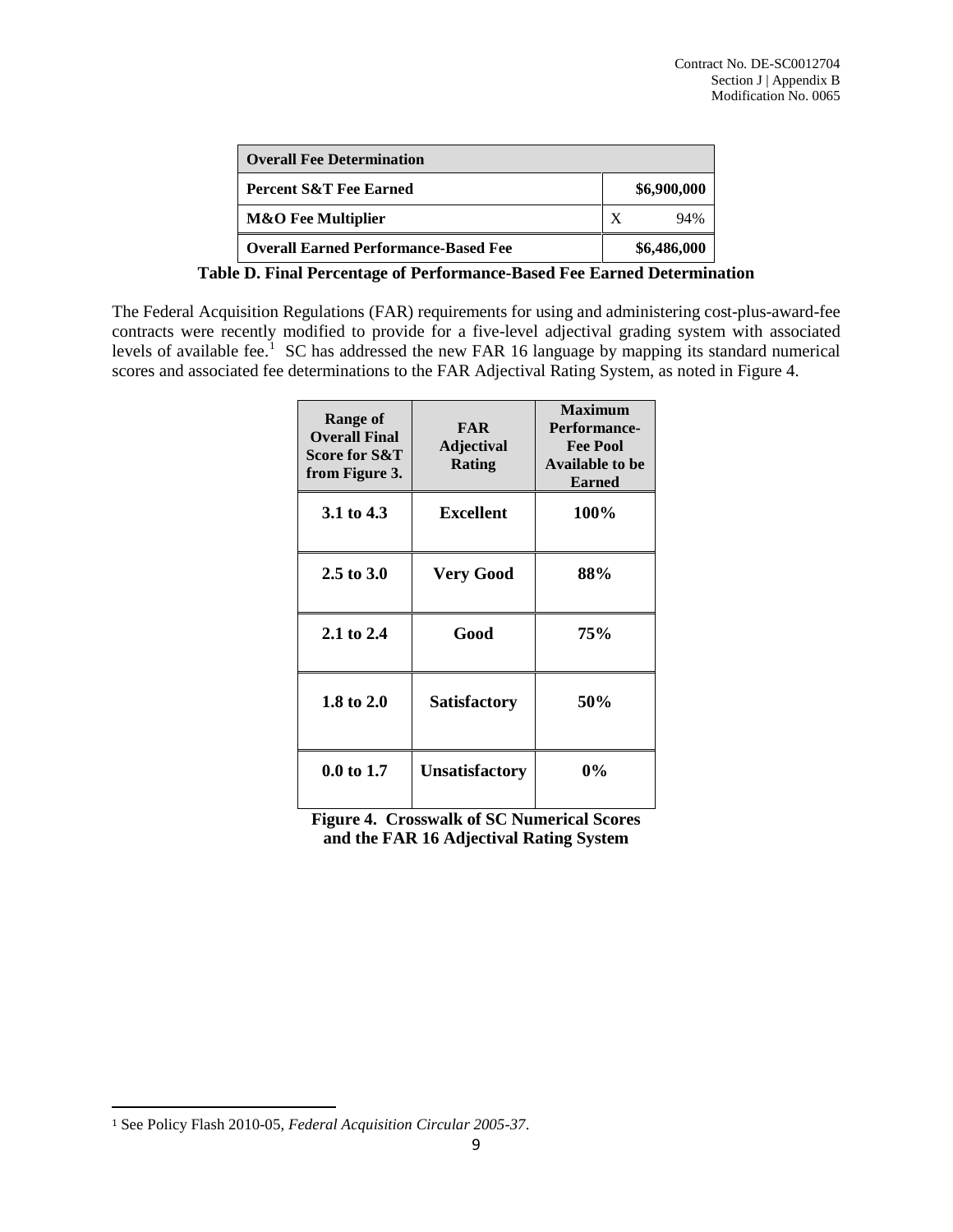| Overall Fee Determination | |
|---|---|
| **Percent S&T Fee Earned** | **$6,900,000** |
| **M&O Fee Multiplier** | X 94% |
| **Overall Earned Performance-Based Fee** | **$6,486,000** |

**Table D. Final Percentage of Performance-Based Fee Earned Determination**

The Federal Acquisition Regulations (FAR) requirements for using and administering cost-plus-award-fee contracts were recently modified to provide for a five-level adjectival grading system with associated levels of available fee.[1] SC has addressed the new FAR 16 language by mapping its standard numerical scores and associated fee determinations to the FAR Adjectival Rating System, as noted in Figure 4.

| Range of Overall Final Score for S&T from Figure 3. | FAR Adjectival Rating | Maximum Performance-Fee Pool Available to be Earned |
|---|---|---|
| **3.1 to 4.3** | **Excellent** | **100%** |
| **2.5 to 3.0** | **Very Good** | **88%** |
| **2.1 to 2.4** | **Good** | **75%** |
| **1.8 to 2.0** | **Satisfactory** | **50%** |
| **0.0 to 1.7** | **Unsatisfactory** | **0%** |

**Figure 4. Crosswalk of SC Numerical Scores and the FAR 16 Adjectival Rating System**

[1] See Policy Flash 2010-05, *Federal Acquisition Circular 2005-37*.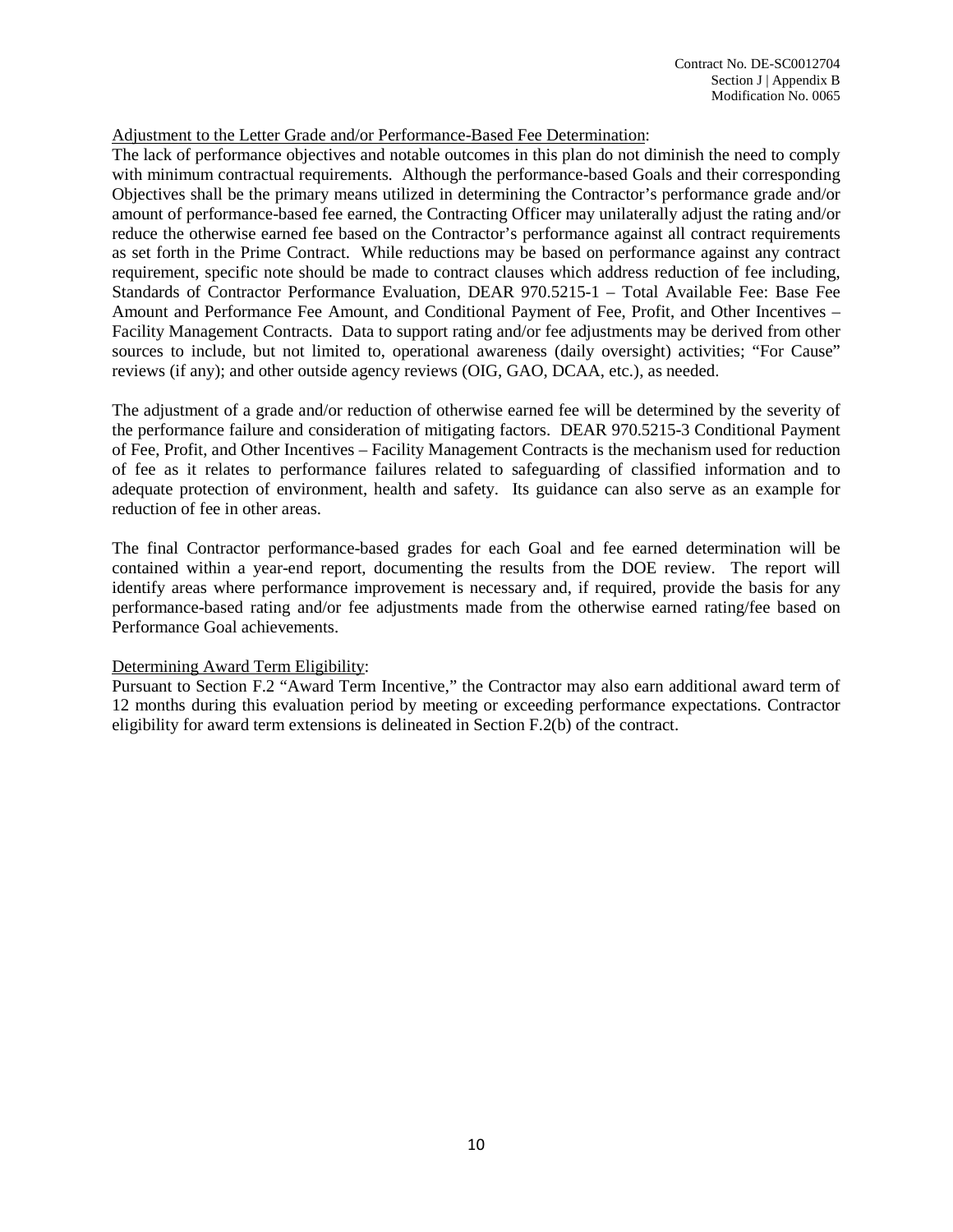Adjustment to the Letter Grade and/or Performance-Based Fee Determination:

The lack of performance objectives and notable outcomes in this plan do not diminish the need to comply with minimum contractual requirements. Although the performance-based Goals and their corresponding Objectives shall be the primary means utilized in determining the Contractor's performance grade and/or amount of performance-based fee earned, the Contracting Officer may unilaterally adjust the rating and/or reduce the otherwise earned fee based on the Contractor's performance against all contract requirements as set forth in the Prime Contract. While reductions may be based on performance against any contract requirement, specific note should be made to contract clauses which address reduction of fee including, Standards of Contractor Performance Evaluation, DEAR 970.5215-1 – Total Available Fee: Base Fee Amount and Performance Fee Amount, and Conditional Payment of Fee, Profit, and Other Incentives – Facility Management Contracts. Data to support rating and/or fee adjustments may be derived from other sources to include, but not limited to, operational awareness (daily oversight) activities; "For Cause" reviews (if any); and other outside agency reviews (OIG, GAO, DCAA, etc.), as needed.

The adjustment of a grade and/or reduction of otherwise earned fee will be determined by the severity of the performance failure and consideration of mitigating factors. DEAR 970.5215-3 Conditional Payment of Fee, Profit, and Other Incentives – Facility Management Contracts is the mechanism used for reduction of fee as it relates to performance failures related to safeguarding of classified information and to adequate protection of environment, health and safety. Its guidance can also serve as an example for reduction of fee in other areas.

The final Contractor performance-based grades for each Goal and fee earned determination will be contained within a year-end report, documenting the results from the DOE review. The report will identify areas where performance improvement is necessary and, if required, provide the basis for any performance-based rating and/or fee adjustments made from the otherwise earned rating/fee based on Performance Goal achievements.

Determining Award Term Eligibility:

Pursuant to Section F.2 "Award Term Incentive," the Contractor may also earn additional award term of 12 months during this evaluation period by meeting or exceeding performance expectations. Contractor eligibility for award term extensions is delineated in Section F.2(b) of the contract.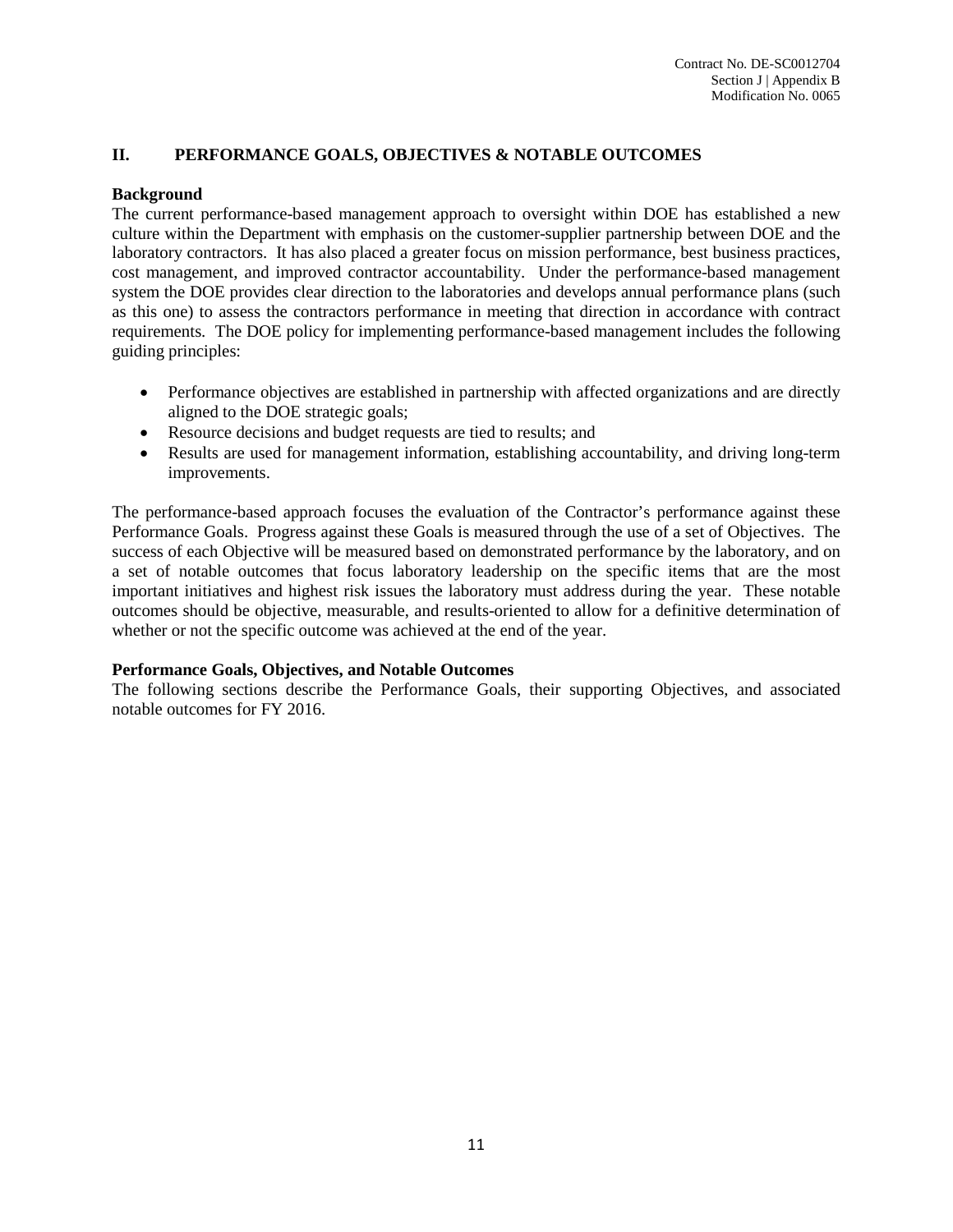## II. PERFORMANCE GOALS, OBJECTIVES & NOTABLE OUTCOMES

### Background

The current performance-based management approach to oversight within DOE has established a new culture within the Department with emphasis on the customer-supplier partnership between DOE and the laboratory contractors. It has also placed a greater focus on mission performance, best business practices, cost management, and improved contractor accountability. Under the performance-based management system the DOE provides clear direction to the laboratories and develops annual performance plans (such as this one) to assess the contractors performance in meeting that direction in accordance with contract requirements. The DOE policy for implementing performance-based management includes the following guiding principles:

- Performance objectives are established in partnership with affected organizations and are directly aligned to the DOE strategic goals;
- Resource decisions and budget requests are tied to results; and
- Results are used for management information, establishing accountability, and driving long-term improvements.

The performance-based approach focuses the evaluation of the Contractor's performance against these Performance Goals. Progress against these Goals is measured through the use of a set of Objectives. The success of each Objective will be measured based on demonstrated performance by the laboratory, and on a set of notable outcomes that focus laboratory leadership on the specific items that are the most important initiatives and highest risk issues the laboratory must address during the year. These notable outcomes should be objective, measurable, and results-oriented to allow for a definitive determination of whether or not the specific outcome was achieved at the end of the year.

### Performance Goals, Objectives, and Notable Outcomes

The following sections describe the Performance Goals, their supporting Objectives, and associated notable outcomes for FY 2016.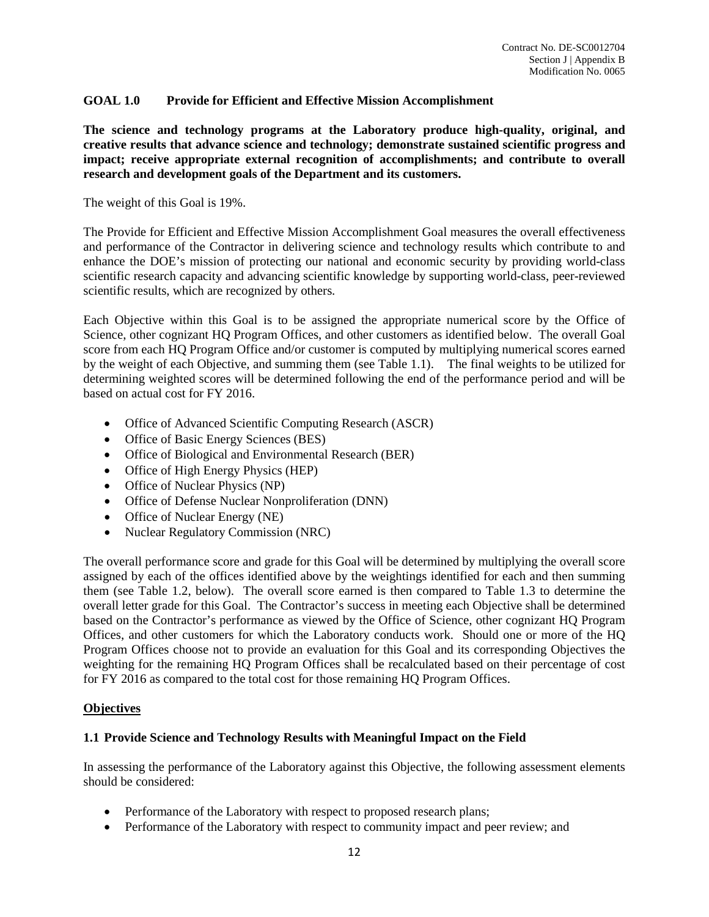## GOAL 1.0 Provide for Efficient and Effective Mission Accomplishment

**The science and technology programs at the Laboratory produce high-quality, original, and creative results that advance science and technology; demonstrate sustained scientific progress and impact; receive appropriate external recognition of accomplishments; and contribute to overall research and development goals of the Department and its customers.**

The weight of this Goal is 19%.

The Provide for Efficient and Effective Mission Accomplishment Goal measures the overall effectiveness and performance of the Contractor in delivering science and technology results which contribute to and enhance the DOE's mission of protecting our national and economic security by providing world-class scientific research capacity and advancing scientific knowledge by supporting world-class, peer-reviewed scientific results, which are recognized by others.

Each Objective within this Goal is to be assigned the appropriate numerical score by the Office of Science, other cognizant HQ Program Offices, and other customers as identified below. The overall Goal score from each HQ Program Office and/or customer is computed by multiplying numerical scores earned by the weight of each Objective, and summing them (see Table 1.1). The final weights to be utilized for determining weighted scores will be determined following the end of the performance period and will be based on actual cost for FY 2016.

- Office of Advanced Scientific Computing Research (ASCR)
- Office of Basic Energy Sciences (BES)
- Office of Biological and Environmental Research (BER)
- Office of High Energy Physics (HEP)
- Office of Nuclear Physics (NP)
- Office of Defense Nuclear Nonproliferation (DNN)
- Office of Nuclear Energy (NE)
- Nuclear Regulatory Commission (NRC)

The overall performance score and grade for this Goal will be determined by multiplying the overall score assigned by each of the offices identified above by the weightings identified for each and then summing them (see Table 1.2, below). The overall score earned is then compared to Table 1.3 to determine the overall letter grade for this Goal. The Contractor's success in meeting each Objective shall be determined based on the Contractor's performance as viewed by the Office of Science, other cognizant HQ Program Offices, and other customers for which the Laboratory conducts work. Should one or more of the HQ Program Offices choose not to provide an evaluation for this Goal and its corresponding Objectives the weighting for the remaining HQ Program Offices shall be recalculated based on their percentage of cost for FY 2016 as compared to the total cost for those remaining HQ Program Offices.

### Objectives

#### 1.1 Provide Science and Technology Results with Meaningful Impact on the Field

In assessing the performance of the Laboratory against this Objective, the following assessment elements should be considered:

- Performance of the Laboratory with respect to proposed research plans;
- Performance of the Laboratory with respect to community impact and peer review; and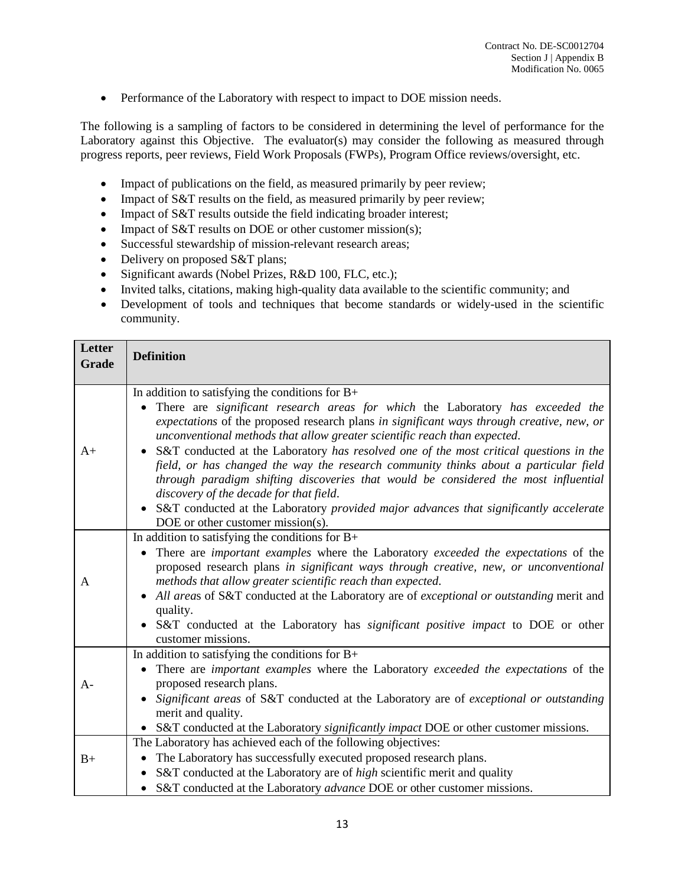- Performance of the Laboratory with respect to impact to DOE mission needs.

The following is a sampling of factors to be considered in determining the level of performance for the Laboratory against this Objective. The evaluator(s) may consider the following as measured through progress reports, peer reviews, Field Work Proposals (FWPs), Program Office reviews/oversight, etc.

- Impact of publications on the field, as measured primarily by peer review;
- Impact of S&T results on the field, as measured primarily by peer review;
- Impact of S&T results outside the field indicating broader interest;
- Impact of S&T results on DOE or other customer mission(s);
- Successful stewardship of mission-relevant research areas;
- Delivery on proposed S&T plans;
- Significant awards (Nobel Prizes, R&D 100, FLC, etc.);
- Invited talks, citations, making high-quality data available to the scientific community; and
- Development of tools and techniques that become standards or widely-used in the scientific community.

| Letter Grade | Definition |
| --- | --- |
| A+ | In addition to satisfying the conditions for B+<br>• There are *significant research areas for which* the Laboratory *has exceeded the expectations* of the proposed research plans *in significant ways through creative, new, or unconventional methods that allow greater scientific reach than expected*.<br>• S&T conducted at the Laboratory *has resolved one of the most critical questions in the field, or has changed the way the research community thinks about a particular field through paradigm shifting discoveries that would be considered the most influential discovery of the decade for that field*.<br>• S&T conducted at the Laboratory *provided major advances that significantly accelerate* DOE or other customer mission(s). |
| A | In addition to satisfying the conditions for B+<br>• There are *important examples* where the Laboratory *exceeded the expectations* of the proposed research plans *in significant ways through creative, new, or unconventional methods that allow greater scientific reach than expected*.<br>• *All area*s of S&T conducted at the Laboratory are of *exceptional or outstanding* merit and quality.<br>• S&T conducted at the Laboratory has *significant positive impact* to DOE or other customer missions. |
| A- | In addition to satisfying the conditions for B+<br>• There are *important examples* where the Laboratory *exceeded the expectations* of the proposed research plans.<br>• *Significant areas* of S&T conducted at the Laboratory are of *exceptional or outstanding* merit and quality.<br>• S&T conducted at the Laboratory *significantly impact* DOE or other customer missions. |
| B+ | The Laboratory has achieved each of the following objectives:<br>• The Laboratory has successfully executed proposed research plans.<br>• S&T conducted at the Laboratory are of *high* scientific merit and quality<br>• S&T conducted at the Laboratory *advance* DOE or other customer missions. |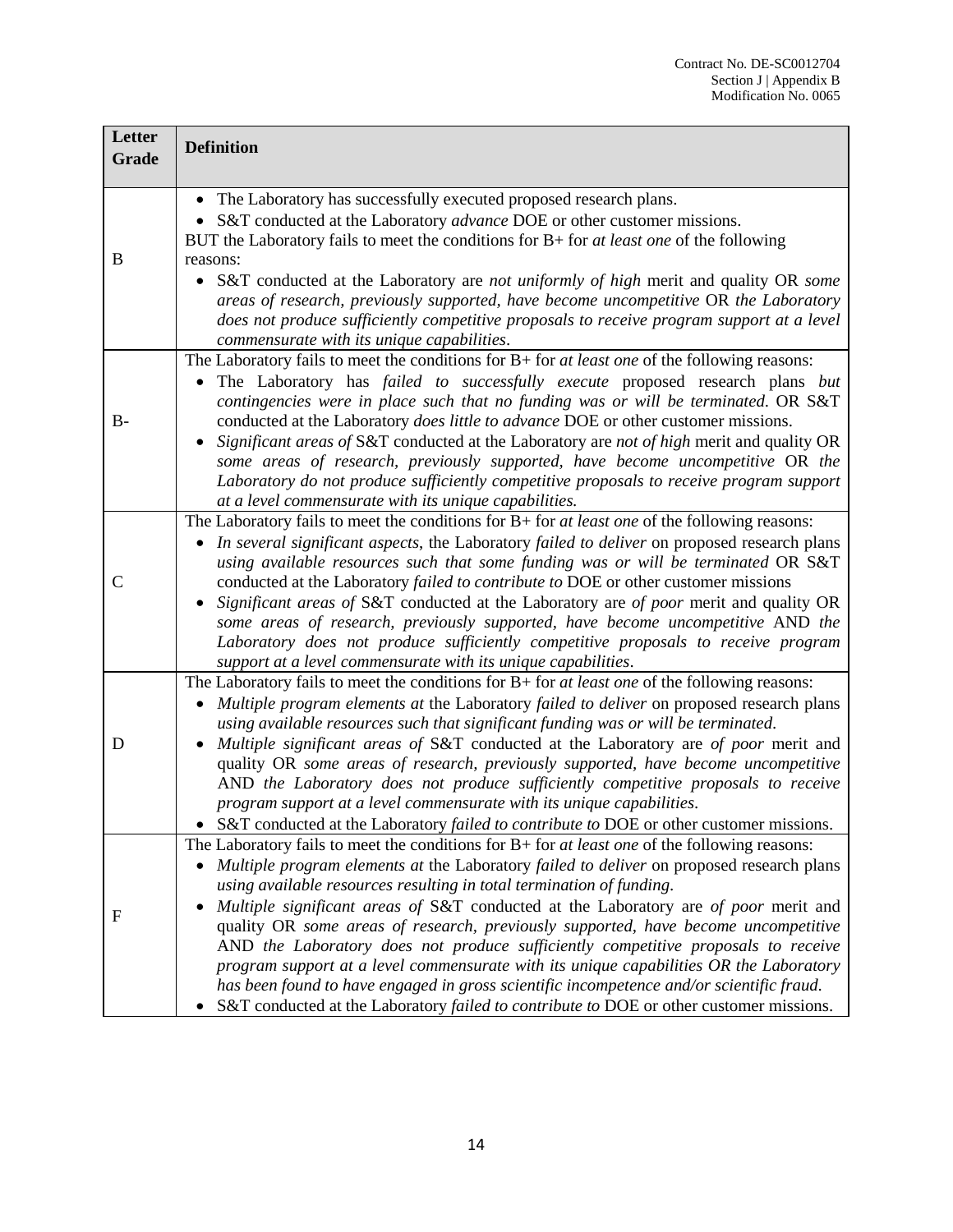| Letter Grade | Definition |
|---|---|
| B | • The Laboratory has successfully executed proposed research plans.<br>• S&T conducted at the Laboratory *advance* DOE or other customer missions.<br>BUT the Laboratory fails to meet the conditions for B+ for *at least one* of the following reasons:<br>• S&T conducted at the Laboratory are *not uniformly of high* merit and quality OR *some areas of research, previously supported, have become uncompetitive* OR *the Laboratory does not produce sufficiently competitive proposals to receive program support at a level commensurate with its unique capabilities*. |
| B- | The Laboratory fails to meet the conditions for B+ for *at least one* of the following reasons:<br>• The Laboratory has *failed to successfully execute* proposed research plans *but contingencies were in place such that no funding was or will be terminated*. OR S&T conducted at the Laboratory *does little to advance* DOE or other customer missions.<br>• *Significant areas of* S&T conducted at the Laboratory are *not of high* merit and quality OR *some areas of research, previously supported, have become uncompetitive* OR *the Laboratory do not produce sufficiently competitive proposals to receive program support at a level commensurate with its unique capabilities.* |
| C | The Laboratory fails to meet the conditions for B+ for *at least one* of the following reasons:<br>• *In several significant aspects*, the Laboratory *failed to deliver* on proposed research plans *using available resources such that some funding was or will be terminated* OR S&T conducted at the Laboratory *failed to contribute to* DOE or other customer missions<br>• *Significant areas of* S&T conducted at the Laboratory are *of poor* merit and quality OR *some areas of research, previously supported, have become uncompetitive* AND *the Laboratory does not produce sufficiently competitive proposals to receive program support at a level commensurate with its unique capabilities*. |
| D | The Laboratory fails to meet the conditions for B+ for *at least one* of the following reasons:<br>• *Multiple program elements at* the Laboratory *failed to deliver* on proposed research plans *using available resources such that significant funding was or will be terminated*.<br>• *Multiple significant areas of* S&T conducted at the Laboratory are *of poor* merit and quality OR *some areas of research, previously supported, have become uncompetitive* AND *the Laboratory does not produce sufficiently competitive proposals to receive program support at a level commensurate with its unique capabilities*.<br>• S&T conducted at the Laboratory *failed to contribute to* DOE or other customer missions. |
| F | The Laboratory fails to meet the conditions for B+ for *at least one* of the following reasons:<br>• *Multiple program elements at* the Laboratory *failed to deliver* on proposed research plans *using available resources resulting in total termination of funding*.<br>• *Multiple significant areas of* S&T conducted at the Laboratory are *of poor* merit and quality OR *some areas of research, previously supported, have become uncompetitive* AND *the Laboratory does not produce sufficiently competitive proposals to receive program support at a level commensurate with its unique capabilities OR the Laboratory has been found to have engaged in gross scientific incompetence and/or scientific fraud*.<br>• S&T conducted at the Laboratory *failed to contribute to* DOE or other customer missions. |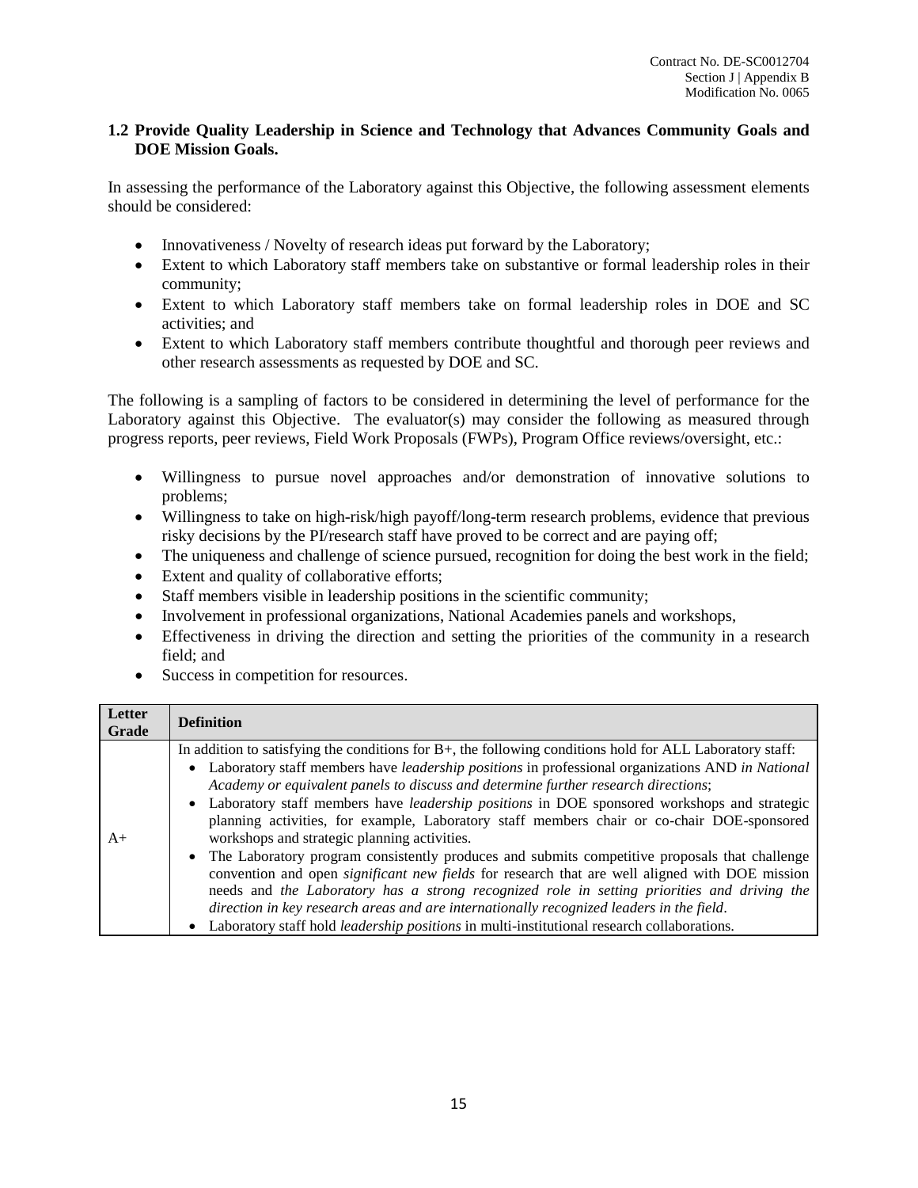### 1.2 Provide Quality Leadership in Science and Technology that Advances Community Goals and DOE Mission Goals.

In assessing the performance of the Laboratory against this Objective, the following assessment elements should be considered:

- Innovativeness / Novelty of research ideas put forward by the Laboratory;
- Extent to which Laboratory staff members take on substantive or formal leadership roles in their community;
- Extent to which Laboratory staff members take on formal leadership roles in DOE and SC activities; and
- Extent to which Laboratory staff members contribute thoughtful and thorough peer reviews and other research assessments as requested by DOE and SC.

The following is a sampling of factors to be considered in determining the level of performance for the Laboratory against this Objective. The evaluator(s) may consider the following as measured through progress reports, peer reviews, Field Work Proposals (FWPs), Program Office reviews/oversight, etc.:

- Willingness to pursue novel approaches and/or demonstration of innovative solutions to problems;
- Willingness to take on high-risk/high payoff/long-term research problems, evidence that previous risky decisions by the PI/research staff have proved to be correct and are paying off;
- The uniqueness and challenge of science pursued, recognition for doing the best work in the field;
- Extent and quality of collaborative efforts;
- Staff members visible in leadership positions in the scientific community;
- Involvement in professional organizations, National Academies panels and workshops,
- Effectiveness in driving the direction and setting the priorities of the community in a research field; and
- Success in competition for resources.

| Letter Grade | Definition |
|---|---|
| A+ | In addition to satisfying the conditions for B+, the following conditions hold for ALL Laboratory staff: <br>• Laboratory staff members have *leadership positions* in professional organizations AND *in National Academy or equivalent panels to discuss and determine further research directions*; <br>• Laboratory staff members have *leadership positions* in DOE sponsored workshops and strategic planning activities, for example, Laboratory staff members chair or co-chair DOE-sponsored workshops and strategic planning activities. <br>• The Laboratory program consistently produces and submits competitive proposals that challenge convention and open *significant new fields* for research that are well aligned with DOE mission needs and *the Laboratory has a strong recognized role in setting priorities and driving the direction in key research areas and are internationally recognized leaders in the field*. <br>• Laboratory staff hold *leadership positions* in multi-institutional research collaborations. |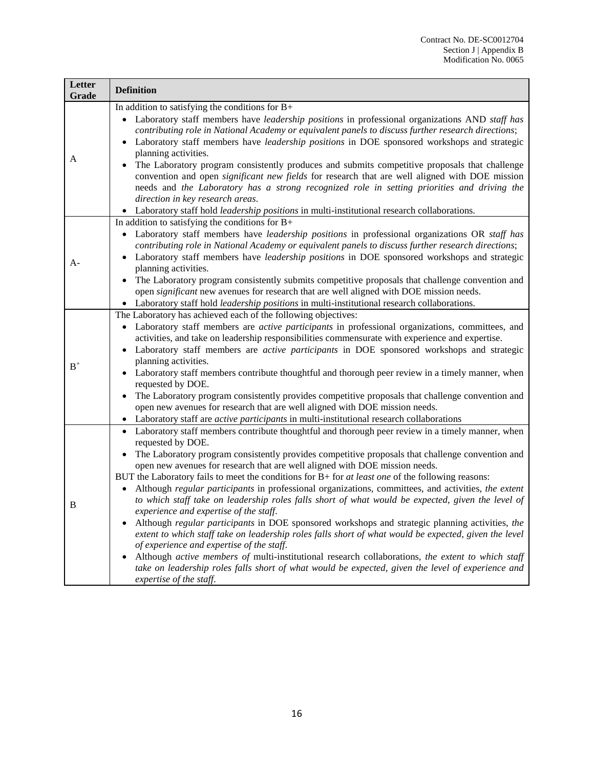| Letter Grade | Definition |
|---|---|
| A | In addition to satisfying the conditions for B+<br>• Laboratory staff members have *leadership positions* in professional organizations AND *staff has contributing role in National Academy or equivalent panels to discuss further research directions*;<br>• Laboratory staff members have *leadership positions* in DOE sponsored workshops and strategic planning activities.<br>• The Laboratory program consistently produces and submits competitive proposals that challenge convention and open *significant new fields* for research that are well aligned with DOE mission needs and *the Laboratory has a strong recognized role in setting priorities and driving the direction in key research areas*.<br>• Laboratory staff hold *leadership positions* in multi-institutional research collaborations. |
| A- | In addition to satisfying the conditions for B+<br>• Laboratory staff members have *leadership positions* in professional organizations OR *staff has contributing role in National Academy or equivalent panels to discuss further research directions*;<br>• Laboratory staff members have *leadership positions* in DOE sponsored workshops and strategic planning activities.<br>• The Laboratory program consistently submits competitive proposals that challenge convention and open *significant* new avenues for research that are well aligned with DOE mission needs.<br>• Laboratory staff hold *leadership positions* in multi-institutional research collaborations. |
| B+ | The Laboratory has achieved each of the following objectives:<br>• Laboratory staff members are *active participants* in professional organizations, committees, and activities, and take on leadership responsibilities commensurate with experience and expertise.<br>• Laboratory staff members are *active participants* in DOE sponsored workshops and strategic planning activities.<br>• Laboratory staff members contribute thoughtful and thorough peer review in a timely manner, when requested by DOE.<br>• The Laboratory program consistently provides competitive proposals that challenge convention and open new avenues for research that are well aligned with DOE mission needs.<br>• Laboratory staff are *active participants* in multi-institutional research collaborations |
| B | • Laboratory staff members contribute thoughtful and thorough peer review in a timely manner, when requested by DOE.<br>• The Laboratory program consistently provides competitive proposals that challenge convention and open new avenues for research that are well aligned with DOE mission needs.<br>BUT the Laboratory fails to meet the conditions for B+ for *at least one* of the following reasons:<br>• Although *regular participants* in professional organizations, committees, and activities, *the extent to which staff take on leadership roles falls short of what would be expected, given the level of experience and expertise of the staff*.<br>• Although *regular participants* in DOE sponsored workshops and strategic planning activities, *the extent to which staff take on leadership roles falls short of what would be expected, given the level of experience and expertise of the staff*.<br>• Although *active members of* multi-institutional research collaborations, *the extent to which staff take on leadership roles falls short of what would be expected, given the level of experience and expertise of the staff*. |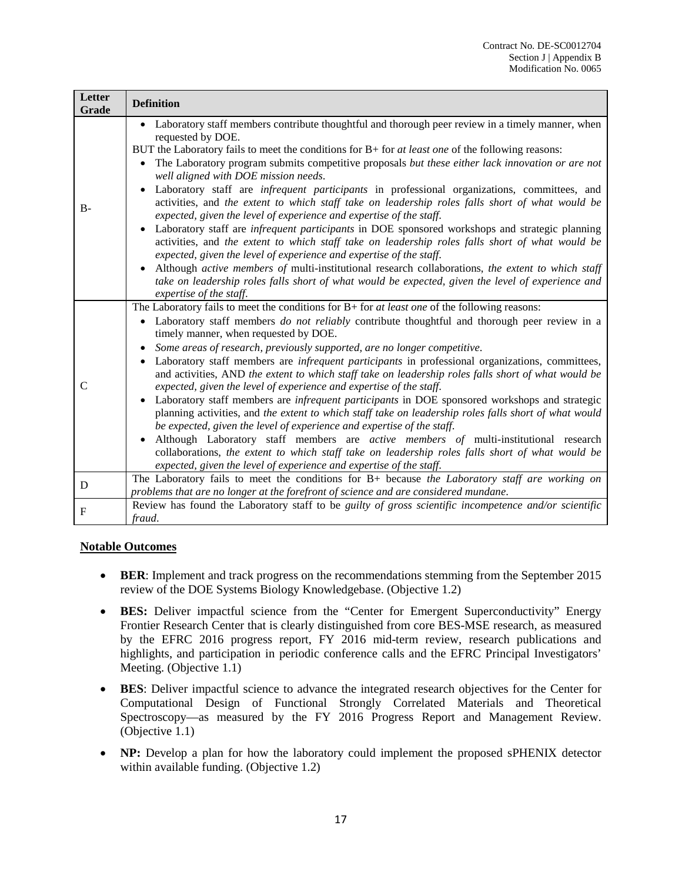| Letter Grade | Definition |
|---|---|
| B- | • Laboratory staff members contribute thoughtful and thorough peer review in a timely manner, when requested by DOE.<br>BUT the Laboratory fails to meet the conditions for B+ for *at least one* of the following reasons:<br>• The Laboratory program submits competitive proposals *but these either lack innovation or are not well aligned with DOE mission needs*.<br>• Laboratory staff are *infrequent participants* in professional organizations, committees, and activities, and *the extent to which staff take on leadership roles falls short of what would be expected, given the level of experience and expertise of the staff.*<br>• Laboratory staff are *infrequent participants* in DOE sponsored workshops and strategic planning activities, and *the extent to which staff take on leadership roles falls short of what would be expected, given the level of experience and expertise of the staff.*<br>• Although *active members of* multi-institutional research collaborations, *the extent to which staff take on leadership roles falls short of what would be expected, given the level of experience and expertise of the staff.* |
| C | The Laboratory fails to meet the conditions for B+ for *at least one* of the following reasons:<br>• Laboratory staff members *do not reliably* contribute thoughtful and thorough peer review in a timely manner, when requested by DOE.<br>• *Some areas of research, previously supported, are no longer competitive.*<br>• Laboratory staff members are *infrequent participants* in professional organizations, committees, and activities, AND *the extent to which staff take on leadership roles falls short of what would be expected, given the level of experience and expertise of the staff.*<br>• Laboratory staff members are *infrequent participants* in DOE sponsored workshops and strategic planning activities, and *the extent to which staff take on leadership roles falls short of what would be expected, given the level of experience and expertise of the staff.*<br>• Although Laboratory staff members are *active members of* multi-institutional research collaborations, *the extent to which staff take on leadership roles falls short of what would be expected, given the level of experience and expertise of the staff.* |
| D | The Laboratory fails to meet the conditions for B+ because *the Laboratory staff are working on problems that are no longer at the forefront of science and are considered mundane*. |
| F | Review has found the Laboratory staff to be *guilty of gross scientific incompetence and/or scientific fraud*. |

**Notable Outcomes**

- **BER**: Implement and track progress on the recommendations stemming from the September 2015 review of the DOE Systems Biology Knowledgebase. (Objective 1.2)
- **BES:** Deliver impactful science from the "Center for Emergent Superconductivity" Energy Frontier Research Center that is clearly distinguished from core BES-MSE research, as measured by the EFRC 2016 progress report, FY 2016 mid-term review, research publications and highlights, and participation in periodic conference calls and the EFRC Principal Investigators' Meeting. (Objective 1.1)
- **BES**: Deliver impactful science to advance the integrated research objectives for the Center for Computational Design of Functional Strongly Correlated Materials and Theoretical Spectroscopy—as measured by the FY 2016 Progress Report and Management Review. (Objective 1.1)
- **NP:** Develop a plan for how the laboratory could implement the proposed sPHENIX detector within available funding. (Objective 1.2)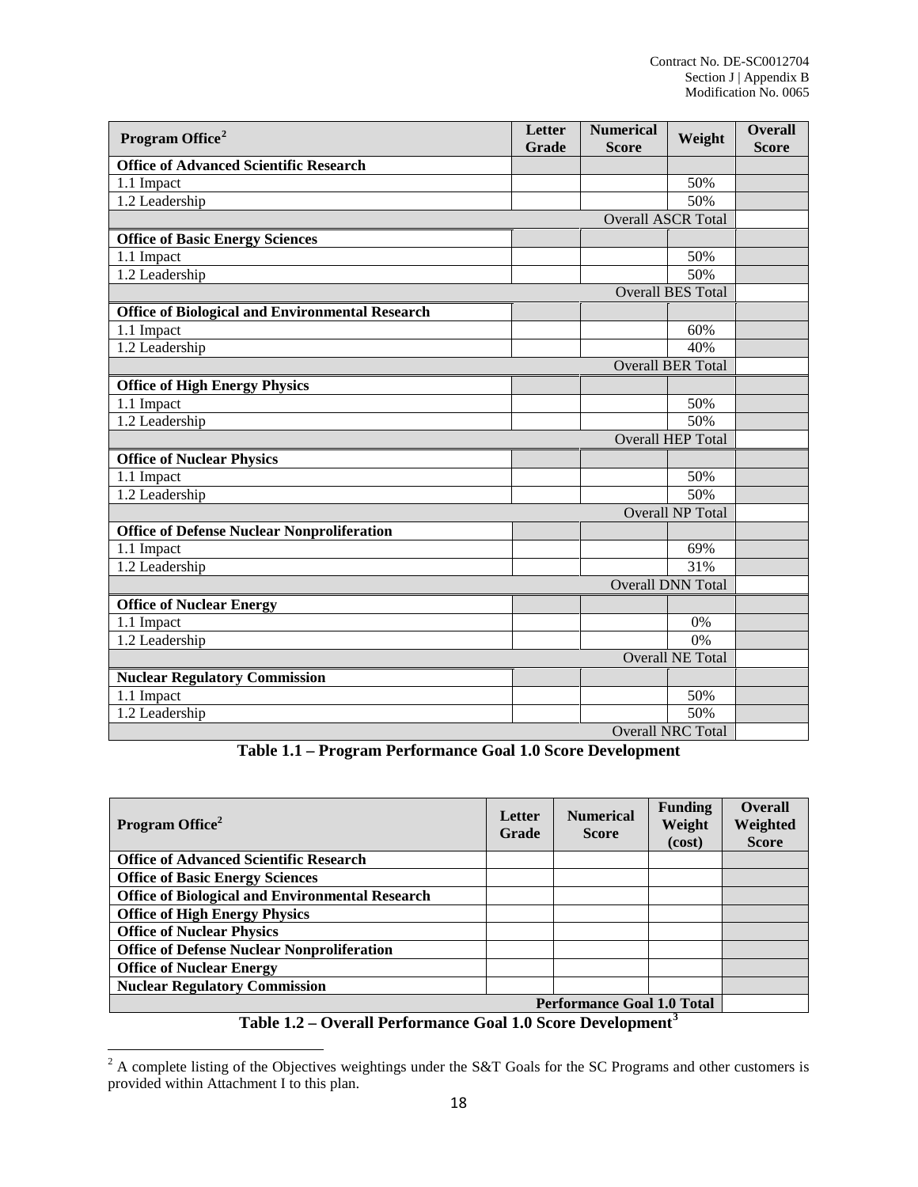| Program Office[2] | Letter Grade | Numerical Score | Weight | Overall Score |
|---|---|---|---|---|
| **Office of Advanced Scientific Research** | | | | |
| 1.1 Impact | | | 50% | |
| 1.2 Leadership | | | 50% | |
| | | | Overall ASCR Total | |
| **Office of Basic Energy Sciences** | | | | |
| 1.1 Impact | | | 50% | |
| 1.2 Leadership | | | 50% | |
| | | | Overall BES Total | |
| **Office of Biological and Environmental Research** | | | | |
| 1.1 Impact | | | 60% | |
| 1.2 Leadership | | | 40% | |
| | | | Overall BER Total | |
| **Office of High Energy Physics** | | | | |
| 1.1 Impact | | | 50% | |
| 1.2 Leadership | | | 50% | |
| | | | Overall HEP Total | |
| **Office of Nuclear Physics** | | | | |
| 1.1 Impact | | | 50% | |
| 1.2 Leadership | | | 50% | |
| | | | Overall NP Total | |
| **Office of Defense Nuclear Nonproliferation** | | | | |
| 1.1 Impact | | | 69% | |
| 1.2 Leadership | | | 31% | |
| | | | Overall DNN Total | |
| **Office of Nuclear Energy** | | | | |
| 1.1 Impact | | | 0% | |
| 1.2 Leadership | | | 0% | |
| | | | Overall NE Total | |
| **Nuclear Regulatory Commission** | | | | |
| 1.1 Impact | | | 50% | |
| 1.2 Leadership | | | 50% | |
| | | | Overall NRC Total | |

**Table 1.1 – Program Performance Goal 1.0 Score Development**

| Program Office[2] | Letter Grade | Numerical Score | Funding Weight (cost) | Overall Weighted Score |
|---|---|---|---|---|
| **Office of Advanced Scientific Research** | | | | |
| **Office of Basic Energy Sciences** | | | | |
| **Office of Biological and Environmental Research** | | | | |
| **Office of High Energy Physics** | | | | |
| **Office of Nuclear Physics** | | | | |
| **Office of Defense Nuclear Nonproliferation** | | | | |
| **Office of Nuclear Energy** | | | | |
| **Nuclear Regulatory Commission** | | | | |
| | | | **Performance Goal 1.0 Total** | |

**Table 1.2 – Overall Performance Goal 1.0 Score Development[3]**

[2] A complete listing of the Objectives weightings under the S&T Goals for the SC Programs and other customers is provided within Attachment I to this plan.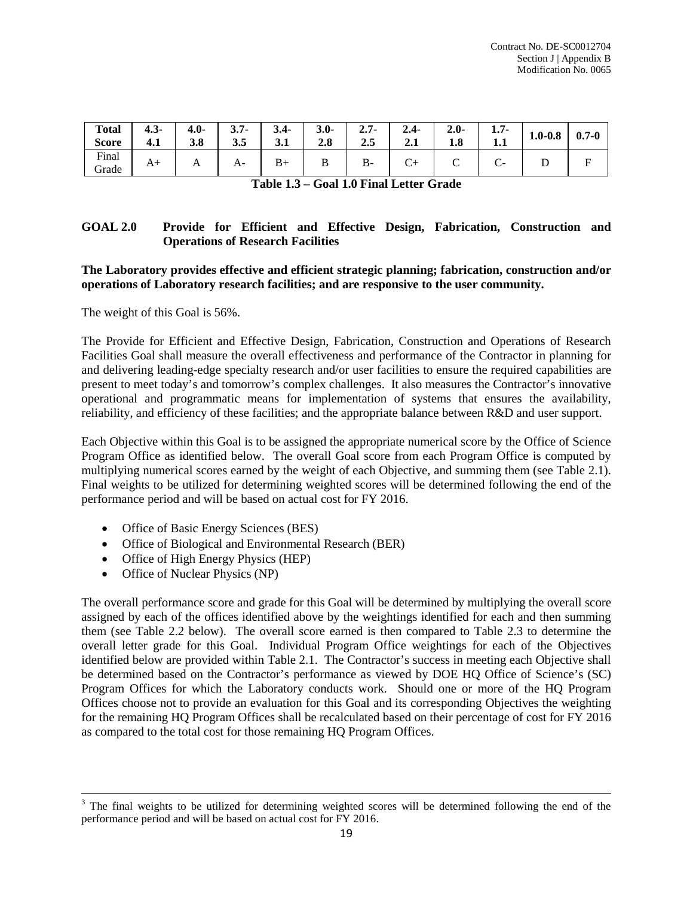| Total Score | 4.3-4.1 | 4.0-3.8 | 3.7-3.5 | 3.4-3.1 | 3.0-2.8 | 2.7-2.5 | 2.4-2.1 | 2.0-1.8 | 1.7-1.1 | 1.0-0.8 | 0.7-0 |
|---|---|---|---|---|---|---|---|---|---|---|---|
| Final Grade | A+ | A | A- | B+ | B | B- | C+ | C | C- | D | F |

**Table 1.3 – Goal 1.0 Final Letter Grade**

## GOAL 2.0 Provide for Efficient and Effective Design, Fabrication, Construction and Operations of Research Facilities

**The Laboratory provides effective and efficient strategic planning; fabrication, construction and/or operations of Laboratory research facilities; and are responsive to the user community.**

The weight of this Goal is 56%.

The Provide for Efficient and Effective Design, Fabrication, Construction and Operations of Research Facilities Goal shall measure the overall effectiveness and performance of the Contractor in planning for and delivering leading-edge specialty research and/or user facilities to ensure the required capabilities are present to meet today's and tomorrow's complex challenges. It also measures the Contractor's innovative operational and programmatic means for implementation of systems that ensures the availability, reliability, and efficiency of these facilities; and the appropriate balance between R&D and user support.

Each Objective within this Goal is to be assigned the appropriate numerical score by the Office of Science Program Office as identified below. The overall Goal score from each Program Office is computed by multiplying numerical scores earned by the weight of each Objective, and summing them (see Table 2.1). Final weights to be utilized for determining weighted scores will be determined following the end of the performance period and will be based on actual cost for FY 2016.

- Office of Basic Energy Sciences (BES)
- Office of Biological and Environmental Research (BER)
- Office of High Energy Physics (HEP)
- Office of Nuclear Physics (NP)

The overall performance score and grade for this Goal will be determined by multiplying the overall score assigned by each of the offices identified above by the weightings identified for each and then summing them (see Table 2.2 below). The overall score earned is then compared to Table 2.3 to determine the overall letter grade for this Goal. Individual Program Office weightings for each of the Objectives identified below are provided within Table 2.1. The Contractor's success in meeting each Objective shall be determined based on the Contractor's performance as viewed by DOE HQ Office of Science's (SC) Program Offices for which the Laboratory conducts work. Should one or more of the HQ Program Offices choose not to provide an evaluation for this Goal and its corresponding Objectives the weighting for the remaining HQ Program Offices shall be recalculated based on their percentage of cost for FY 2016 as compared to the total cost for those remaining HQ Program Offices.

---

[3] The final weights to be utilized for determining weighted scores will be determined following the end of the performance period and will be based on actual cost for FY 2016.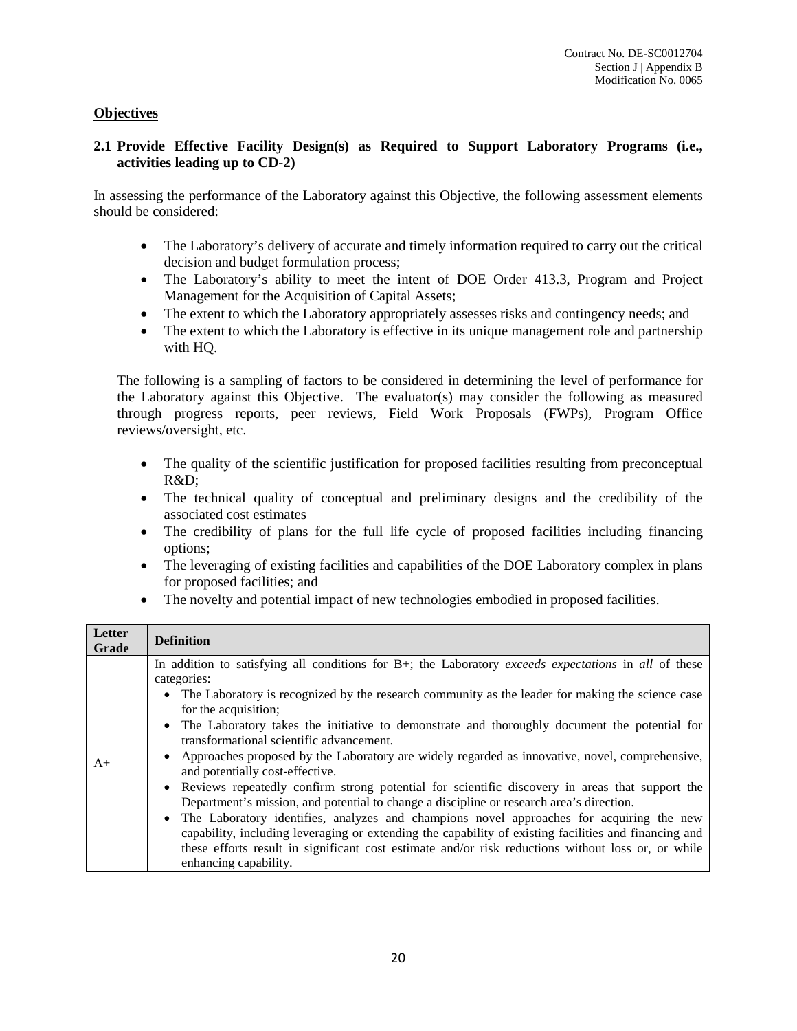## Objectives

### 2.1 Provide Effective Facility Design(s) as Required to Support Laboratory Programs (i.e., activities leading up to CD-2)

In assessing the performance of the Laboratory against this Objective, the following assessment elements should be considered:

- The Laboratory's delivery of accurate and timely information required to carry out the critical decision and budget formulation process;
- The Laboratory's ability to meet the intent of DOE Order 413.3, Program and Project Management for the Acquisition of Capital Assets;
- The extent to which the Laboratory appropriately assesses risks and contingency needs; and
- The extent to which the Laboratory is effective in its unique management role and partnership with HQ.

The following is a sampling of factors to be considered in determining the level of performance for the Laboratory against this Objective. The evaluator(s) may consider the following as measured through progress reports, peer reviews, Field Work Proposals (FWPs), Program Office reviews/oversight, etc.

- The quality of the scientific justification for proposed facilities resulting from preconceptual R&D;
- The technical quality of conceptual and preliminary designs and the credibility of the associated cost estimates
- The credibility of plans for the full life cycle of proposed facilities including financing options;
- The leveraging of existing facilities and capabilities of the DOE Laboratory complex in plans for proposed facilities; and
- The novelty and potential impact of new technologies embodied in proposed facilities.

| Letter Grade | Definition |
|---|---|
| A+ | In addition to satisfying all conditions for B+; the Laboratory *exceeds expectations* in *all* of these categories:<br>• The Laboratory is recognized by the research community as the leader for making the science case for the acquisition;<br>• The Laboratory takes the initiative to demonstrate and thoroughly document the potential for transformational scientific advancement.<br>• Approaches proposed by the Laboratory are widely regarded as innovative, novel, comprehensive, and potentially cost-effective.<br>• Reviews repeatedly confirm strong potential for scientific discovery in areas that support the Department's mission, and potential to change a discipline or research area's direction.<br>• The Laboratory identifies, analyzes and champions novel approaches for acquiring the new capability, including leveraging or extending the capability of existing facilities and financing and these efforts result in significant cost estimate and/or risk reductions without loss or, or while enhancing capability. |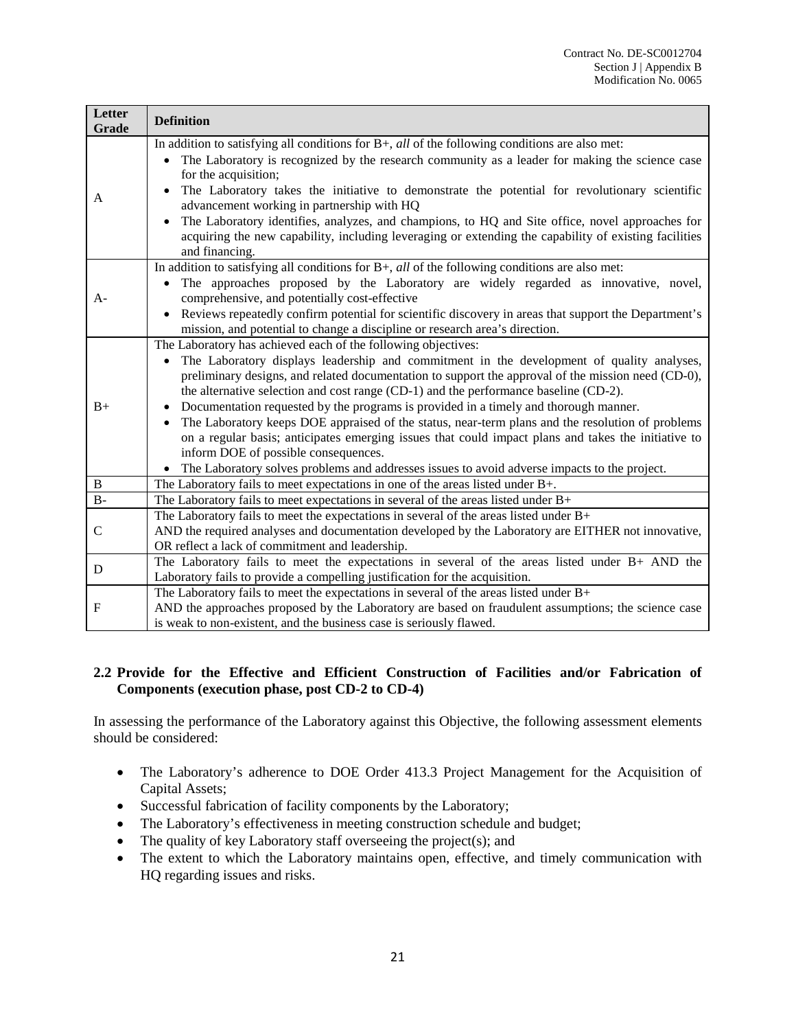| Letter Grade | Definition |
|---|---|
| A | In addition to satisfying all conditions for B+, *all* of the following conditions are also met:<br>• The Laboratory is recognized by the research community as a leader for making the science case for the acquisition;<br>• The Laboratory takes the initiative to demonstrate the potential for revolutionary scientific advancement working in partnership with HQ<br>• The Laboratory identifies, analyzes, and champions, to HQ and Site office, novel approaches for acquiring the new capability, including leveraging or extending the capability of existing facilities and financing. |
| A- | In addition to satisfying all conditions for B+, *all* of the following conditions are also met:<br>• The approaches proposed by the Laboratory are widely regarded as innovative, novel, comprehensive, and potentially cost-effective<br>• Reviews repeatedly confirm potential for scientific discovery in areas that support the Department's mission, and potential to change a discipline or research area's direction. |
| B+ | The Laboratory has achieved each of the following objectives:<br>• The Laboratory displays leadership and commitment in the development of quality analyses, preliminary designs, and related documentation to support the approval of the mission need (CD-0), the alternative selection and cost range (CD-1) and the performance baseline (CD-2).<br>• Documentation requested by the programs is provided in a timely and thorough manner.<br>• The Laboratory keeps DOE appraised of the status, near-term plans and the resolution of problems on a regular basis; anticipates emerging issues that could impact plans and takes the initiative to inform DOE of possible consequences.<br>• The Laboratory solves problems and addresses issues to avoid adverse impacts to the project. |
| B | The Laboratory fails to meet expectations in one of the areas listed under B+. |
| B- | The Laboratory fails to meet expectations in several of the areas listed under B+ |
| C | The Laboratory fails to meet the expectations in several of the areas listed under B+<br>AND the required analyses and documentation developed by the Laboratory are EITHER not innovative, OR reflect a lack of commitment and leadership. |
| D | The Laboratory fails to meet the expectations in several of the areas listed under B+ AND the Laboratory fails to provide a compelling justification for the acquisition. |
| F | The Laboratory fails to meet the expectations in several of the areas listed under B+<br>AND the approaches proposed by the Laboratory are based on fraudulent assumptions; the science case is weak to non-existent, and the business case is seriously flawed. |

### 2.2 Provide for the Effective and Efficient Construction of Facilities and/or Fabrication of Components (execution phase, post CD-2 to CD-4)

In assessing the performance of the Laboratory against this Objective, the following assessment elements should be considered:

- The Laboratory's adherence to DOE Order 413.3 Project Management for the Acquisition of Capital Assets;
- Successful fabrication of facility components by the Laboratory;
- The Laboratory's effectiveness in meeting construction schedule and budget;
- The quality of key Laboratory staff overseeing the project(s); and
- The extent to which the Laboratory maintains open, effective, and timely communication with HQ regarding issues and risks.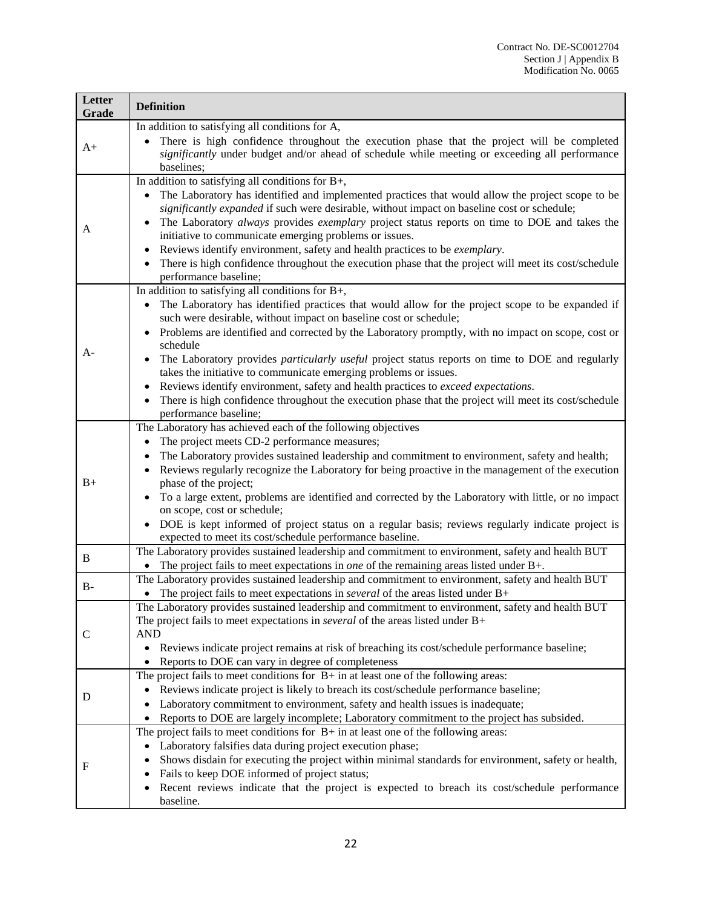| Letter Grade | Definition |
|---|---|
| A+ | In addition to satisfying all conditions for A,<br>• There is high confidence throughout the execution phase that the project will be completed *significantly* under budget and/or ahead of schedule while meeting or exceeding all performance baselines; |
| A | In addition to satisfying all conditions for B+,<br>• The Laboratory has identified and implemented practices that would allow the project scope to be *significantly expanded* if such were desirable, without impact on baseline cost or schedule;<br>• The Laboratory *always* provides *exemplary* project status reports on time to DOE and takes the initiative to communicate emerging problems or issues.<br>• Reviews identify environment, safety and health practices to be *exemplary*.<br>• There is high confidence throughout the execution phase that the project will meet its cost/schedule performance baseline; |
| A- | In addition to satisfying all conditions for B+,<br>• The Laboratory has identified practices that would allow for the project scope to be expanded if such were desirable, without impact on baseline cost or schedule;<br>• Problems are identified and corrected by the Laboratory promptly, with no impact on scope, cost or schedule<br>• The Laboratory provides *particularly useful* project status reports on time to DOE and regularly takes the initiative to communicate emerging problems or issues.<br>• Reviews identify environment, safety and health practices to *exceed expectations*.<br>• There is high confidence throughout the execution phase that the project will meet its cost/schedule performance baseline; |
| B+ | The Laboratory has achieved each of the following objectives<br>• The project meets CD-2 performance measures;<br>• The Laboratory provides sustained leadership and commitment to environment, safety and health;<br>• Reviews regularly recognize the Laboratory for being proactive in the management of the execution phase of the project;<br>• To a large extent, problems are identified and corrected by the Laboratory with little, or no impact on scope, cost or schedule;<br>• DOE is kept informed of project status on a regular basis; reviews regularly indicate project is expected to meet its cost/schedule performance baseline. |
| B | The Laboratory provides sustained leadership and commitment to environment, safety and health BUT<br>• The project fails to meet expectations in *one* of the remaining areas listed under B+. |
| B- | The Laboratory provides sustained leadership and commitment to environment, safety and health BUT<br>• The project fails to meet expectations in *several* of the areas listed under B+ |
| C | The Laboratory provides sustained leadership and commitment to environment, safety and health BUT<br>The project fails to meet expectations in *several* of the areas listed under B+<br>AND<br>• Reviews indicate project remains at risk of breaching its cost/schedule performance baseline;<br>• Reports to DOE can vary in degree of completeness |
| D | The project fails to meet conditions for B+ in at least one of the following areas:<br>• Reviews indicate project is likely to breach its cost/schedule performance baseline;<br>• Laboratory commitment to environment, safety and health issues is inadequate;<br>• Reports to DOE are largely incomplete; Laboratory commitment to the project has subsided. |
| F | The project fails to meet conditions for B+ in at least one of the following areas:<br>• Laboratory falsifies data during project execution phase;<br>• Shows disdain for executing the project within minimal standards for environment, safety or health,<br>• Fails to keep DOE informed of project status;<br>• Recent reviews indicate that the project is expected to breach its cost/schedule performance baseline. |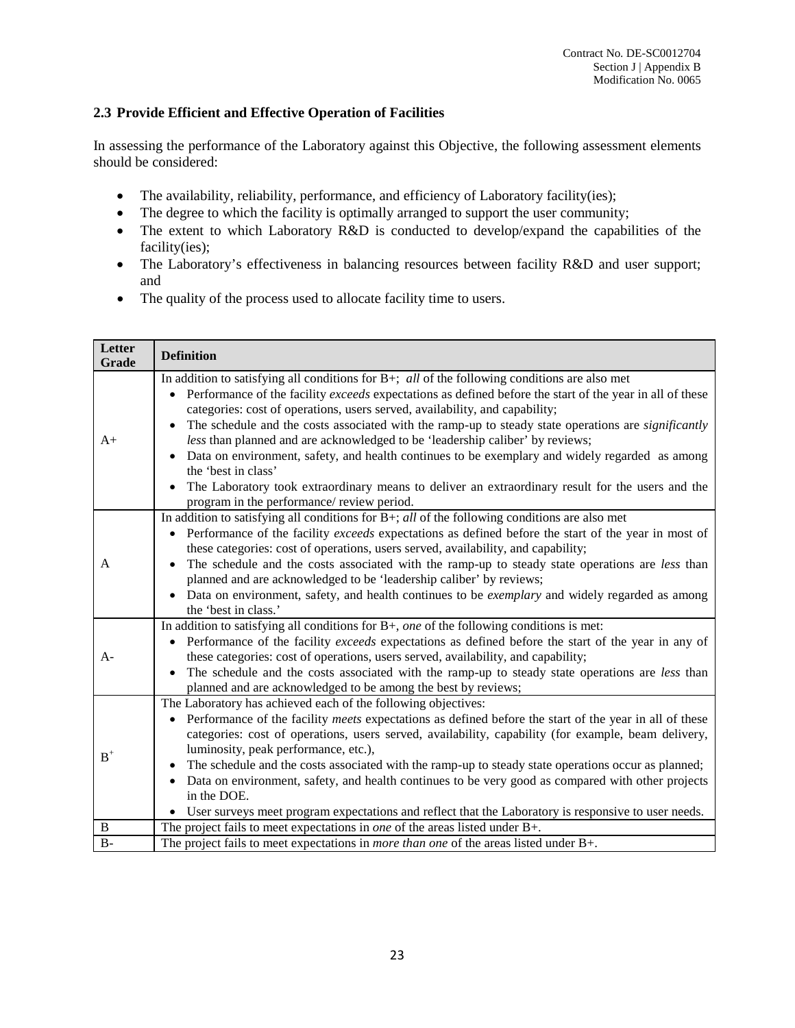### 2.3 Provide Efficient and Effective Operation of Facilities

In assessing the performance of the Laboratory against this Objective, the following assessment elements should be considered:

- The availability, reliability, performance, and efficiency of Laboratory facility(ies);
- The degree to which the facility is optimally arranged to support the user community;
- The extent to which Laboratory R&D is conducted to develop/expand the capabilities of the facility(ies);
- The Laboratory's effectiveness in balancing resources between facility R&D and user support; and
- The quality of the process used to allocate facility time to users.

| Letter Grade | Definition |
|---|---|
| A+ | In addition to satisfying all conditions for B+; *all* of the following conditions are also met<br>• Performance of the facility *exceeds* expectations as defined before the start of the year in all of these categories: cost of operations, users served, availability, and capability;<br>• The schedule and the costs associated with the ramp-up to steady state operations are *significantly less* than planned and are acknowledged to be 'leadership caliber' by reviews;<br>• Data on environment, safety, and health continues to be exemplary and widely regarded as among the 'best in class'<br>• The Laboratory took extraordinary means to deliver an extraordinary result for the users and the program in the performance/ review period. |
| A | In addition to satisfying all conditions for B+; *all* of the following conditions are also met<br>• Performance of the facility *exceeds* expectations as defined before the start of the year in most of these categories: cost of operations, users served, availability, and capability;<br>• The schedule and the costs associated with the ramp-up to steady state operations are *less* than planned and are acknowledged to be 'leadership caliber' by reviews;<br>• Data on environment, safety, and health continues to be *exemplary* and widely regarded as among the 'best in class.' |
| A- | In addition to satisfying all conditions for B+, *one* of the following conditions is met:<br>• Performance of the facility *exceeds* expectations as defined before the start of the year in any of these categories: cost of operations, users served, availability, and capability;<br>• The schedule and the costs associated with the ramp-up to steady state operations are *less* than planned and are acknowledged to be among the best by reviews; |
| B+ | The Laboratory has achieved each of the following objectives:<br>• Performance of the facility *meets* expectations as defined before the start of the year in all of these categories: cost of operations, users served, availability, capability (for example, beam delivery, luminosity, peak performance, etc.),<br>• The schedule and the costs associated with the ramp-up to steady state operations occur as planned;<br>• Data on environment, safety, and health continues to be very good as compared with other projects in the DOE.<br>• User surveys meet program expectations and reflect that the Laboratory is responsive to user needs. |
| B | The project fails to meet expectations in *one* of the areas listed under B+. |
| B- | The project fails to meet expectations in *more than one* of the areas listed under B+. |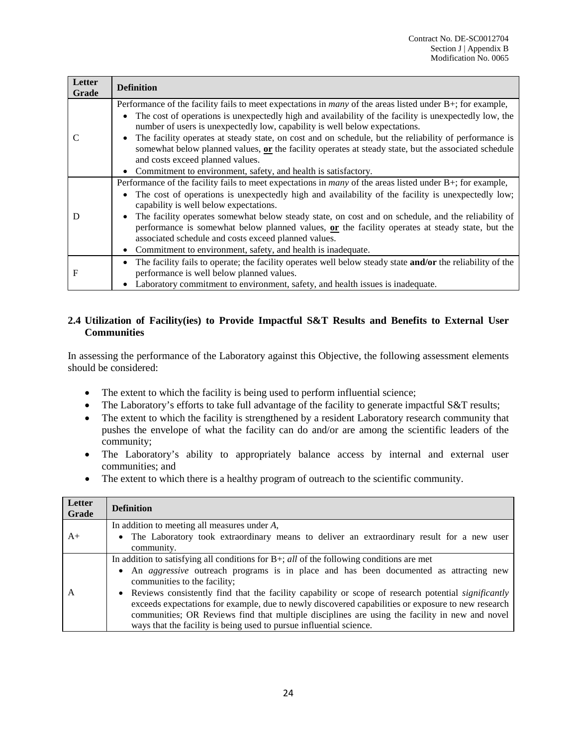| Letter Grade | Definition |
|---|---|
| C | Performance of the facility fails to meet expectations in *many* of the areas listed under B+; for example,<br>• The cost of operations is unexpectedly high and availability of the facility is unexpectedly low, the number of users is unexpectedly low, capability is well below expectations.<br>• The facility operates at steady state, on cost and on schedule, but the reliability of performance is somewhat below planned values, **or** the facility operates at steady state, but the associated schedule and costs exceed planned values.<br>• Commitment to environment, safety, and health is satisfactory. |
| D | Performance of the facility fails to meet expectations in *many* of the areas listed under B+; for example,<br>• The cost of operations is unexpectedly high and availability of the facility is unexpectedly low; capability is well below expectations.<br>• The facility operates somewhat below steady state, on cost and on schedule, and the reliability of performance is somewhat below planned values, **or** the facility operates at steady state, but the associated schedule and costs exceed planned values.<br>• Commitment to environment, safety, and health is inadequate. |
| F | • The facility fails to operate; the facility operates well below steady state **and/or** the reliability of the performance is well below planned values.<br>• Laboratory commitment to environment, safety, and health issues is inadequate. |

### 2.4 Utilization of Facility(ies) to Provide Impactful S&T Results and Benefits to External User Communities

In assessing the performance of the Laboratory against this Objective, the following assessment elements should be considered:

- The extent to which the facility is being used to perform influential science;
- The Laboratory's efforts to take full advantage of the facility to generate impactful S&T results;
- The extent to which the facility is strengthened by a resident Laboratory research community that pushes the envelope of what the facility can do and/or are among the scientific leaders of the community;
- The Laboratory's ability to appropriately balance access by internal and external user communities; and
- The extent to which there is a healthy program of outreach to the scientific community.

| Letter Grade | Definition |
|---|---|
| A+ | In addition to meeting all measures under *A*,<br>• The Laboratory took extraordinary means to deliver an extraordinary result for a new user community. |
| A | In addition to satisfying all conditions for B+; *all* of the following conditions are met<br>• An *aggressive* outreach programs is in place and has been documented as attracting new communities to the facility;<br>• Reviews consistently find that the facility capability or scope of research potential *significantly* exceeds expectations for example, due to newly discovered capabilities or exposure to new research communities; OR Reviews find that multiple disciplines are using the facility in new and novel ways that the facility is being used to pursue influential science. |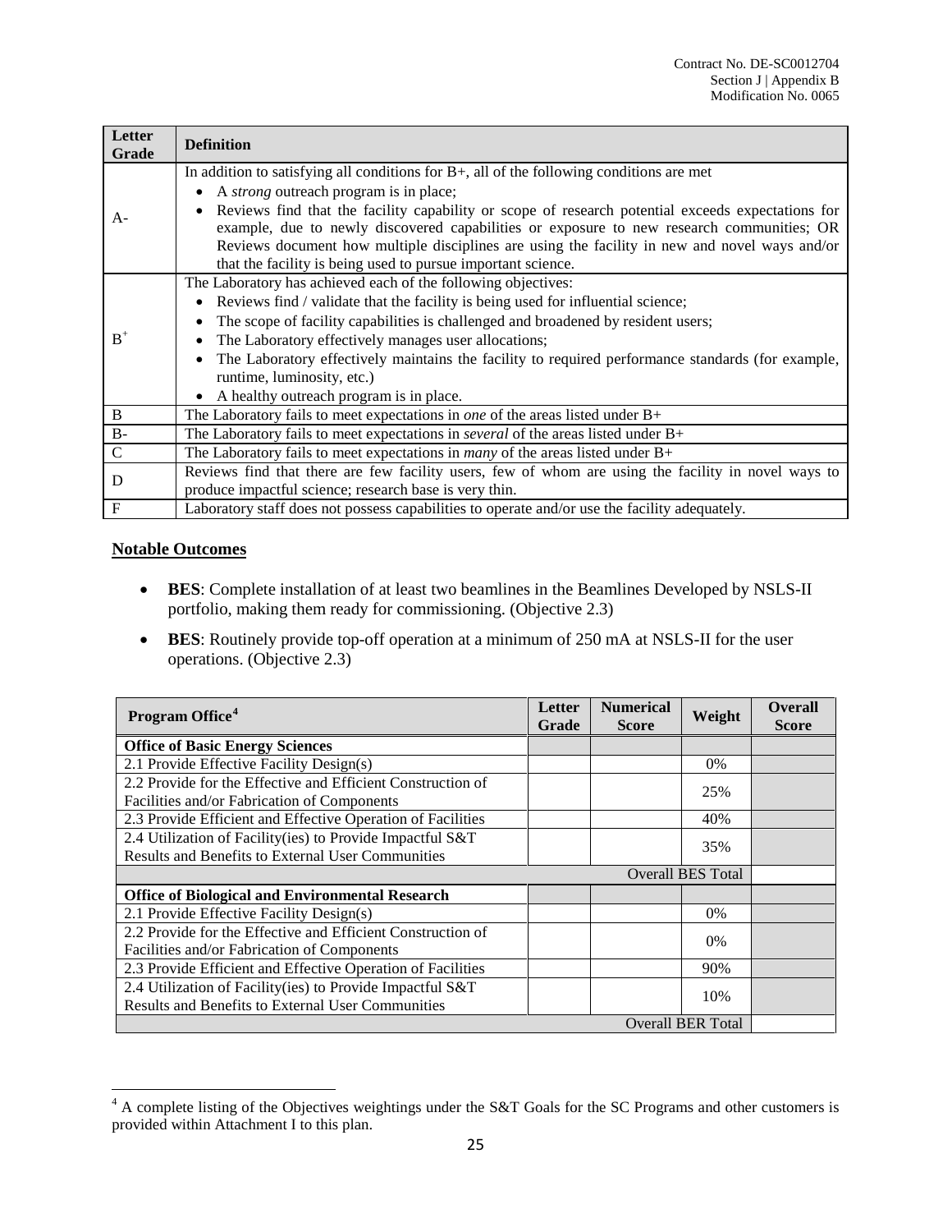| Letter Grade | Definition |
|---|---|
| A- | In addition to satisfying all conditions for B+, all of the following conditions are met<br>• A *strong* outreach program is in place;<br>• Reviews find that the facility capability or scope of research potential exceeds expectations for example, due to newly discovered capabilities or exposure to new research communities; OR Reviews document how multiple disciplines are using the facility in new and novel ways and/or that the facility is being used to pursue important science. |
| B+ | The Laboratory has achieved each of the following objectives:<br>• Reviews find / validate that the facility is being used for influential science;<br>• The scope of facility capabilities is challenged and broadened by resident users;<br>• The Laboratory effectively manages user allocations;<br>• The Laboratory effectively maintains the facility to required performance standards (for example, runtime, luminosity, etc.)<br>• A healthy outreach program is in place. |
| B | The Laboratory fails to meet expectations in *one* of the areas listed under B+ |
| B- | The Laboratory fails to meet expectations in *several* of the areas listed under B+ |
| C | The Laboratory fails to meet expectations in *many* of the areas listed under B+ |
| D | Reviews find that there are few facility users, few of whom are using the facility in novel ways to produce impactful science; research base is very thin. |
| F | Laboratory staff does not possess capabilities to operate and/or use the facility adequately. |

## Notable Outcomes

- **BES**: Complete installation of at least two beamlines in the Beamlines Developed by NSLS-II portfolio, making them ready for commissioning. (Objective 2.3)
- **BES**: Routinely provide top-off operation at a minimum of 250 mA at NSLS-II for the user operations. (Objective 2.3)

| Program Office[4] | Letter Grade | Numerical Score | Weight | Overall Score |
|---|---|---|---|---|
| **Office of Basic Energy Sciences** | | | | |
| 2.1 Provide Effective Facility Design(s) | | | 0% | |
| 2.2 Provide for the Effective and Efficient Construction of Facilities and/or Fabrication of Components | | | 25% | |
| 2.3 Provide Efficient and Effective Operation of Facilities | | | 40% | |
| 2.4 Utilization of Facility(ies) to Provide Impactful S&T Results and Benefits to External User Communities | | | 35% | |
| | | | Overall BES Total | |
| **Office of Biological and Environmental Research** | | | | |
| 2.1 Provide Effective Facility Design(s) | | | 0% | |
| 2.2 Provide for the Effective and Efficient Construction of Facilities and/or Fabrication of Components | | | 0% | |
| 2.3 Provide Efficient and Effective Operation of Facilities | | | 90% | |
| 2.4 Utilization of Facility(ies) to Provide Impactful S&T Results and Benefits to External User Communities | | | 10% | |
| | | | Overall BER Total | |

[4] A complete listing of the Objectives weightings under the S&T Goals for the SC Programs and other customers is provided within Attachment I to this plan.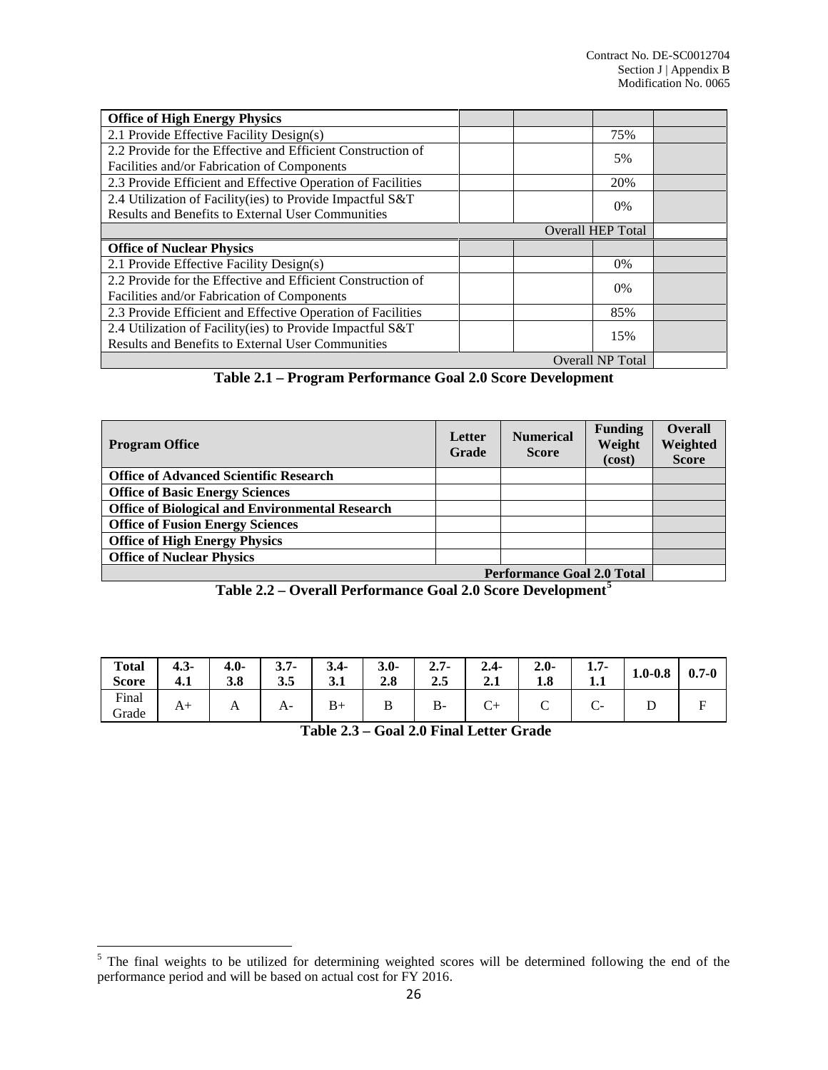| | | | | |
|---|---|---|---|---|
| **Office of High Energy Physics** | | | | |
| 2.1 Provide Effective Facility Design(s) | | | 75% | |
| 2.2 Provide for the Effective and Efficient Construction of Facilities and/or Fabrication of Components | | | 5% | |
| 2.3 Provide Efficient and Effective Operation of Facilities | | | 20% | |
| 2.4 Utilization of Facility(ies) to Provide Impactful S&T Results and Benefits to External User Communities | | | 0% | |
| | | | Overall HEP Total | |
| **Office of Nuclear Physics** | | | | |
| 2.1 Provide Effective Facility Design(s) | | | 0% | |
| 2.2 Provide for the Effective and Efficient Construction of Facilities and/or Fabrication of Components | | | 0% | |
| 2.3 Provide Efficient and Effective Operation of Facilities | | | 85% | |
| 2.4 Utilization of Facility(ies) to Provide Impactful S&T Results and Benefits to External User Communities | | | 15% | |
| | | | Overall NP Total | |

**Table 2.1 – Program Performance Goal 2.0 Score Development**

| Program Office | Letter Grade | Numerical Score | Funding Weight (cost) | Overall Weighted Score |
|---|---|---|---|---|
| **Office of Advanced Scientific Research** | | | | |
| **Office of Basic Energy Sciences** | | | | |
| **Office of Biological and Environmental Research** | | | | |
| **Office of Fusion Energy Sciences** | | | | |
| **Office of High Energy Physics** | | | | |
| **Office of Nuclear Physics** | | | | |
| | | | **Performance Goal 2.0 Total** | |

**Table 2.2 – Overall Performance Goal 2.0 Score Development**[5]

| **Total Score** | **4.3-4.1** | **4.0-3.8** | **3.7-3.5** | **3.4-3.1** | **3.0-2.8** | **2.7-2.5** | **2.4-2.1** | **2.0-1.8** | **1.7-1.1** | **1.0-0.8** | **0.7-0** |
|---|---|---|---|---|---|---|---|---|---|---|---|
| Final Grade | A+ | A | A- | B+ | B | B- | C+ | C | C- | D | F |

**Table 2.3 – Goal 2.0 Final Letter Grade**

[5] The final weights to be utilized for determining weighted scores will be determined following the end of the performance period and will be based on actual cost for FY 2016.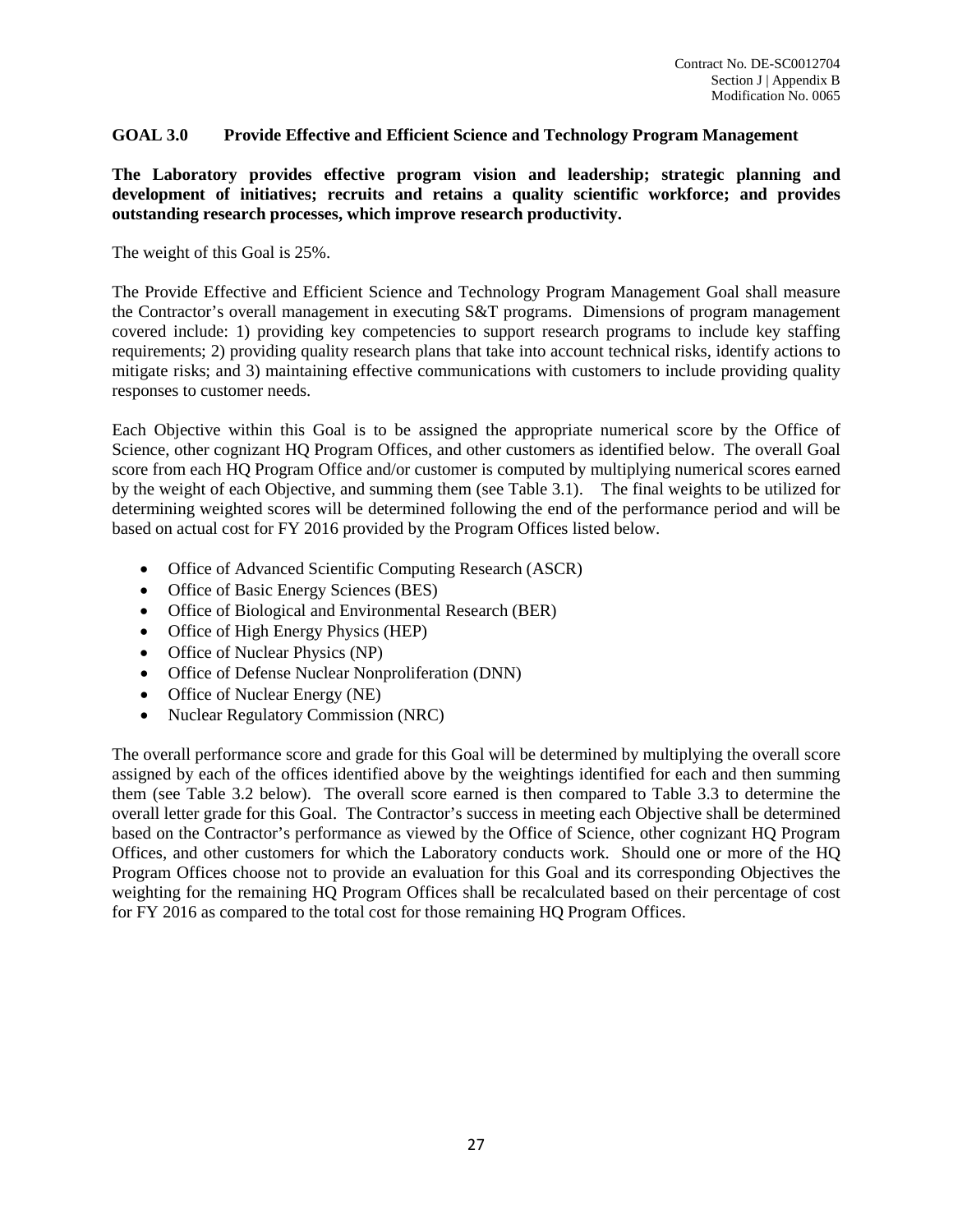## GOAL 3.0 Provide Effective and Efficient Science and Technology Program Management

**The Laboratory provides effective program vision and leadership; strategic planning and development of initiatives; recruits and retains a quality scientific workforce; and provides outstanding research processes, which improve research productivity.**

The weight of this Goal is 25%.

The Provide Effective and Efficient Science and Technology Program Management Goal shall measure the Contractor's overall management in executing S&T programs. Dimensions of program management covered include: 1) providing key competencies to support research programs to include key staffing requirements; 2) providing quality research plans that take into account technical risks, identify actions to mitigate risks; and 3) maintaining effective communications with customers to include providing quality responses to customer needs.

Each Objective within this Goal is to be assigned the appropriate numerical score by the Office of Science, other cognizant HQ Program Offices, and other customers as identified below. The overall Goal score from each HQ Program Office and/or customer is computed by multiplying numerical scores earned by the weight of each Objective, and summing them (see Table 3.1). The final weights to be utilized for determining weighted scores will be determined following the end of the performance period and will be based on actual cost for FY 2016 provided by the Program Offices listed below.

- Office of Advanced Scientific Computing Research (ASCR)
- Office of Basic Energy Sciences (BES)
- Office of Biological and Environmental Research (BER)
- Office of High Energy Physics (HEP)
- Office of Nuclear Physics (NP)
- Office of Defense Nuclear Nonproliferation (DNN)
- Office of Nuclear Energy (NE)
- Nuclear Regulatory Commission (NRC)

The overall performance score and grade for this Goal will be determined by multiplying the overall score assigned by each of the offices identified above by the weightings identified for each and then summing them (see Table 3.2 below). The overall score earned is then compared to Table 3.3 to determine the overall letter grade for this Goal. The Contractor's success in meeting each Objective shall be determined based on the Contractor's performance as viewed by the Office of Science, other cognizant HQ Program Offices, and other customers for which the Laboratory conducts work. Should one or more of the HQ Program Offices choose not to provide an evaluation for this Goal and its corresponding Objectives the weighting for the remaining HQ Program Offices shall be recalculated based on their percentage of cost for FY 2016 as compared to the total cost for those remaining HQ Program Offices.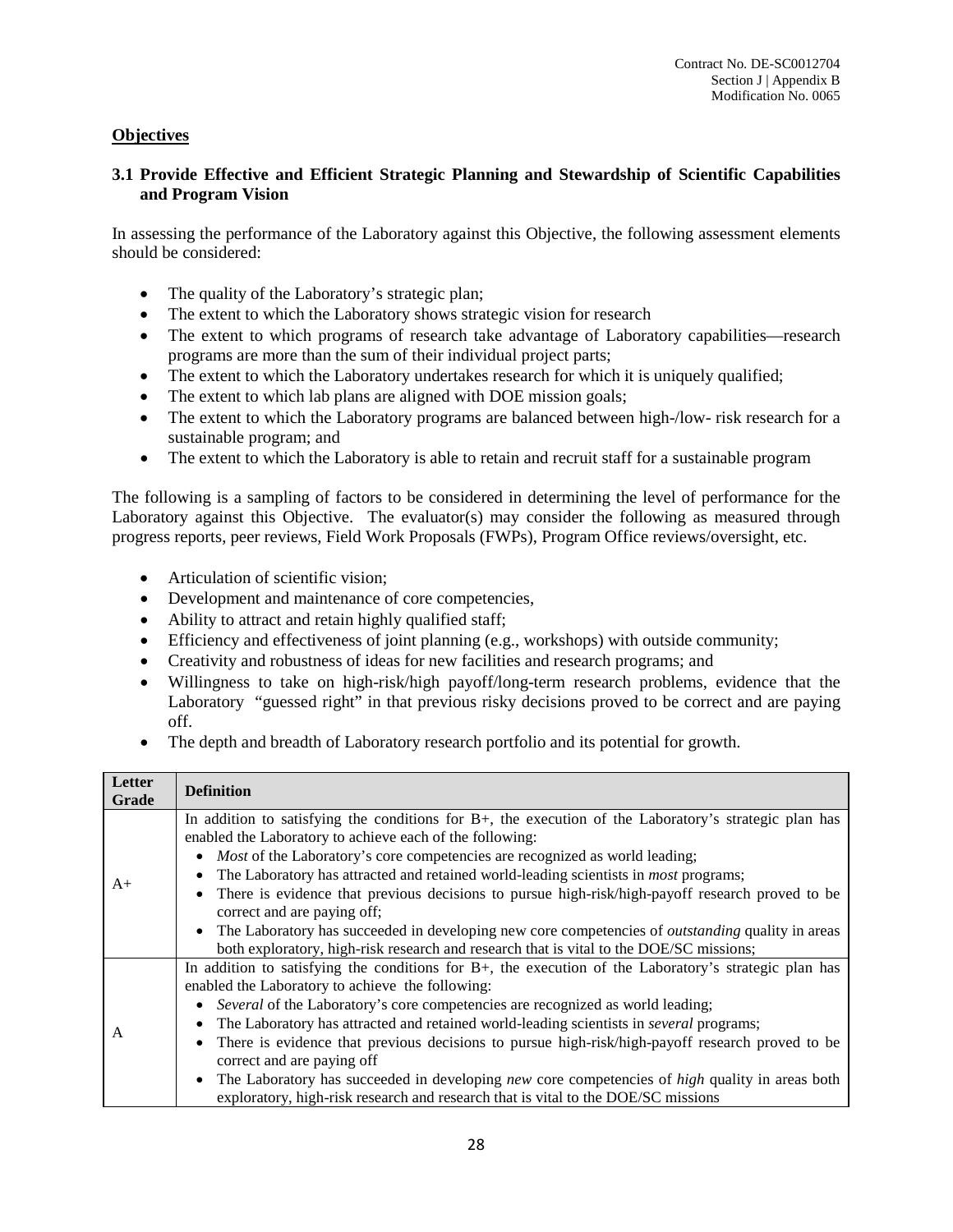**Objectives**

### 3.1 Provide Effective and Efficient Strategic Planning and Stewardship of Scientific Capabilities and Program Vision

In assessing the performance of the Laboratory against this Objective, the following assessment elements should be considered:

- The quality of the Laboratory's strategic plan;
- The extent to which the Laboratory shows strategic vision for research
- The extent to which programs of research take advantage of Laboratory capabilities—research programs are more than the sum of their individual project parts;
- The extent to which the Laboratory undertakes research for which it is uniquely qualified;
- The extent to which lab plans are aligned with DOE mission goals;
- The extent to which the Laboratory programs are balanced between high-/low- risk research for a sustainable program; and
- The extent to which the Laboratory is able to retain and recruit staff for a sustainable program

The following is a sampling of factors to be considered in determining the level of performance for the Laboratory against this Objective. The evaluator(s) may consider the following as measured through progress reports, peer reviews, Field Work Proposals (FWPs), Program Office reviews/oversight, etc.

- Articulation of scientific vision;
- Development and maintenance of core competencies,
- Ability to attract and retain highly qualified staff;
- Efficiency and effectiveness of joint planning (e.g., workshops) with outside community;
- Creativity and robustness of ideas for new facilities and research programs; and
- Willingness to take on high-risk/high payoff/long-term research problems, evidence that the Laboratory "guessed right" in that previous risky decisions proved to be correct and are paying off.
- The depth and breadth of Laboratory research portfolio and its potential for growth.

| Letter Grade | Definition |
|---|---|
| A+ | In addition to satisfying the conditions for B+, the execution of the Laboratory's strategic plan has enabled the Laboratory to achieve each of the following:<br>• *Most* of the Laboratory's core competencies are recognized as world leading;<br>• The Laboratory has attracted and retained world-leading scientists in *most* programs;<br>• There is evidence that previous decisions to pursue high-risk/high-payoff research proved to be correct and are paying off;<br>• The Laboratory has succeeded in developing new core competencies of *outstanding* quality in areas both exploratory, high-risk research and research that is vital to the DOE/SC missions; |
| A | In addition to satisfying the conditions for B+, the execution of the Laboratory's strategic plan has enabled the Laboratory to achieve the following:<br>• *Several* of the Laboratory's core competencies are recognized as world leading;<br>• The Laboratory has attracted and retained world-leading scientists in *several* programs;<br>• There is evidence that previous decisions to pursue high-risk/high-payoff research proved to be correct and are paying off<br>• The Laboratory has succeeded in developing *new* core competencies of *high* quality in areas both exploratory, high-risk research and research that is vital to the DOE/SC missions |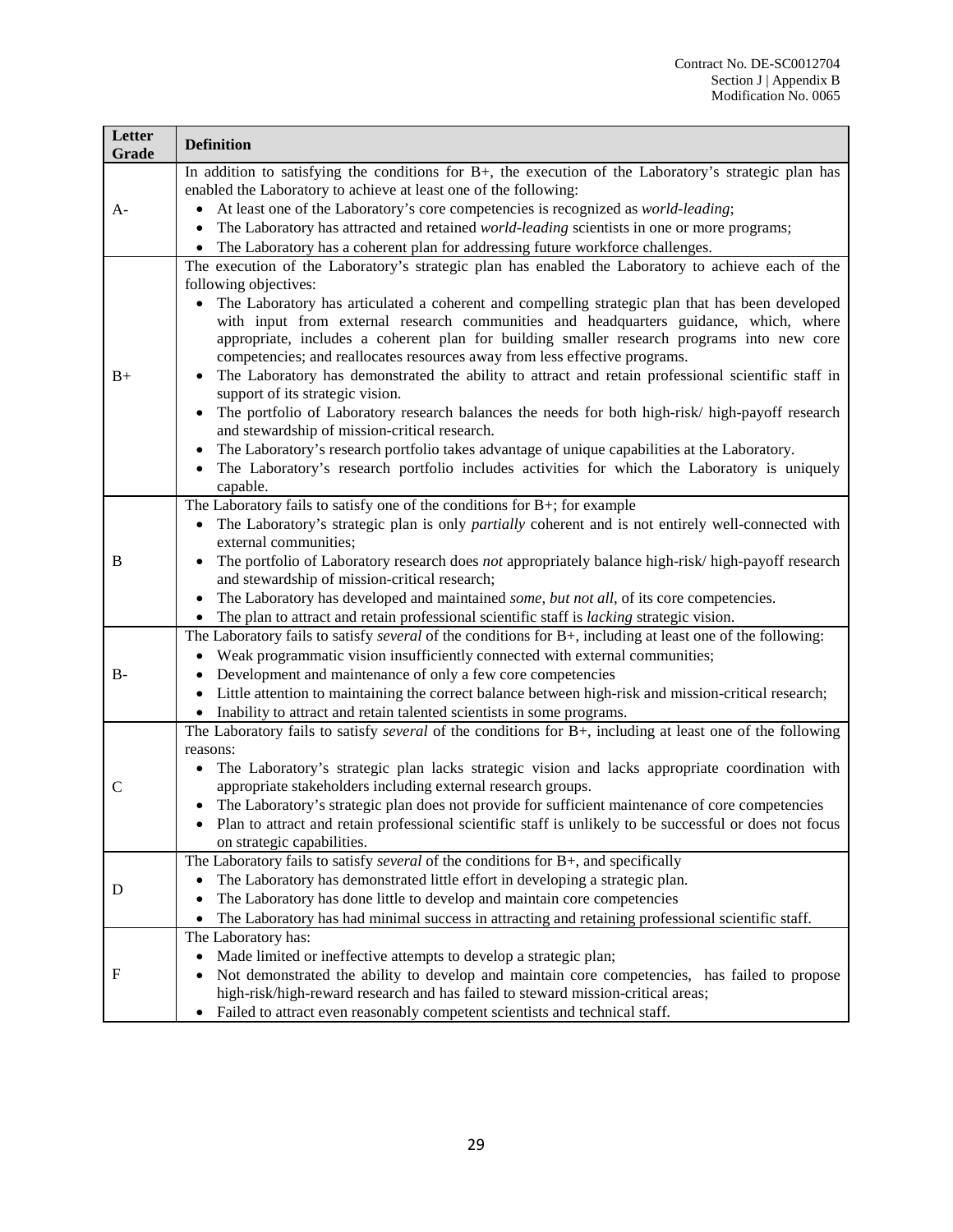| Letter Grade | Definition |
|---|---|
| A- | In addition to satisfying the conditions for B+, the execution of the Laboratory's strategic plan has enabled the Laboratory to achieve at least one of the following:<br>• At least one of the Laboratory's core competencies is recognized as *world-leading*;<br>• The Laboratory has attracted and retained *world-leading* scientists in one or more programs;<br>• The Laboratory has a coherent plan for addressing future workforce challenges. |
| B+ | The execution of the Laboratory's strategic plan has enabled the Laboratory to achieve each of the following objectives:<br>• The Laboratory has articulated a coherent and compelling strategic plan that has been developed with input from external research communities and headquarters guidance, which, where appropriate, includes a coherent plan for building smaller research programs into new core competencies; and reallocates resources away from less effective programs.<br>• The Laboratory has demonstrated the ability to attract and retain professional scientific staff in support of its strategic vision.<br>• The portfolio of Laboratory research balances the needs for both high-risk/ high-payoff research and stewardship of mission-critical research.<br>• The Laboratory's research portfolio takes advantage of unique capabilities at the Laboratory.<br>• The Laboratory's research portfolio includes activities for which the Laboratory is uniquely capable. |
| B | The Laboratory fails to satisfy one of the conditions for B+; for example<br>• The Laboratory's strategic plan is only *partially* coherent and is not entirely well-connected with external communities;<br>• The portfolio of Laboratory research does *not* appropriately balance high-risk/ high-payoff research and stewardship of mission-critical research;<br>• The Laboratory has developed and maintained *some, but not all*, of its core competencies.<br>• The plan to attract and retain professional scientific staff is *lacking* strategic vision. |
| B- | The Laboratory fails to satisfy *several* of the conditions for B+, including at least one of the following:<br>• Weak programmatic vision insufficiently connected with external communities;<br>• Development and maintenance of only a few core competencies<br>• Little attention to maintaining the correct balance between high-risk and mission-critical research;<br>• Inability to attract and retain talented scientists in some programs. |
| C | The Laboratory fails to satisfy *several* of the conditions for B+, including at least one of the following reasons:<br>• The Laboratory's strategic plan lacks strategic vision and lacks appropriate coordination with appropriate stakeholders including external research groups.<br>• The Laboratory's strategic plan does not provide for sufficient maintenance of core competencies<br>• Plan to attract and retain professional scientific staff is unlikely to be successful or does not focus on strategic capabilities. |
| D | The Laboratory fails to satisfy *several* of the conditions for B+, and specifically<br>• The Laboratory has demonstrated little effort in developing a strategic plan.<br>• The Laboratory has done little to develop and maintain core competencies<br>• The Laboratory has had minimal success in attracting and retaining professional scientific staff. |
| F | The Laboratory has:<br>• Made limited or ineffective attempts to develop a strategic plan;<br>• Not demonstrated the ability to develop and maintain core competencies, has failed to propose high-risk/high-reward research and has failed to steward mission-critical areas;<br>• Failed to attract even reasonably competent scientists and technical staff. |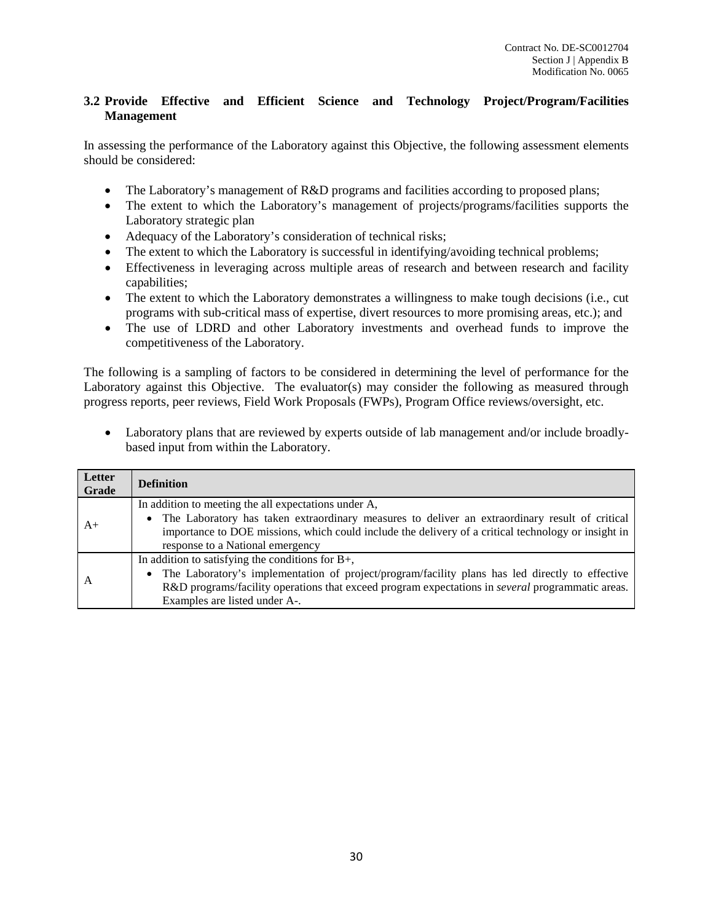### 3.2 Provide Effective and Efficient Science and Technology Project/Program/Facilities Management

In assessing the performance of the Laboratory against this Objective, the following assessment elements should be considered:

- The Laboratory's management of R&D programs and facilities according to proposed plans;
- The extent to which the Laboratory's management of projects/programs/facilities supports the Laboratory strategic plan
- Adequacy of the Laboratory's consideration of technical risks;
- The extent to which the Laboratory is successful in identifying/avoiding technical problems;
- Effectiveness in leveraging across multiple areas of research and between research and facility capabilities;
- The extent to which the Laboratory demonstrates a willingness to make tough decisions (i.e., cut programs with sub-critical mass of expertise, divert resources to more promising areas, etc.); and
- The use of LDRD and other Laboratory investments and overhead funds to improve the competitiveness of the Laboratory.

The following is a sampling of factors to be considered in determining the level of performance for the Laboratory against this Objective. The evaluator(s) may consider the following as measured through progress reports, peer reviews, Field Work Proposals (FWPs), Program Office reviews/oversight, etc.

- Laboratory plans that are reviewed by experts outside of lab management and/or include broadly-based input from within the Laboratory.

| Letter Grade | Definition |
|---|---|
| A+ | In addition to meeting the all expectations under A,<br>• The Laboratory has taken extraordinary measures to deliver an extraordinary result of critical importance to DOE missions, which could include the delivery of a critical technology or insight in response to a National emergency |
| A | In addition to satisfying the conditions for B+,<br>• The Laboratory's implementation of project/program/facility plans has led directly to effective R&D programs/facility operations that exceed program expectations in *several* programmatic areas. Examples are listed under A-. |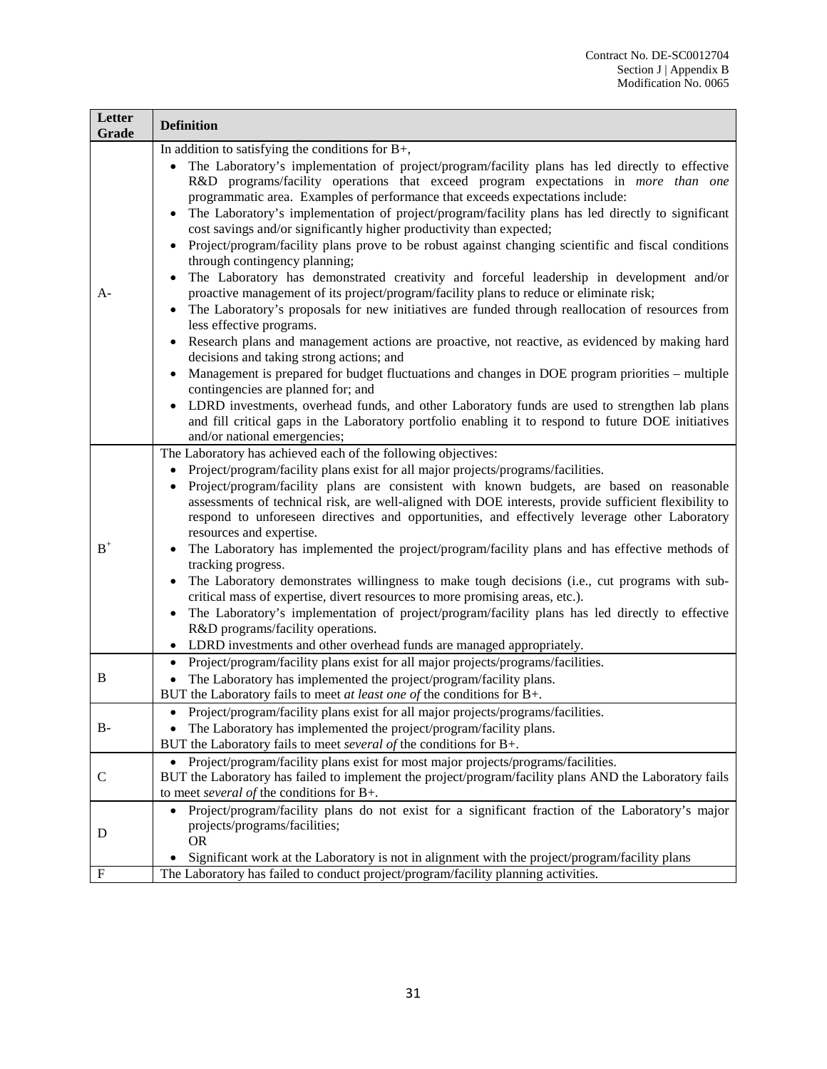| Letter Grade | Definition |
|---|---|
| A- | In addition to satisfying the conditions for B+,<br>• The Laboratory's implementation of project/program/facility plans has led directly to effective R&D programs/facility operations that exceed program expectations in *more than one* programmatic area. Examples of performance that exceeds expectations include:<br>• The Laboratory's implementation of project/program/facility plans has led directly to significant cost savings and/or significantly higher productivity than expected;<br>• Project/program/facility plans prove to be robust against changing scientific and fiscal conditions through contingency planning;<br>• The Laboratory has demonstrated creativity and forceful leadership in development and/or proactive management of its project/program/facility plans to reduce or eliminate risk;<br>• The Laboratory's proposals for new initiatives are funded through reallocation of resources from less effective programs.<br>• Research plans and management actions are proactive, not reactive, as evidenced by making hard decisions and taking strong actions; and<br>• Management is prepared for budget fluctuations and changes in DOE program priorities – multiple contingencies are planned for; and<br>• LDRD investments, overhead funds, and other Laboratory funds are used to strengthen lab plans and fill critical gaps in the Laboratory portfolio enabling it to respond to future DOE initiatives and/or national emergencies; |
| $B^+$ | The Laboratory has achieved each of the following objectives:<br>• Project/program/facility plans exist for all major projects/programs/facilities.<br>• Project/program/facility plans are consistent with known budgets, are based on reasonable assessments of technical risk, are well-aligned with DOE interests, provide sufficient flexibility to respond to unforeseen directives and opportunities, and effectively leverage other Laboratory resources and expertise.<br>• The Laboratory has implemented the project/program/facility plans and has effective methods of tracking progress.<br>• The Laboratory demonstrates willingness to make tough decisions (i.e., cut programs with sub-critical mass of expertise, divert resources to more promising areas, etc.).<br>• The Laboratory's implementation of project/program/facility plans has led directly to effective R&D programs/facility operations.<br>• LDRD investments and other overhead funds are managed appropriately. |
| B | • Project/program/facility plans exist for all major projects/programs/facilities.<br>• The Laboratory has implemented the project/program/facility plans.<br>BUT the Laboratory fails to meet *at least one of* the conditions for B+. |
| B- | • Project/program/facility plans exist for all major projects/programs/facilities.<br>• The Laboratory has implemented the project/program/facility plans.<br>BUT the Laboratory fails to meet *several of* the conditions for B+. |
| C | • Project/program/facility plans exist for most major projects/programs/facilities.<br>BUT the Laboratory has failed to implement the project/program/facility plans AND the Laboratory fails to meet *several of* the conditions for B+. |
| D | • Project/program/facility plans do not exist for a significant fraction of the Laboratory's major projects/programs/facilities;<br>OR<br>• Significant work at the Laboratory is not in alignment with the project/program/facility plans |
| F | The Laboratory has failed to conduct project/program/facility planning activities. |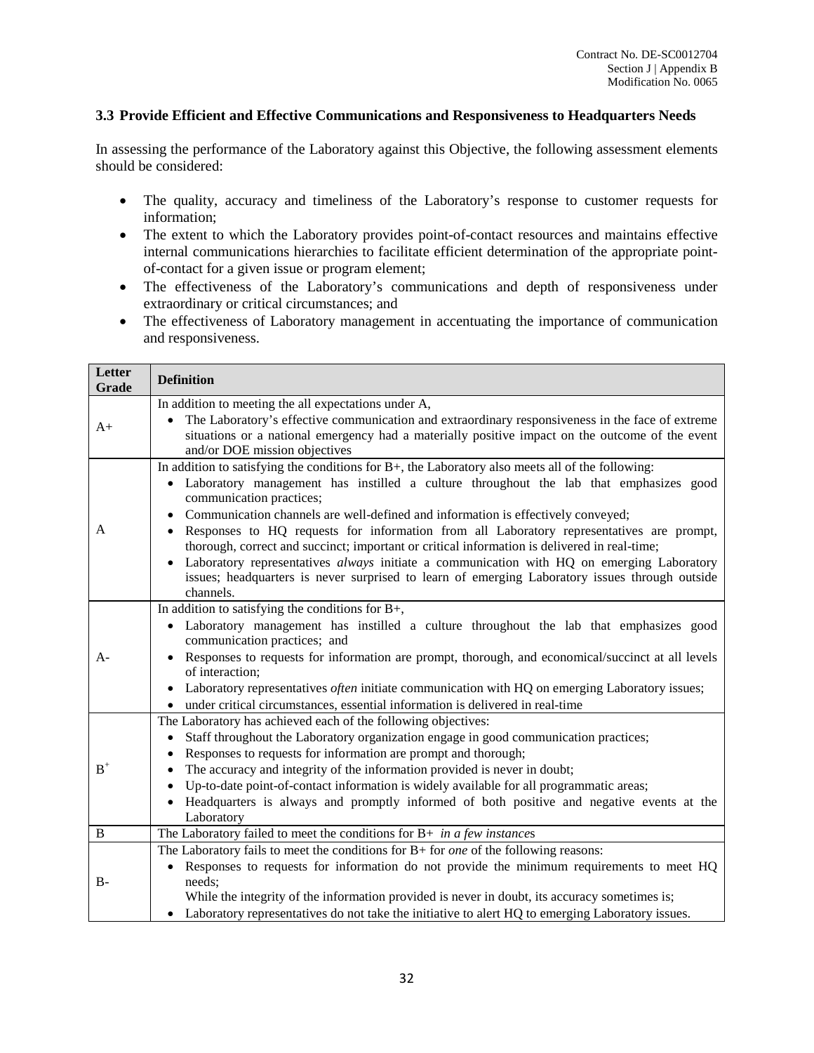### 3.3 Provide Efficient and Effective Communications and Responsiveness to Headquarters Needs

In assessing the performance of the Laboratory against this Objective, the following assessment elements should be considered:

- The quality, accuracy and timeliness of the Laboratory's response to customer requests for information;
- The extent to which the Laboratory provides point-of-contact resources and maintains effective internal communications hierarchies to facilitate efficient determination of the appropriate point-of-contact for a given issue or program element;
- The effectiveness of the Laboratory's communications and depth of responsiveness under extraordinary or critical circumstances; and
- The effectiveness of Laboratory management in accentuating the importance of communication and responsiveness.

| Letter Grade | Definition |
|---|---|
| A+ | In addition to meeting the all expectations under A,<br>• The Laboratory's effective communication and extraordinary responsiveness in the face of extreme situations or a national emergency had a materially positive impact on the outcome of the event and/or DOE mission objectives |
| A | In addition to satisfying the conditions for B+, the Laboratory also meets all of the following:<br>• Laboratory management has instilled a culture throughout the lab that emphasizes good communication practices;<br>• Communication channels are well-defined and information is effectively conveyed;<br>• Responses to HQ requests for information from all Laboratory representatives are prompt, thorough, correct and succinct; important or critical information is delivered in real-time;<br>• Laboratory representatives *always* initiate a communication with HQ on emerging Laboratory issues; headquarters is never surprised to learn of emerging Laboratory issues through outside channels. |
| A- | In addition to satisfying the conditions for B+,<br>• Laboratory management has instilled a culture throughout the lab that emphasizes good communication practices; and<br>• Responses to requests for information are prompt, thorough, and economical/succinct at all levels of interaction;<br>• Laboratory representatives *often* initiate communication with HQ on emerging Laboratory issues;<br>• under critical circumstances, essential information is delivered in real-time |
| B+ | The Laboratory has achieved each of the following objectives:<br>• Staff throughout the Laboratory organization engage in good communication practices;<br>• Responses to requests for information are prompt and thorough;<br>• The accuracy and integrity of the information provided is never in doubt;<br>• Up-to-date point-of-contact information is widely available for all programmatic areas;<br>• Headquarters is always and promptly informed of both positive and negative events at the Laboratory |
| B | The Laboratory failed to meet the conditions for B+ *in a few instances* |
| B- | The Laboratory fails to meet the conditions for B+ for *one* of the following reasons:<br>• Responses to requests for information do not provide the minimum requirements to meet HQ needs;<br>While the integrity of the information provided is never in doubt, its accuracy sometimes is;<br>• Laboratory representatives do not take the initiative to alert HQ to emerging Laboratory issues. |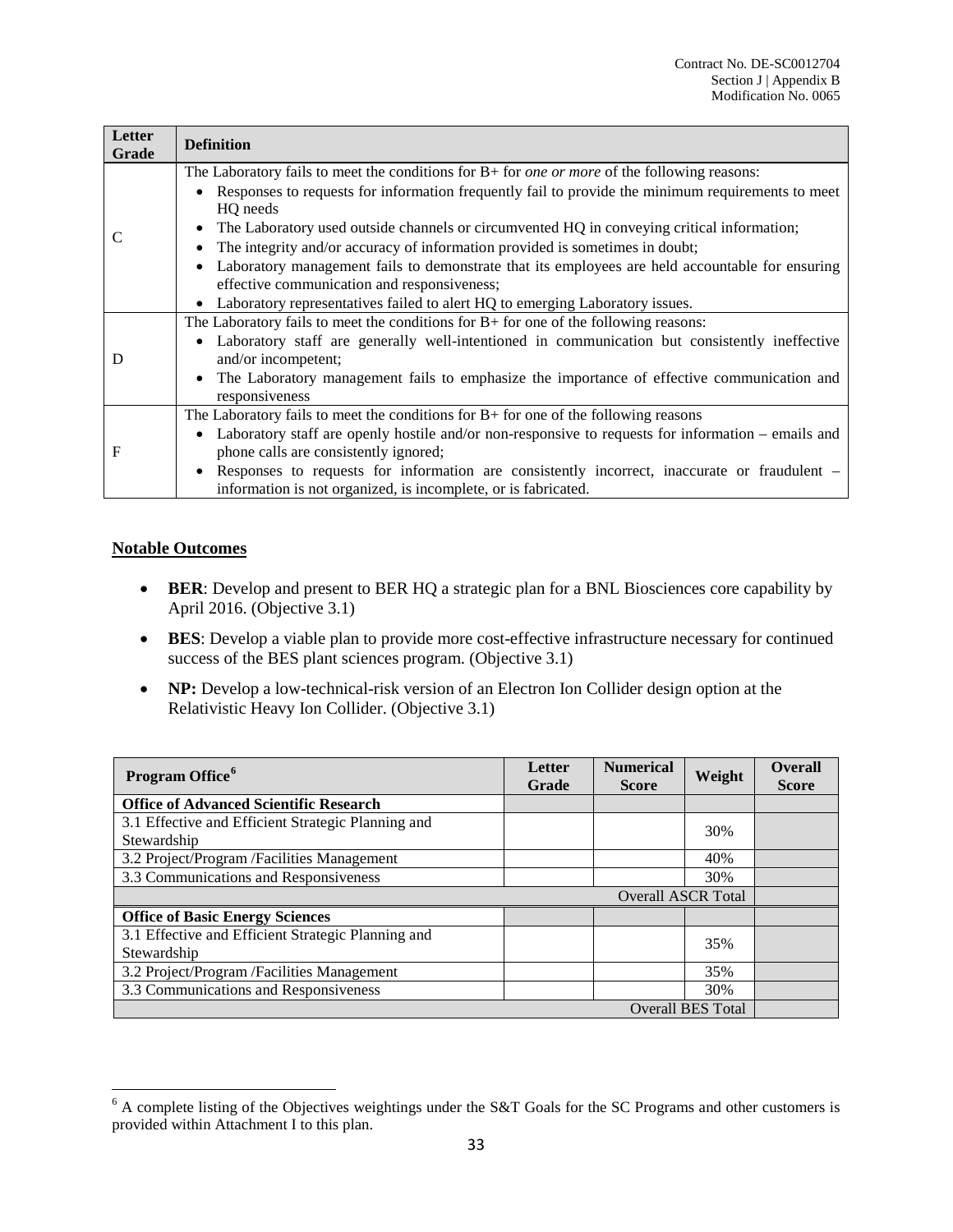| Letter Grade | Definition |
|---|---|
| C | The Laboratory fails to meet the conditions for B+ for *one or more* of the following reasons:<br>• Responses to requests for information frequently fail to provide the minimum requirements to meet HQ needs<br>• The Laboratory used outside channels or circumvented HQ in conveying critical information;<br>• The integrity and/or accuracy of information provided is sometimes in doubt;<br>• Laboratory management fails to demonstrate that its employees are held accountable for ensuring effective communication and responsiveness;<br>• Laboratory representatives failed to alert HQ to emerging Laboratory issues. |
| D | The Laboratory fails to meet the conditions for B+ for one of the following reasons:<br>• Laboratory staff are generally well-intentioned in communication but consistently ineffective and/or incompetent;<br>• The Laboratory management fails to emphasize the importance of effective communication and responsiveness |
| F | The Laboratory fails to meet the conditions for B+ for one of the following reasons<br>• Laboratory staff are openly hostile and/or non-responsive to requests for information – emails and phone calls are consistently ignored;<br>• Responses to requests for information are consistently incorrect, inaccurate or fraudulent – information is not organized, is incomplete, or is fabricated. |

## Notable Outcomes

- **BER**: Develop and present to BER HQ a strategic plan for a BNL Biosciences core capability by April 2016. (Objective 3.1)
- **BES**: Develop a viable plan to provide more cost-effective infrastructure necessary for continued success of the BES plant sciences program. (Objective 3.1)
- **NP:** Develop a low-technical-risk version of an Electron Ion Collider design option at the Relativistic Heavy Ion Collider. (Objective 3.1)

| Program Office[6] | Letter Grade | Numerical Score | Weight | Overall Score |
|---|---|---|---|---|
| **Office of Advanced Scientific Research** | | | | |
| 3.1 Effective and Efficient Strategic Planning and Stewardship | | | 30% | |
| 3.2 Project/Program /Facilities Management | | | 40% | |
| 3.3 Communications and Responsiveness | | | 30% | |
| | | | Overall ASCR Total | |
| **Office of Basic Energy Sciences** | | | | |
| 3.1 Effective and Efficient Strategic Planning and Stewardship | | | 35% | |
| 3.2 Project/Program /Facilities Management | | | 35% | |
| 3.3 Communications and Responsiveness | | | 30% | |
| | | | Overall BES Total | |

[6] A complete listing of the Objectives weightings under the S&T Goals for the SC Programs and other customers is provided within Attachment I to this plan.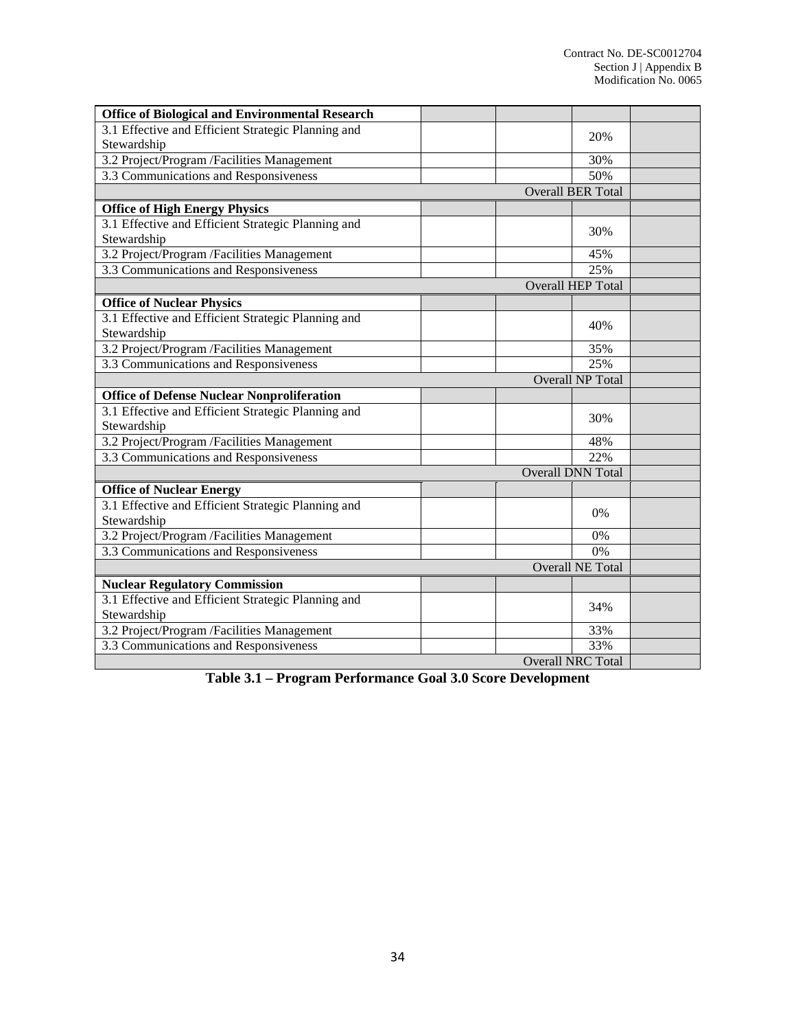| | | | | |
|---|---|---|---|---|
| **Office of Biological and Environmental Research** | | | | |
| 3.1 Effective and Efficient Strategic Planning and Stewardship | | | 20% | |
| 3.2 Project/Program /Facilities Management | | | 30% | |
| 3.3 Communications and Responsiveness | | | 50% | |
| | | | Overall BER Total | |
| **Office of High Energy Physics** | | | | |
| 3.1 Effective and Efficient Strategic Planning and Stewardship | | | 30% | |
| 3.2 Project/Program /Facilities Management | | | 45% | |
| 3.3 Communications and Responsiveness | | | 25% | |
| | | | Overall HEP Total | |
| **Office of Nuclear Physics** | | | | |
| 3.1 Effective and Efficient Strategic Planning and Stewardship | | | 40% | |
| 3.2 Project/Program /Facilities Management | | | 35% | |
| 3.3 Communications and Responsiveness | | | 25% | |
| | | | Overall NP Total | |
| **Office of Defense Nuclear Nonproliferation** | | | | |
| 3.1 Effective and Efficient Strategic Planning and Stewardship | | | 30% | |
| 3.2 Project/Program /Facilities Management | | | 48% | |
| 3.3 Communications and Responsiveness | | | 22% | |
| | | | Overall DNN Total | |
| **Office of Nuclear Energy** | | | | |
| 3.1 Effective and Efficient Strategic Planning and Stewardship | | | 0% | |
| 3.2 Project/Program /Facilities Management | | | 0% | |
| 3.3 Communications and Responsiveness | | | 0% | |
| | | | Overall NE Total | |
| **Nuclear Regulatory Commission** | | | | |
| 3.1 Effective and Efficient Strategic Planning and Stewardship | | | 34% | |
| 3.2 Project/Program /Facilities Management | | | 33% | |
| 3.3 Communications and Responsiveness | | | 33% | |
| | | | Overall NRC Total | |

**Table 3.1 – Program Performance Goal 3.0 Score Development**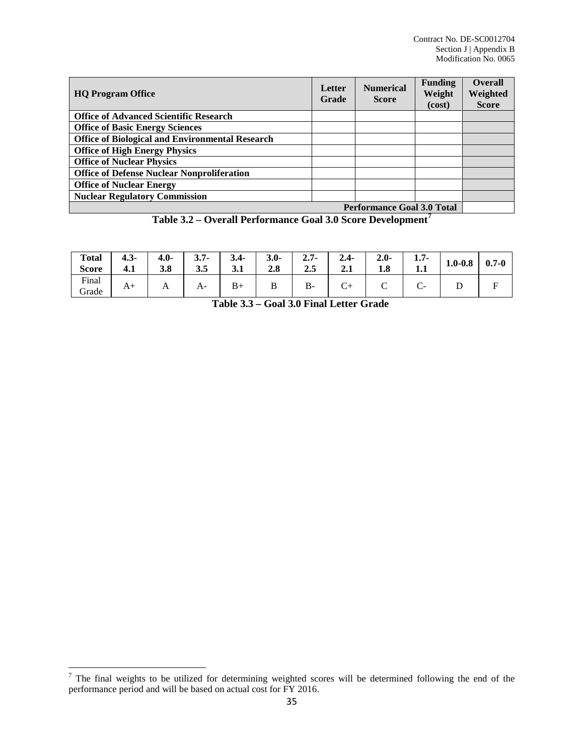| HQ Program Office | Letter Grade | Numerical Score | Funding Weight (cost) | Overall Weighted Score |
|---|---|---|---|---|
| **Office of Advanced Scientific Research** | | | | |
| **Office of Basic Energy Sciences** | | | | |
| **Office of Biological and Environmental Research** | | | | |
| **Office of High Energy Physics** | | | | |
| **Office of Nuclear Physics** | | | | |
| **Office of Defense Nuclear Nonproliferation** | | | | |
| **Office of Nuclear Energy** | | | | |
| **Nuclear Regulatory Commission** | | | | |
| | | | **Performance Goal 3.0 Total** | |

**Table 3.2 – Overall Performance Goal 3.0 Score Development**[7]

| Total Score | 4.3-4.1 | 4.0-3.8 | 3.7-3.5 | 3.4-3.1 | 3.0-2.8 | 2.7-2.5 | 2.4-2.1 | 2.0-1.8 | 1.7-1.1 | 1.0-0.8 | 0.7-0 |
|---|---|---|---|---|---|---|---|---|---|---|---|
| Final Grade | A+ | A | A- | B+ | B | B- | C+ | C | C- | D | F |

**Table 3.3 – Goal 3.0 Final Letter Grade**

[7] The final weights to be utilized for determining weighted scores will be determined following the end of the performance period and will be based on actual cost for FY 2016.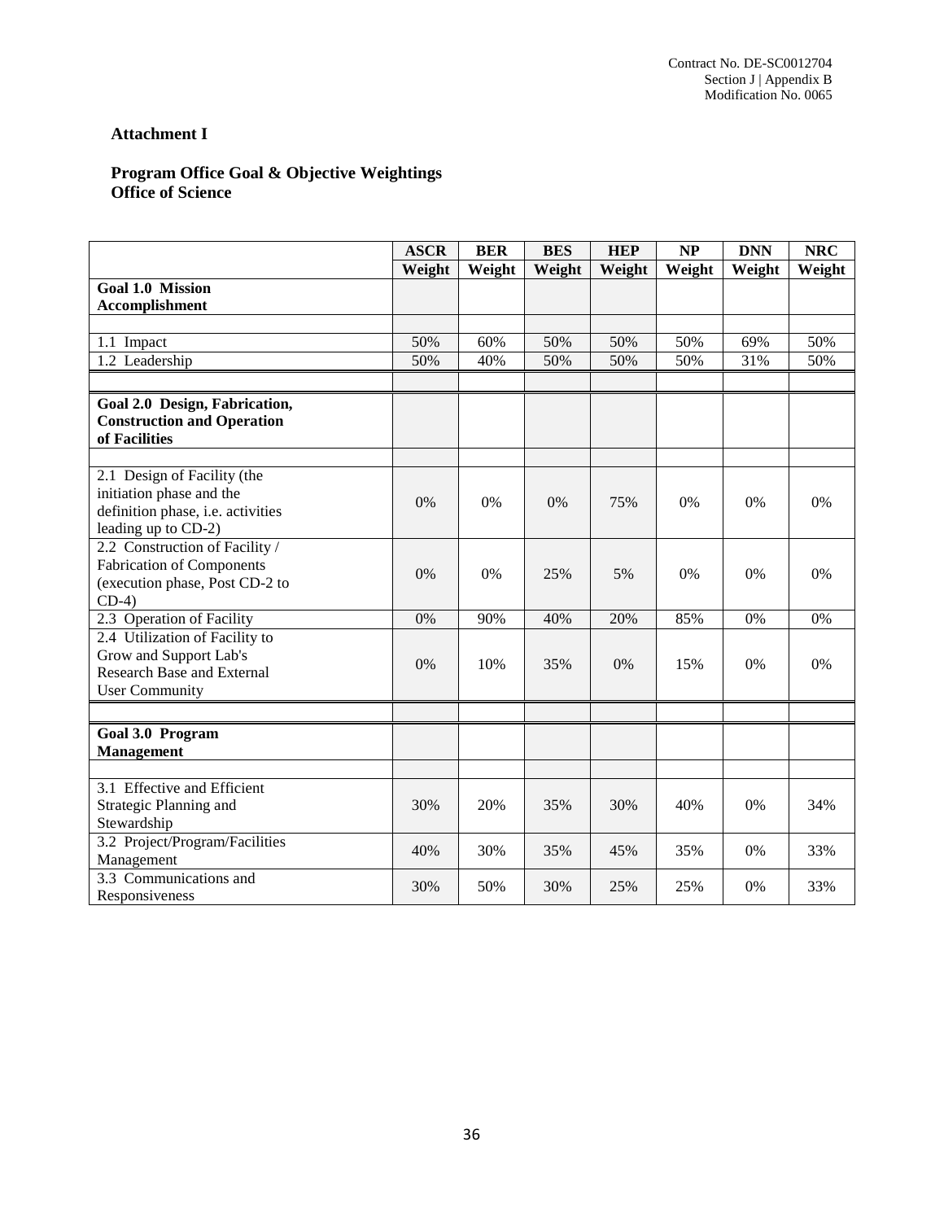Contract No. DE-SC0012704
Section J | Appendix B
Modification No. 0065

**Attachment I**

**Program Office Goal & Objective Weightings**
**Office of Science**

| | ASCR | BER | BES | HEP | NP | DNN | NRC |
|---|---|---|---|---|---|---|---|
| | **Weight** | **Weight** | **Weight** | **Weight** | **Weight** | **Weight** | **Weight** |
| **Goal 1.0 Mission Accomplishment** | | | | | | | |
| | | | | | | | |
| 1.1 Impact | 50% | 60% | 50% | 50% | 50% | 69% | 50% |
| 1.2 Leadership | 50% | 40% | 50% | 50% | 50% | 31% | 50% |
| | | | | | | | |
| **Goal 2.0 Design, Fabrication, Construction and Operation of Facilities** | | | | | | | |
| | | | | | | | |
| 2.1 Design of Facility (the initiation phase and the definition phase, i.e. activities leading up to CD-2) | 0% | 0% | 0% | 75% | 0% | 0% | 0% |
| 2.2 Construction of Facility / Fabrication of Components (execution phase, Post CD-2 to CD-4) | 0% | 0% | 25% | 5% | 0% | 0% | 0% |
| 2.3 Operation of Facility | 0% | 90% | 40% | 20% | 85% | 0% | 0% |
| 2.4 Utilization of Facility to Grow and Support Lab's Research Base and External User Community | 0% | 10% | 35% | 0% | 15% | 0% | 0% |
| | | | | | | | |
| **Goal 3.0 Program Management** | | | | | | | |
| | | | | | | | |
| 3.1 Effective and Efficient Strategic Planning and Stewardship | 30% | 20% | 35% | 30% | 40% | 0% | 34% |
| 3.2 Project/Program/Facilities Management | 40% | 30% | 35% | 45% | 35% | 0% | 33% |
| 3.3 Communications and Responsiveness | 30% | 50% | 30% | 25% | 25% | 0% | 33% |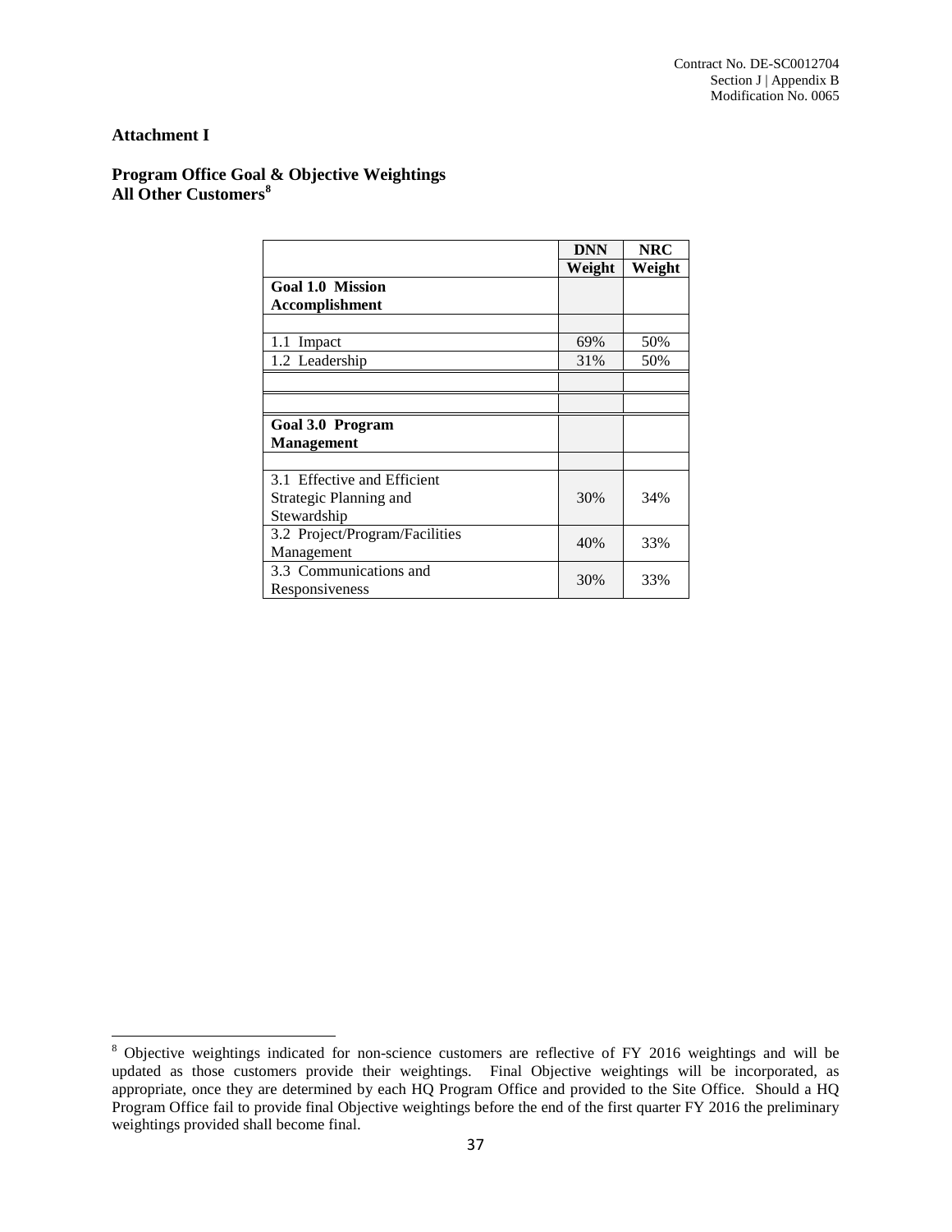**Attachment I**

**Program Office Goal & Objective Weightings**
**All Other Customers**[8]

| | DNN Weight | NRC Weight |
|---|---|---|
| **Goal 1.0 Mission Accomplishment** | | |
| | | |
| 1.1 Impact | 69% | 50% |
| 1.2 Leadership | 31% | 50% |
| | | |
| | | |
| **Goal 3.0 Program Management** | | |
| | | |
| 3.1 Effective and Efficient Strategic Planning and Stewardship | 30% | 34% |
| 3.2 Project/Program/Facilities Management | 40% | 33% |
| 3.3 Communications and Responsiveness | 30% | 33% |

[8] Objective weightings indicated for non-science customers are reflective of FY 2016 weightings and will be updated as those customers provide their weightings. Final Objective weightings will be incorporated, as appropriate, once they are determined by each HQ Program Office and provided to the Site Office. Should a HQ Program Office fail to provide final Objective weightings before the end of the first quarter FY 2016 the preliminary weightings provided shall become final.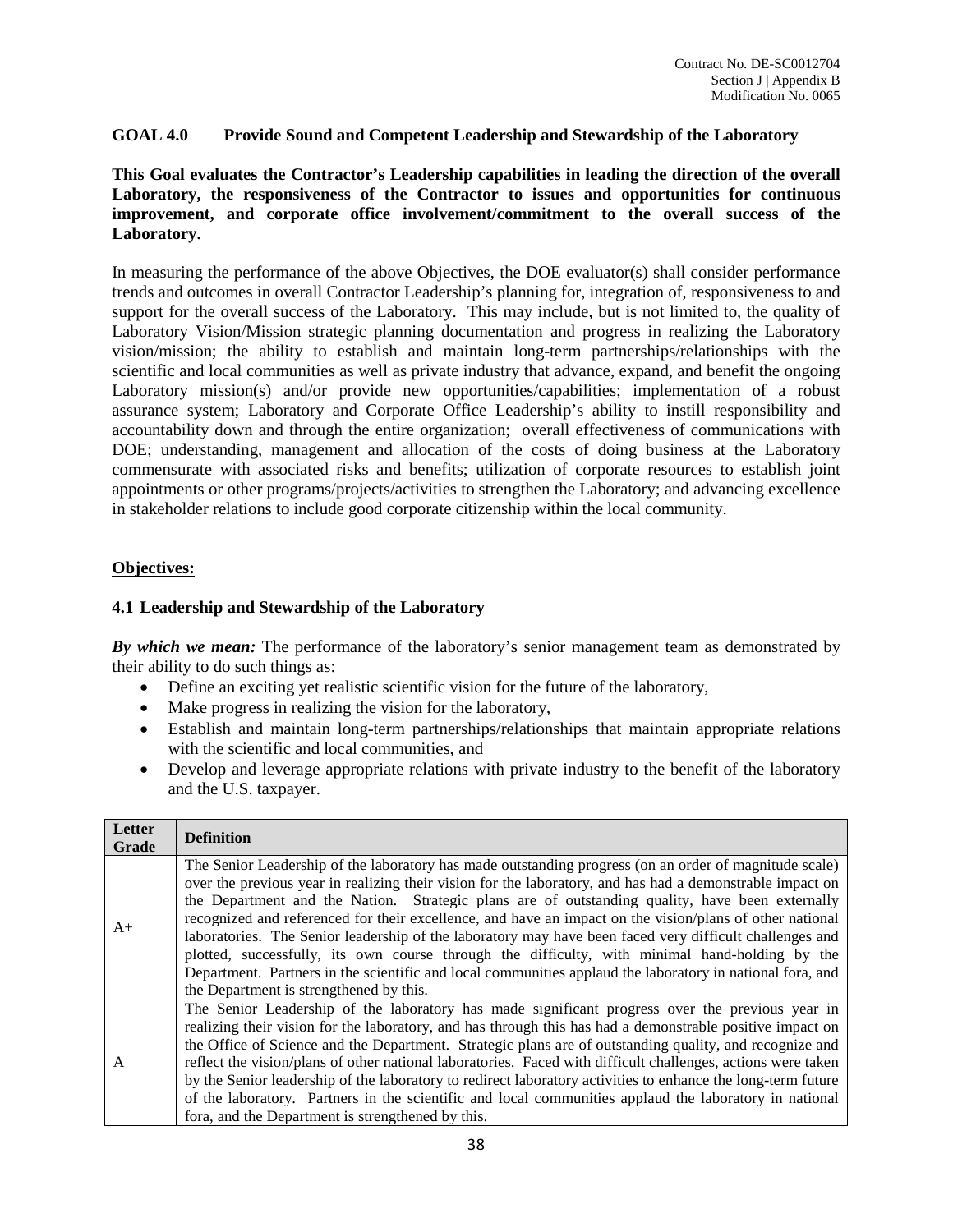## GOAL 4.0 Provide Sound and Competent Leadership and Stewardship of the Laboratory

**This Goal evaluates the Contractor's Leadership capabilities in leading the direction of the overall Laboratory, the responsiveness of the Contractor to issues and opportunities for continuous improvement, and corporate office involvement/commitment to the overall success of the Laboratory.**

In measuring the performance of the above Objectives, the DOE evaluator(s) shall consider performance trends and outcomes in overall Contractor Leadership's planning for, integration of, responsiveness to and support for the overall success of the Laboratory. This may include, but is not limited to, the quality of Laboratory Vision/Mission strategic planning documentation and progress in realizing the Laboratory vision/mission; the ability to establish and maintain long-term partnerships/relationships with the scientific and local communities as well as private industry that advance, expand, and benefit the ongoing Laboratory mission(s) and/or provide new opportunities/capabilities; implementation of a robust assurance system; Laboratory and Corporate Office Leadership's ability to instill responsibility and accountability down and through the entire organization; overall effectiveness of communications with DOE; understanding, management and allocation of the costs of doing business at the Laboratory commensurate with associated risks and benefits; utilization of corporate resources to establish joint appointments or other programs/projects/activities to strengthen the Laboratory; and advancing excellence in stakeholder relations to include good corporate citizenship within the local community.

**Objectives:**

### 4.1 Leadership and Stewardship of the Laboratory

***By which we mean:*** The performance of the laboratory's senior management team as demonstrated by their ability to do such things as:

- Define an exciting yet realistic scientific vision for the future of the laboratory,
- Make progress in realizing the vision for the laboratory,
- Establish and maintain long-term partnerships/relationships that maintain appropriate relations with the scientific and local communities, and
- Develop and leverage appropriate relations with private industry to the benefit of the laboratory and the U.S. taxpayer.

| Letter Grade | Definition |
|---|---|
| A+ | The Senior Leadership of the laboratory has made outstanding progress (on an order of magnitude scale) over the previous year in realizing their vision for the laboratory, and has had a demonstrable impact on the Department and the Nation. Strategic plans are of outstanding quality, have been externally recognized and referenced for their excellence, and have an impact on the vision/plans of other national laboratories. The Senior leadership of the laboratory may have been faced very difficult challenges and plotted, successfully, its own course through the difficulty, with minimal hand-holding by the Department. Partners in the scientific and local communities applaud the laboratory in national fora, and the Department is strengthened by this. |
| A | The Senior Leadership of the laboratory has made significant progress over the previous year in realizing their vision for the laboratory, and has through this has had a demonstrable positive impact on the Office of Science and the Department. Strategic plans are of outstanding quality, and recognize and reflect the vision/plans of other national laboratories. Faced with difficult challenges, actions were taken by the Senior leadership of the laboratory to redirect laboratory activities to enhance the long-term future of the laboratory. Partners in the scientific and local communities applaud the laboratory in national fora, and the Department is strengthened by this. |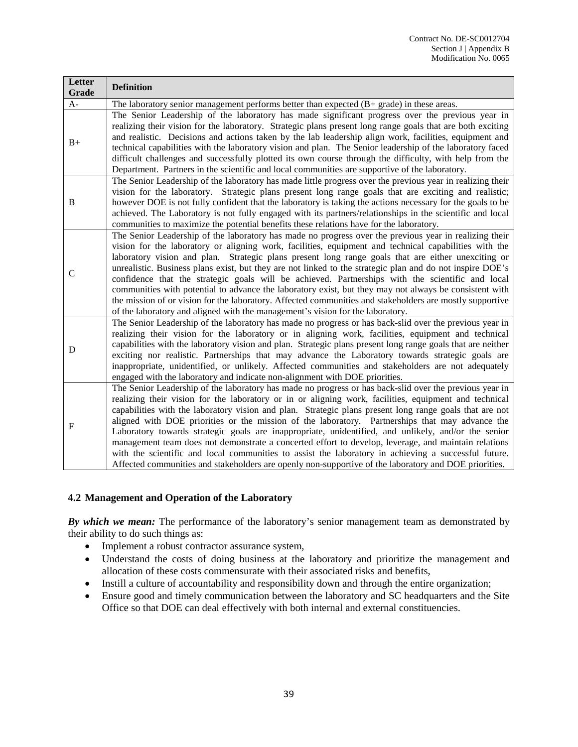| Letter Grade | Definition |
|---|---|
| A- | The laboratory senior management performs better than expected (B+ grade) in these areas. |
| B+ | The Senior Leadership of the laboratory has made significant progress over the previous year in realizing their vision for the laboratory. Strategic plans present long range goals that are both exciting and realistic. Decisions and actions taken by the lab leadership align work, facilities, equipment and technical capabilities with the laboratory vision and plan. The Senior leadership of the laboratory faced difficult challenges and successfully plotted its own course through the difficulty, with help from the Department. Partners in the scientific and local communities are supportive of the laboratory. |
| B | The Senior Leadership of the laboratory has made little progress over the previous year in realizing their vision for the laboratory. Strategic plans present long range goals that are exciting and realistic; however DOE is not fully confident that the laboratory is taking the actions necessary for the goals to be achieved. The Laboratory is not fully engaged with its partners/relationships in the scientific and local communities to maximize the potential benefits these relations have for the laboratory. |
| C | The Senior Leadership of the laboratory has made no progress over the previous year in realizing their vision for the laboratory or aligning work, facilities, equipment and technical capabilities with the laboratory vision and plan. Strategic plans present long range goals that are either unexciting or unrealistic. Business plans exist, but they are not linked to the strategic plan and do not inspire DOE's confidence that the strategic goals will be achieved. Partnerships with the scientific and local communities with potential to advance the laboratory exist, but they may not always be consistent with the mission of or vision for the laboratory. Affected communities and stakeholders are mostly supportive of the laboratory and aligned with the management's vision for the laboratory. |
| D | The Senior Leadership of the laboratory has made no progress or has back-slid over the previous year in realizing their vision for the laboratory or in aligning work, facilities, equipment and technical capabilities with the laboratory vision and plan. Strategic plans present long range goals that are neither exciting nor realistic. Partnerships that may advance the Laboratory towards strategic goals are inappropriate, unidentified, or unlikely. Affected communities and stakeholders are not adequately engaged with the laboratory and indicate non-alignment with DOE priorities. |
| F | The Senior Leadership of the laboratory has made no progress or has back-slid over the previous year in realizing their vision for the laboratory or in or aligning work, facilities, equipment and technical capabilities with the laboratory vision and plan. Strategic plans present long range goals that are not aligned with DOE priorities or the mission of the laboratory. Partnerships that may advance the Laboratory towards strategic goals are inappropriate, unidentified, and unlikely, and/or the senior management team does not demonstrate a concerted effort to develop, leverage, and maintain relations with the scientific and local communities to assist the laboratory in achieving a successful future. Affected communities and stakeholders are openly non-supportive of the laboratory and DOE priorities. |

### 4.2 Management and Operation of the Laboratory

***By which we mean:*** The performance of the laboratory's senior management team as demonstrated by their ability to do such things as:

- Implement a robust contractor assurance system,
- Understand the costs of doing business at the laboratory and prioritize the management and allocation of these costs commensurate with their associated risks and benefits,
- Instill a culture of accountability and responsibility down and through the entire organization;
- Ensure good and timely communication between the laboratory and SC headquarters and the Site Office so that DOE can deal effectively with both internal and external constituencies.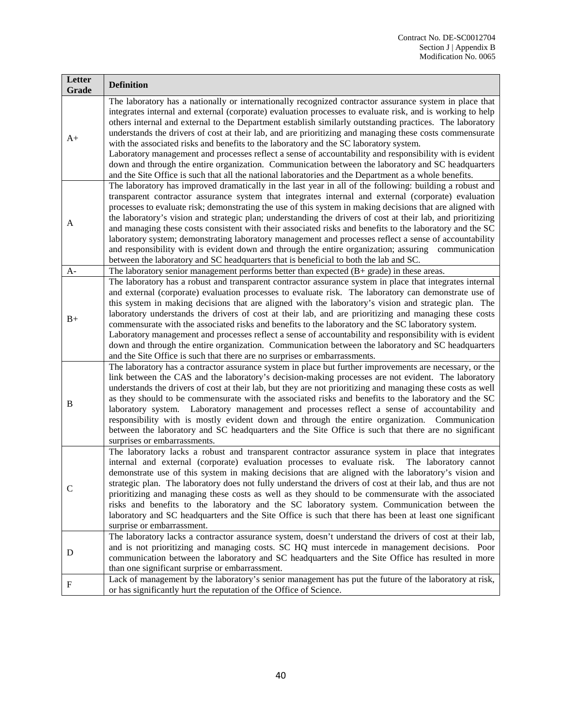| Letter Grade | Definition |
|---|---|
| A+ | The laboratory has a nationally or internationally recognized contractor assurance system in place that integrates internal and external (corporate) evaluation processes to evaluate risk, and is working to help others internal and external to the Department establish similarly outstanding practices. The laboratory understands the drivers of cost at their lab, and are prioritizing and managing these costs commensurate with the associated risks and benefits to the laboratory and the SC laboratory system. Laboratory management and processes reflect a sense of accountability and responsibility with is evident down and through the entire organization. Communication between the laboratory and SC headquarters and the Site Office is such that all the national laboratories and the Department as a whole benefits. |
| A | The laboratory has improved dramatically in the last year in all of the following: building a robust and transparent contractor assurance system that integrates internal and external (corporate) evaluation processes to evaluate risk; demonstrating the use of this system in making decisions that are aligned with the laboratory's vision and strategic plan; understanding the drivers of cost at their lab, and prioritizing and managing these costs consistent with their associated risks and benefits to the laboratory and the SC laboratory system; demonstrating laboratory management and processes reflect a sense of accountability and responsibility with is evident down and through the entire organization; assuring communication between the laboratory and SC headquarters that is beneficial to both the lab and SC. |
| A- | The laboratory senior management performs better than expected (B+ grade) in these areas. |
| B+ | The laboratory has a robust and transparent contractor assurance system in place that integrates internal and external (corporate) evaluation processes to evaluate risk. The laboratory can demonstrate use of this system in making decisions that are aligned with the laboratory's vision and strategic plan. The laboratory understands the drivers of cost at their lab, and are prioritizing and managing these costs commensurate with the associated risks and benefits to the laboratory and the SC laboratory system. Laboratory management and processes reflect a sense of accountability and responsibility with is evident down and through the entire organization. Communication between the laboratory and SC headquarters and the Site Office is such that there are no surprises or embarrassments. |
| B | The laboratory has a contractor assurance system in place but further improvements are necessary, or the link between the CAS and the laboratory's decision-making processes are not evident. The laboratory understands the drivers of cost at their lab, but they are not prioritizing and managing these costs as well as they should to be commensurate with the associated risks and benefits to the laboratory and the SC laboratory system. Laboratory management and processes reflect a sense of accountability and responsibility with is mostly evident down and through the entire organization. Communication between the laboratory and SC headquarters and the Site Office is such that there are no significant surprises or embarrassments. |
| C | The laboratory lacks a robust and transparent contractor assurance system in place that integrates internal and external (corporate) evaluation processes to evaluate risk. The laboratory cannot demonstrate use of this system in making decisions that are aligned with the laboratory's vision and strategic plan. The laboratory does not fully understand the drivers of cost at their lab, and thus are not prioritizing and managing these costs as well as they should to be commensurate with the associated risks and benefits to the laboratory and the SC laboratory system. Communication between the laboratory and SC headquarters and the Site Office is such that there has been at least one significant surprise or embarrassment. |
| D | The laboratory lacks a contractor assurance system, doesn't understand the drivers of cost at their lab, and is not prioritizing and managing costs. SC HQ must intercede in management decisions. Poor communication between the laboratory and SC headquarters and the Site Office has resulted in more than one significant surprise or embarrassment. |
| F | Lack of management by the laboratory's senior management has put the future of the laboratory at risk, or has significantly hurt the reputation of the Office of Science. |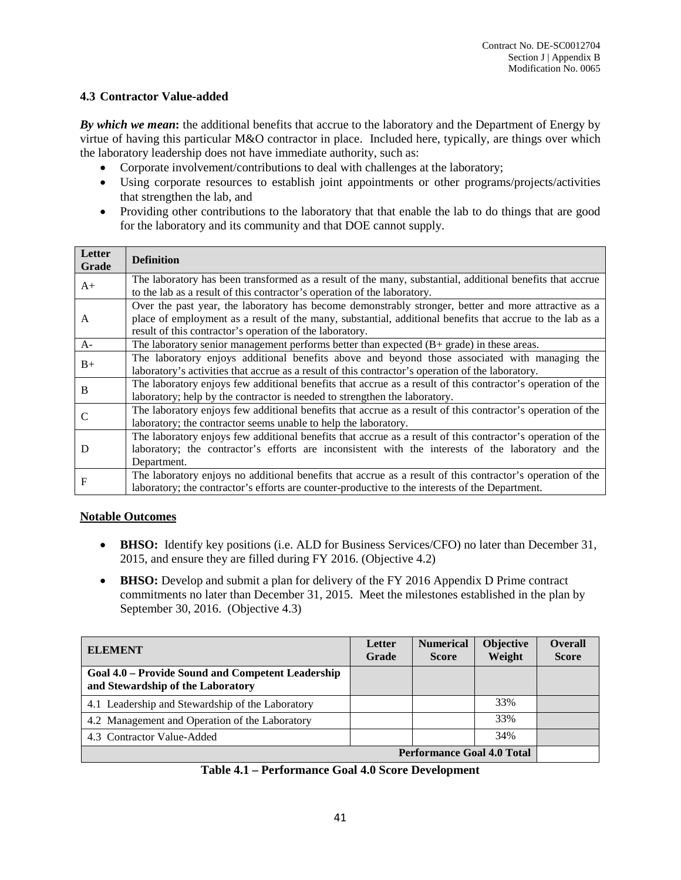### 4.3 Contractor Value-added

***By which we mean*:** the additional benefits that accrue to the laboratory and the Department of Energy by virtue of having this particular M&O contractor in place. Included here, typically, are things over which the laboratory leadership does not have immediate authority, such as:

- Corporate involvement/contributions to deal with challenges at the laboratory;
- Using corporate resources to establish joint appointments or other programs/projects/activities that strengthen the lab, and
- Providing other contributions to the laboratory that that enable the lab to do things that are good for the laboratory and its community and that DOE cannot supply.

| Letter Grade | Definition |
|---|---|
| A+ | The laboratory has been transformed as a result of the many, substantial, additional benefits that accrue to the lab as a result of this contractor's operation of the laboratory. |
| A | Over the past year, the laboratory has become demonstrably stronger, better and more attractive as a place of employment as a result of the many, substantial, additional benefits that accrue to the lab as a result of this contractor's operation of the laboratory. |
| A- | The laboratory senior management performs better than expected (B+ grade) in these areas. |
| B+ | The laboratory enjoys additional benefits above and beyond those associated with managing the laboratory's activities that accrue as a result of this contractor's operation of the laboratory. |
| B | The laboratory enjoys few additional benefits that accrue as a result of this contractor's operation of the laboratory; help by the contractor is needed to strengthen the laboratory. |
| C | The laboratory enjoys few additional benefits that accrue as a result of this contractor's operation of the laboratory; the contractor seems unable to help the laboratory. |
| D | The laboratory enjoys few additional benefits that accrue as a result of this contractor's operation of the laboratory; the contractor's efforts are inconsistent with the interests of the laboratory and the Department. |
| F | The laboratory enjoys no additional benefits that accrue as a result of this contractor's operation of the laboratory; the contractor's efforts are counter-productive to the interests of the Department. |

**Notable Outcomes**

- **BHSO:** Identify key positions (i.e. ALD for Business Services/CFO) no later than December 31, 2015, and ensure they are filled during FY 2016. (Objective 4.2)
- **BHSO:** Develop and submit a plan for delivery of the FY 2016 Appendix D Prime contract commitments no later than December 31, 2015. Meet the milestones established in the plan by September 30, 2016. (Objective 4.3)

| ELEMENT | Letter Grade | Numerical Score | Objective Weight | Overall Score |
|---|---|---|---|---|
| **Goal 4.0 – Provide Sound and Competent Leadership and Stewardship of the Laboratory** | | | | |
| 4.1 Leadership and Stewardship of the Laboratory | | | 33% | |
| 4.2 Management and Operation of the Laboratory | | | 33% | |
| 4.3 Contractor Value-Added | | | 34% | |
| **Performance Goal 4.0 Total** | | | | |

**Table 4.1 – Performance Goal 4.0 Score Development**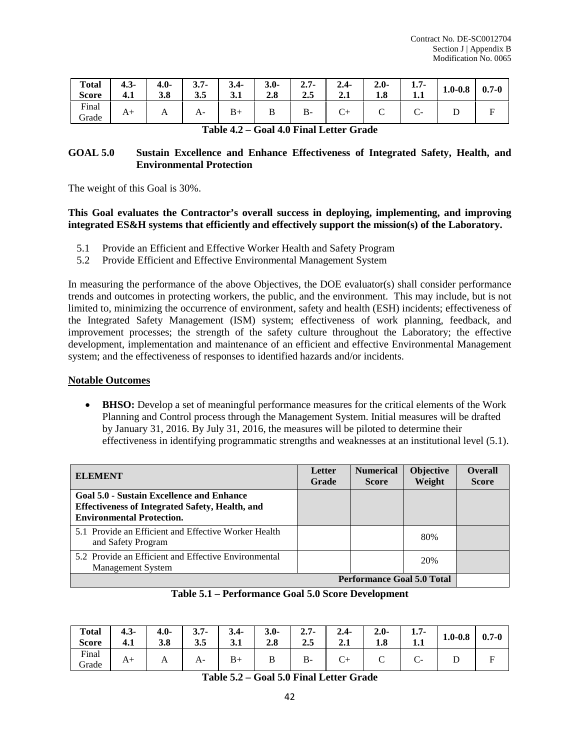| Total Score | 4.3-4.1 | 4.0-3.8 | 3.7-3.5 | 3.4-3.1 | 3.0-2.8 | 2.7-2.5 | 2.4-2.1 | 2.0-1.8 | 1.7-1.1 | 1.0-0.8 | 0.7-0 |
|---|---|---|---|---|---|---|---|---|---|---|---|
| Final Grade | A+ | A | A- | B+ | B | B- | C+ | C | C- | D | F |

**Table 4.2 – Goal 4.0 Final Letter Grade**

## GOAL 5.0 Sustain Excellence and Enhance Effectiveness of Integrated Safety, Health, and Environmental Protection

The weight of this Goal is 30%.

**This Goal evaluates the Contractor's overall success in deploying, implementing, and improving integrated ES&H systems that efficiently and effectively support the mission(s) of the Laboratory.**

5.1 Provide an Efficient and Effective Worker Health and Safety Program
5.2 Provide Efficient and Effective Environmental Management System

In measuring the performance of the above Objectives, the DOE evaluator(s) shall consider performance trends and outcomes in protecting workers, the public, and the environment. This may include, but is not limited to, minimizing the occurrence of environment, safety and health (ESH) incidents; effectiveness of the Integrated Safety Management (ISM) system; effectiveness of work planning, feedback, and improvement processes; the strength of the safety culture throughout the Laboratory; the effective development, implementation and maintenance of an efficient and effective Environmental Management system; and the effectiveness of responses to identified hazards and/or incidents.

**Notable Outcomes**

- **BHSO:** Develop a set of meaningful performance measures for the critical elements of the Work Planning and Control process through the Management System. Initial measures will be drafted by January 31, 2016. By July 31, 2016, the measures will be piloted to determine their effectiveness in identifying programmatic strengths and weaknesses at an institutional level (5.1).

| ELEMENT | Letter Grade | Numerical Score | Objective Weight | Overall Score |
|---|---|---|---|---|
| **Goal 5.0 - Sustain Excellence and Enhance Effectiveness of Integrated Safety, Health, and Environmental Protection.** | | | | |
| 5.1 Provide an Efficient and Effective Worker Health and Safety Program | | | 80% | |
| 5.2 Provide an Efficient and Effective Environmental Management System | | | 20% | |
| | | | **Performance Goal 5.0 Total** | |

**Table 5.1 – Performance Goal 5.0 Score Development**

| Total Score | 4.3-4.1 | 4.0-3.8 | 3.7-3.5 | 3.4-3.1 | 3.0-2.8 | 2.7-2.5 | 2.4-2.1 | 2.0-1.8 | 1.7-1.1 | 1.0-0.8 | 0.7-0 |
|---|---|---|---|---|---|---|---|---|---|---|---|
| Final Grade | A+ | A | A- | B+ | B | B- | C+ | C | C- | D | F |

**Table 5.2 – Goal 5.0 Final Letter Grade**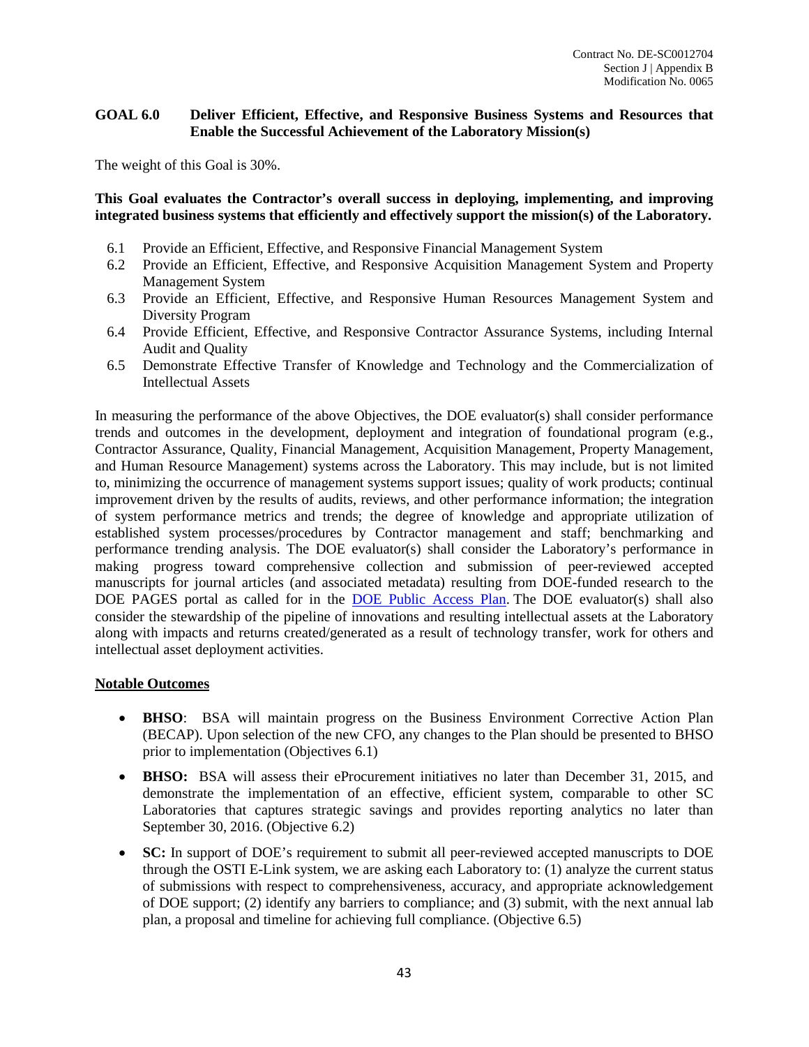## GOAL 6.0 Deliver Efficient, Effective, and Responsive Business Systems and Resources that Enable the Successful Achievement of the Laboratory Mission(s)

The weight of this Goal is 30%.

**This Goal evaluates the Contractor's overall success in deploying, implementing, and improving integrated business systems that efficiently and effectively support the mission(s) of the Laboratory.**

- 6.1 Provide an Efficient, Effective, and Responsive Financial Management System
- 6.2 Provide an Efficient, Effective, and Responsive Acquisition Management System and Property Management System
- 6.3 Provide an Efficient, Effective, and Responsive Human Resources Management System and Diversity Program
- 6.4 Provide Efficient, Effective, and Responsive Contractor Assurance Systems, including Internal Audit and Quality
- 6.5 Demonstrate Effective Transfer of Knowledge and Technology and the Commercialization of Intellectual Assets

In measuring the performance of the above Objectives, the DOE evaluator(s) shall consider performance trends and outcomes in the development, deployment and integration of foundational program (e.g., Contractor Assurance, Quality, Financial Management, Acquisition Management, Property Management, and Human Resource Management) systems across the Laboratory. This may include, but is not limited to, minimizing the occurrence of management systems support issues; quality of work products; continual improvement driven by the results of audits, reviews, and other performance information; the integration of system performance metrics and trends; the degree of knowledge and appropriate utilization of established system processes/procedures by Contractor management and staff; benchmarking and performance trending analysis. The DOE evaluator(s) shall consider the Laboratory's performance in making progress toward comprehensive collection and submission of peer-reviewed accepted manuscripts for journal articles (and associated metadata) resulting from DOE-funded research to the DOE PAGES portal as called for in the [DOE Public Access Plan](). The DOE evaluator(s) shall also consider the stewardship of the pipeline of innovations and resulting intellectual assets at the Laboratory along with impacts and returns created/generated as a result of technology transfer, work for others and intellectual asset deployment activities.

**Notable Outcomes**

- **BHSO**: BSA will maintain progress on the Business Environment Corrective Action Plan (BECAP). Upon selection of the new CFO, any changes to the Plan should be presented to BHSO prior to implementation (Objectives 6.1)
- **BHSO:** BSA will assess their eProcurement initiatives no later than December 31, 2015, and demonstrate the implementation of an effective, efficient system, comparable to other SC Laboratories that captures strategic savings and provides reporting analytics no later than September 30, 2016. (Objective 6.2)
- **SC:** In support of DOE's requirement to submit all peer-reviewed accepted manuscripts to DOE through the OSTI E-Link system, we are asking each Laboratory to: (1) analyze the current status of submissions with respect to comprehensiveness, accuracy, and appropriate acknowledgement of DOE support; (2) identify any barriers to compliance; and (3) submit, with the next annual lab plan, a proposal and timeline for achieving full compliance. (Objective 6.5)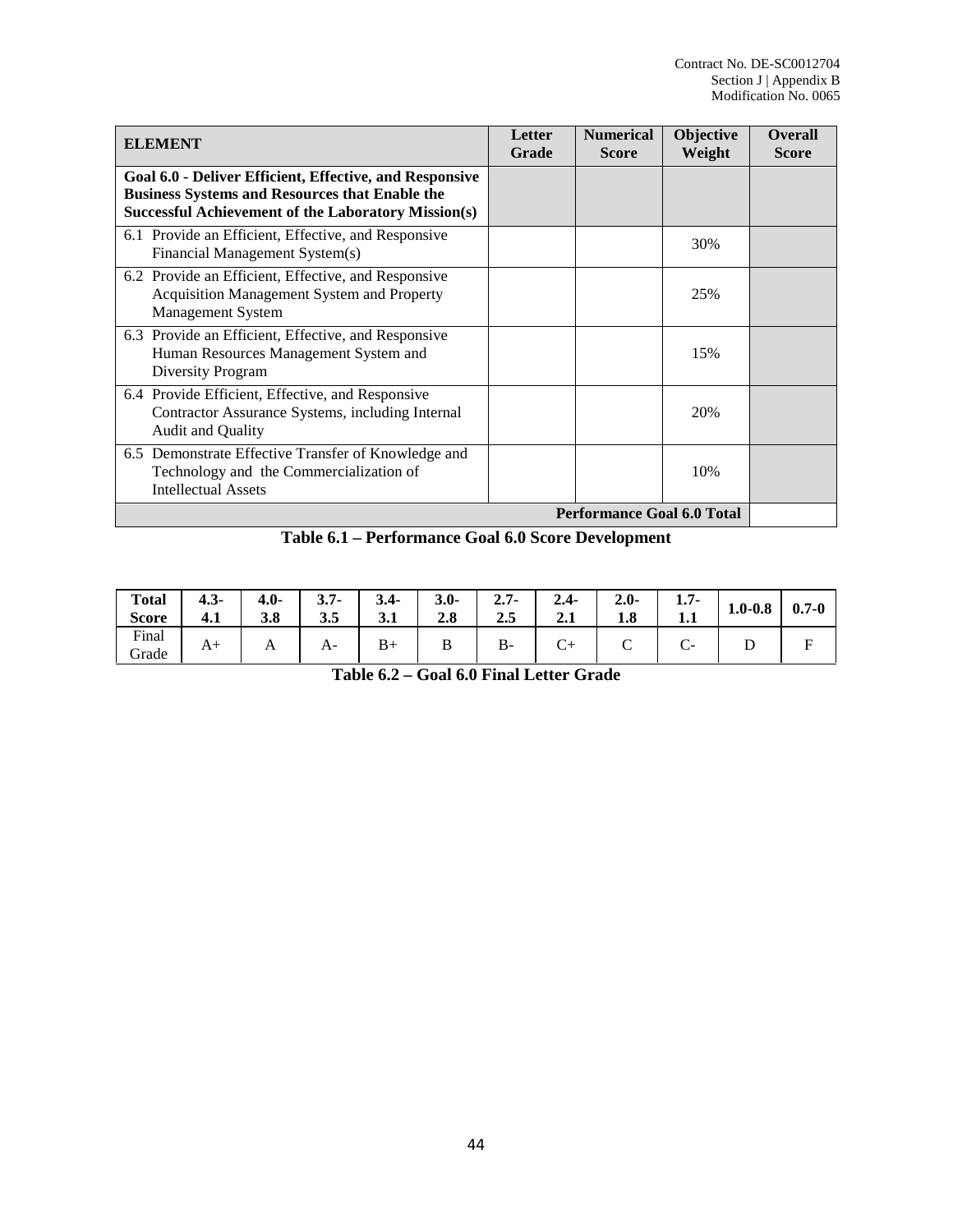| ELEMENT | Letter Grade | Numerical Score | Objective Weight | Overall Score |
|---|---|---|---|---|
| **Goal 6.0 - Deliver Efficient, Effective, and Responsive Business Systems and Resources that Enable the Successful Achievement of the Laboratory Mission(s)** | | | | |
| 6.1 Provide an Efficient, Effective, and Responsive Financial Management System(s) | | | 30% | |
| 6.2 Provide an Efficient, Effective, and Responsive Acquisition Management System and Property Management System | | | 25% | |
| 6.3 Provide an Efficient, Effective, and Responsive Human Resources Management System and Diversity Program | | | 15% | |
| 6.4 Provide Efficient, Effective, and Responsive Contractor Assurance Systems, including Internal Audit and Quality | | | 20% | |
| 6.5 Demonstrate Effective Transfer of Knowledge and Technology and the Commercialization of Intellectual Assets | | | 10% | |
| **Performance Goal 6.0 Total** | | | | |

**Table 6.1 – Performance Goal 6.0 Score Development**

| Total Score | 4.3-4.1 | 4.0-3.8 | 3.7-3.5 | 3.4-3.1 | 3.0-2.8 | 2.7-2.5 | 2.4-2.1 | 2.0-1.8 | 1.7-1.1 | 1.0-0.8 | 0.7-0 |
|---|---|---|---|---|---|---|---|---|---|---|---|
| Final Grade | A+ | A | A- | B+ | B | B- | C+ | C | C- | D | F |

**Table 6.2 – Goal 6.0 Final Letter Grade**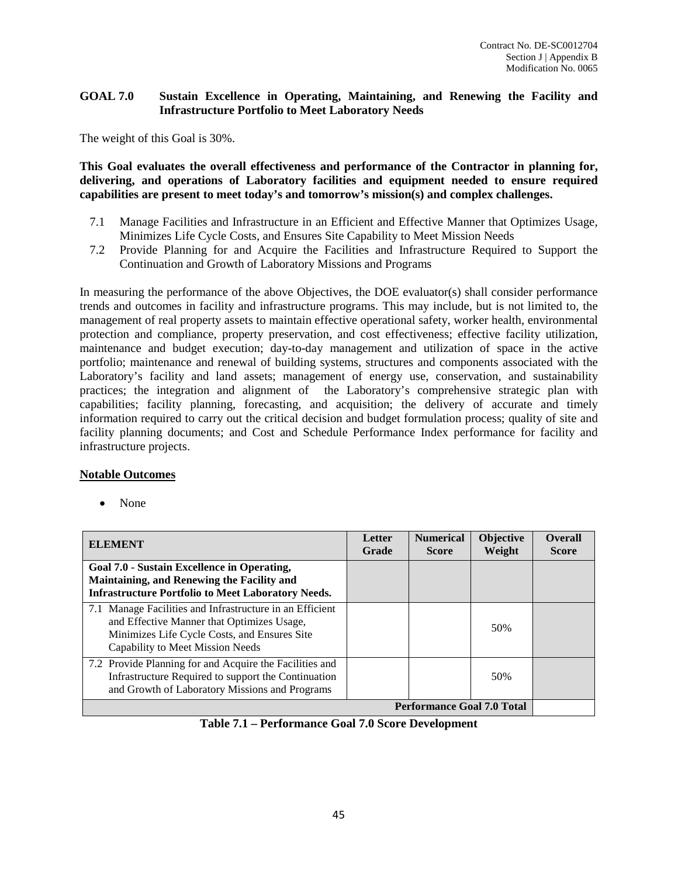## GOAL 7.0 Sustain Excellence in Operating, Maintaining, and Renewing the Facility and Infrastructure Portfolio to Meet Laboratory Needs

The weight of this Goal is 30%.

**This Goal evaluates the overall effectiveness and performance of the Contractor in planning for, delivering, and operations of Laboratory facilities and equipment needed to ensure required capabilities are present to meet today's and tomorrow's mission(s) and complex challenges.**

7.1 Manage Facilities and Infrastructure in an Efficient and Effective Manner that Optimizes Usage, Minimizes Life Cycle Costs, and Ensures Site Capability to Meet Mission Needs
7.2 Provide Planning for and Acquire the Facilities and Infrastructure Required to Support the Continuation and Growth of Laboratory Missions and Programs

In measuring the performance of the above Objectives, the DOE evaluator(s) shall consider performance trends and outcomes in facility and infrastructure programs. This may include, but is not limited to, the management of real property assets to maintain effective operational safety, worker health, environmental protection and compliance, property preservation, and cost effectiveness; effective facility utilization, maintenance and budget execution; day-to-day management and utilization of space in the active portfolio; maintenance and renewal of building systems, structures and components associated with the Laboratory's facility and land assets; management of energy use, conservation, and sustainability practices; the integration and alignment of the Laboratory's comprehensive strategic plan with capabilities; facility planning, forecasting, and acquisition; the delivery of accurate and timely information required to carry out the critical decision and budget formulation process; quality of site and facility planning documents; and Cost and Schedule Performance Index performance for facility and infrastructure projects.

**Notable Outcomes**

- None

| ELEMENT | Letter Grade | Numerical Score | Objective Weight | Overall Score |
|---|---|---|---|---|
| **Goal 7.0 - Sustain Excellence in Operating, Maintaining, and Renewing the Facility and Infrastructure Portfolio to Meet Laboratory Needs.** | | | | |
| 7.1 Manage Facilities and Infrastructure in an Efficient and Effective Manner that Optimizes Usage, Minimizes Life Cycle Costs, and Ensures Site Capability to Meet Mission Needs | | | 50% | |
| 7.2 Provide Planning for and Acquire the Facilities and Infrastructure Required to support the Continuation and Growth of Laboratory Missions and Programs | | | 50% | |
| **Performance Goal 7.0 Total** | | | | |

**Table 7.1 – Performance Goal 7.0 Score Development**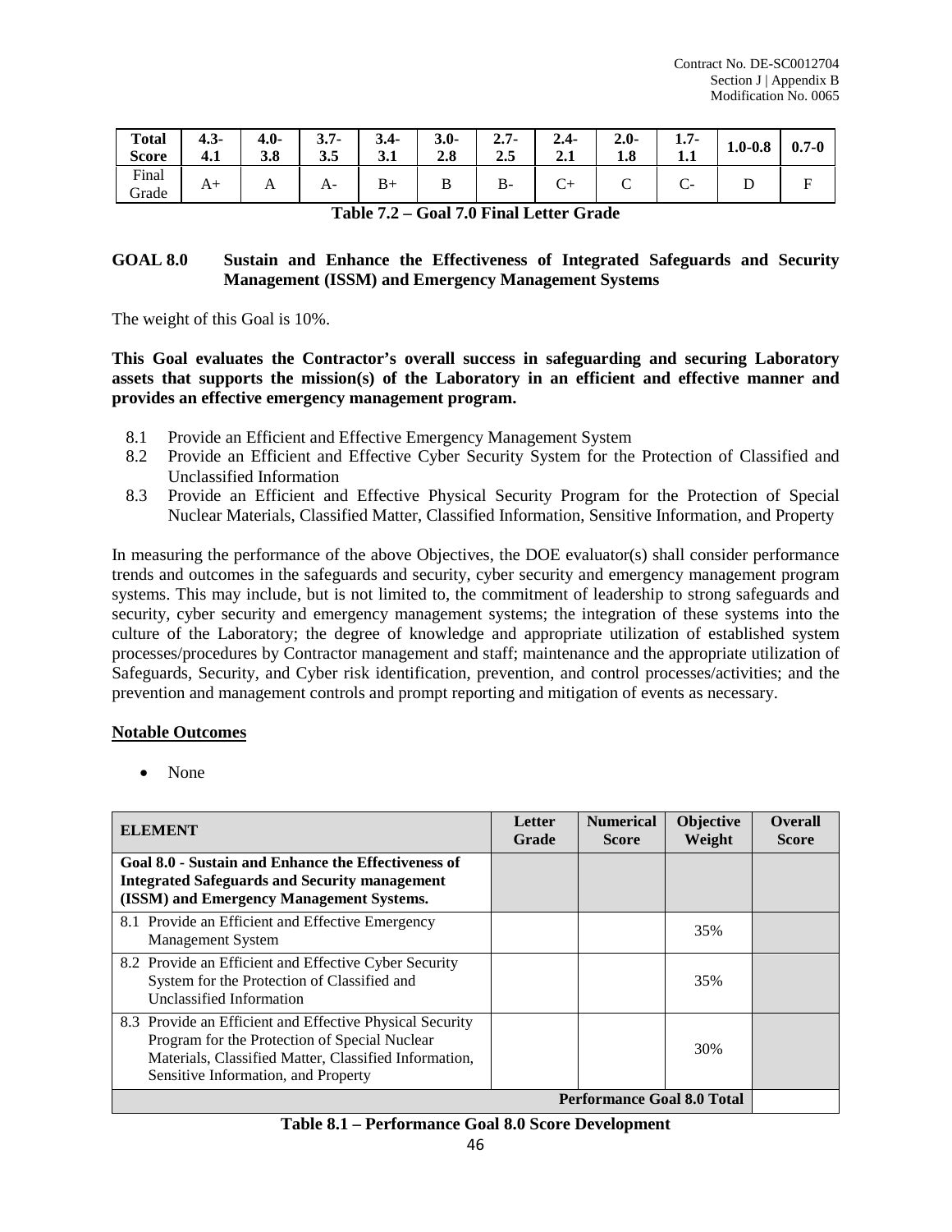| Total Score | 4.3-4.1 | 4.0-3.8 | 3.7-3.5 | 3.4-3.1 | 3.0-2.8 | 2.7-2.5 | 2.4-2.1 | 2.0-1.8 | 1.7-1.1 | 1.0-0.8 | 0.7-0 |
|---|---|---|---|---|---|---|---|---|---|---|---|
| Final Grade | A+ | A | A- | B+ | B | B- | C+ | C | C- | D | F |

**Table 7.2 – Goal 7.0 Final Letter Grade**

## GOAL 8.0 Sustain and Enhance the Effectiveness of Integrated Safeguards and Security Management (ISSM) and Emergency Management Systems

The weight of this Goal is 10%.

**This Goal evaluates the Contractor's overall success in safeguarding and securing Laboratory assets that supports the mission(s) of the Laboratory in an efficient and effective manner and provides an effective emergency management program.**

- 8.1 Provide an Efficient and Effective Emergency Management System
- 8.2 Provide an Efficient and Effective Cyber Security System for the Protection of Classified and Unclassified Information
- 8.3 Provide an Efficient and Effective Physical Security Program for the Protection of Special Nuclear Materials, Classified Matter, Classified Information, Sensitive Information, and Property

In measuring the performance of the above Objectives, the DOE evaluator(s) shall consider performance trends and outcomes in the safeguards and security, cyber security and emergency management program systems. This may include, but is not limited to, the commitment of leadership to strong safeguards and security, cyber security and emergency management systems; the integration of these systems into the culture of the Laboratory; the degree of knowledge and appropriate utilization of established system processes/procedures by Contractor management and staff; maintenance and the appropriate utilization of Safeguards, Security, and Cyber risk identification, prevention, and control processes/activities; and the prevention and management controls and prompt reporting and mitigation of events as necessary.

**Notable Outcomes**

- None

| ELEMENT | Letter Grade | Numerical Score | Objective Weight | Overall Score |
|---|---|---|---|---|
| **Goal 8.0 - Sustain and Enhance the Effectiveness of Integrated Safeguards and Security management (ISSM) and Emergency Management Systems.** | | | | |
| 8.1 Provide an Efficient and Effective Emergency Management System | | | 35% | |
| 8.2 Provide an Efficient and Effective Cyber Security System for the Protection of Classified and Unclassified Information | | | 35% | |
| 8.3 Provide an Efficient and Effective Physical Security Program for the Protection of Special Nuclear Materials, Classified Matter, Classified Information, Sensitive Information, and Property | | | 30% | |
| **Performance Goal 8.0 Total** | | | | |

**Table 8.1 – Performance Goal 8.0 Score Development**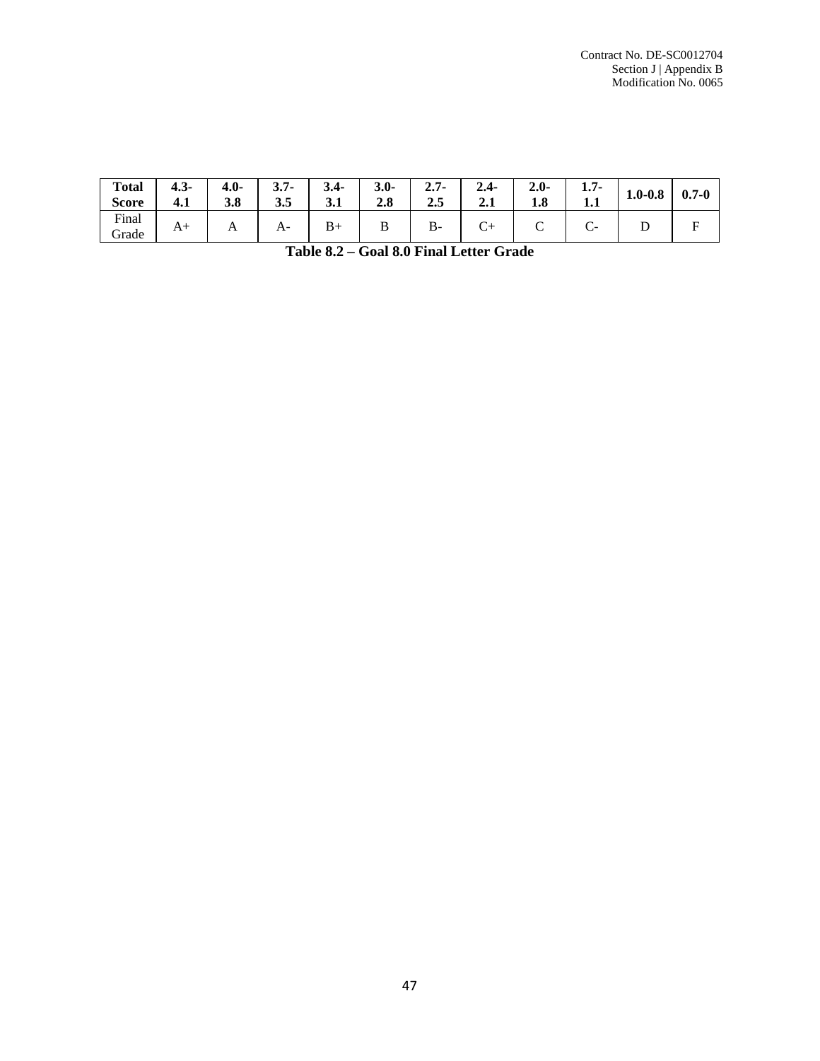| Total Score | 4.3-4.1 | 4.0-3.8 | 3.7-3.5 | 3.4-3.1 | 3.0-2.8 | 2.7-2.5 | 2.4-2.1 | 2.0-1.8 | 1.7-1.1 | 1.0-0.8 | 0.7-0 |
|---|---|---|---|---|---|---|---|---|---|---|---|
| Final Grade | A+ | A | A- | B+ | B | B- | C+ | C | C- | D | F |

**Table 8.2 – Goal 8.0 Final Letter Grade**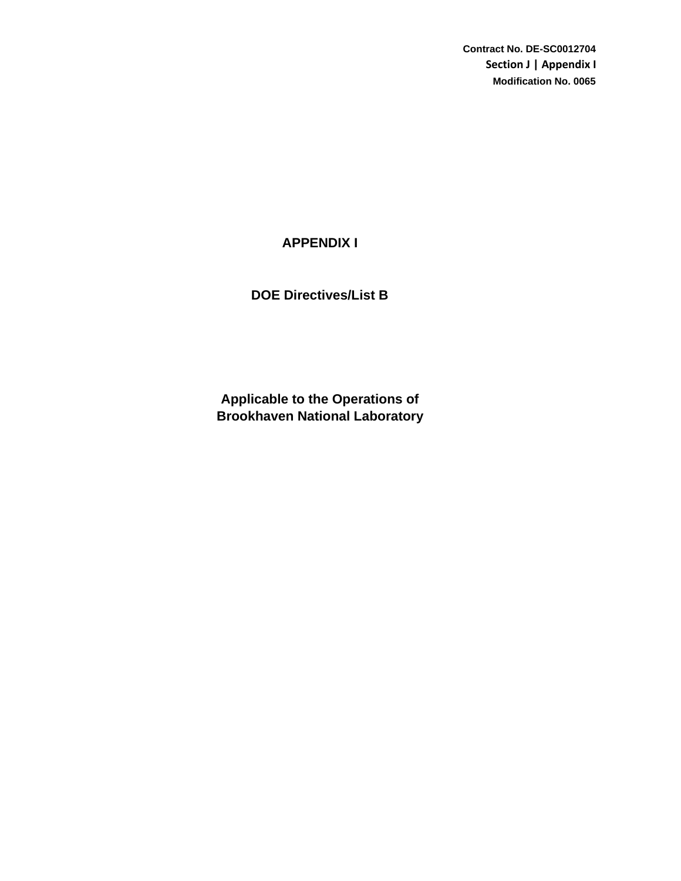Contract No. DE-SC0012704
Section J | Appendix I
Modification No. 0065

# APPENDIX I

## DOE Directives/List B

### Applicable to the Operations of Brookhaven National Laboratory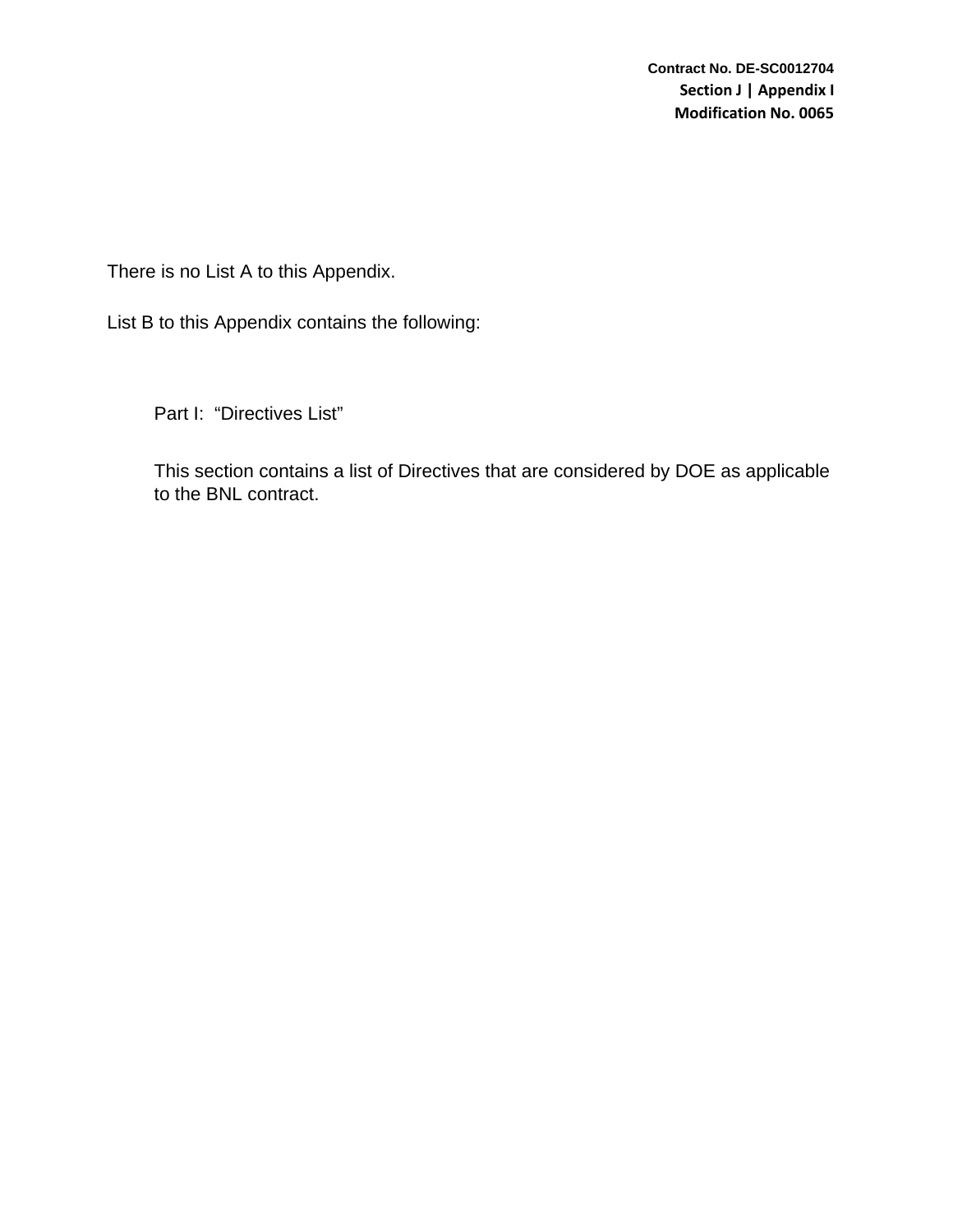There is no List A to this Appendix.

List B to this Appendix contains the following:

Part I: "Directives List"

This section contains a list of Directives that are considered by DOE as applicable to the BNL contract.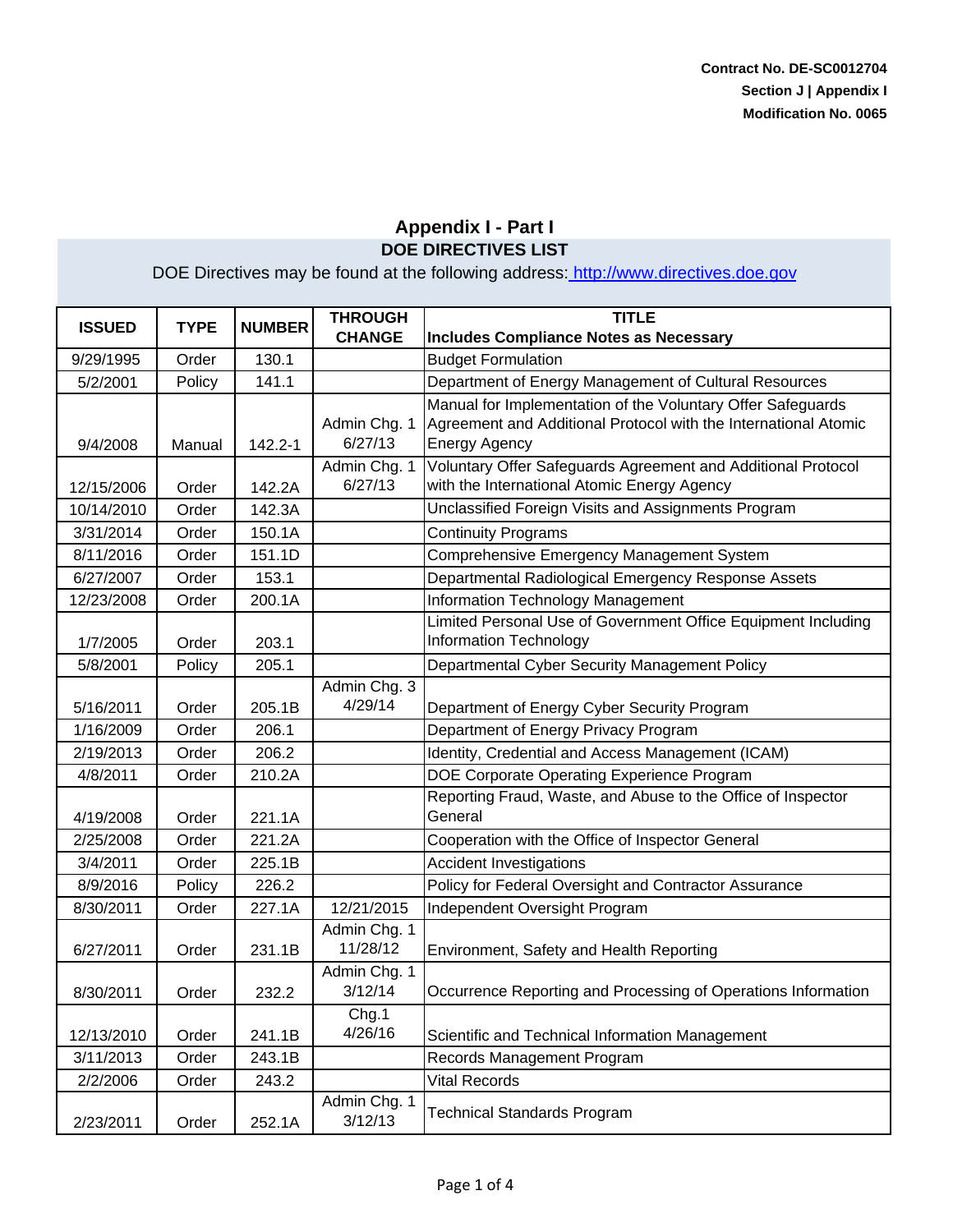Contract No. DE-SC0012704
Section J | Appendix I
Modification No. 0065

# Appendix I - Part I

## DOE DIRECTIVES LIST

DOE Directives may be found at the following address: http://www.directives.doe.gov

| ISSUED | TYPE | NUMBER | THROUGH CHANGE | TITLE Includes Compliance Notes as Necessary |
|---|---|---|---|---|
| 9/29/1995 | Order | 130.1 | | Budget Formulation |
| 5/2/2001 | Policy | 141.1 | | Department of Energy Management of Cultural Resources |
| 9/4/2008 | Manual | 142.2-1 | Admin Chg. 1 6/27/13 | Manual for Implementation of the Voluntary Offer Safeguards Agreement and Additional Protocol with the International Atomic Energy Agency |
| 12/15/2006 | Order | 142.2A | Admin Chg. 1 6/27/13 | Voluntary Offer Safeguards Agreement and Additional Protocol with the International Atomic Energy Agency |
| 10/14/2010 | Order | 142.3A | | Unclassified Foreign Visits and Assignments Program |
| 3/31/2014 | Order | 150.1A | | Continuity Programs |
| 8/11/2016 | Order | 151.1D | | Comprehensive Emergency Management System |
| 6/27/2007 | Order | 153.1 | | Departmental Radiological Emergency Response Assets |
| 12/23/2008 | Order | 200.1A | | Information Technology Management |
| 1/7/2005 | Order | 203.1 | | Limited Personal Use of Government Office Equipment Including Information Technology |
| 5/8/2001 | Policy | 205.1 | | Departmental Cyber Security Management Policy |
| 5/16/2011 | Order | 205.1B | Admin Chg. 3 4/29/14 | Department of Energy Cyber Security Program |
| 1/16/2009 | Order | 206.1 | | Department of Energy Privacy Program |
| 2/19/2013 | Order | 206.2 | | Identity, Credential and Access Management (ICAM) |
| 4/8/2011 | Order | 210.2A | | DOE Corporate Operating Experience Program |
| 4/19/2008 | Order | 221.1A | | Reporting Fraud, Waste, and Abuse to the Office of Inspector General |
| 2/25/2008 | Order | 221.2A | | Cooperation with the Office of Inspector General |
| 3/4/2011 | Order | 225.1B | | Accident Investigations |
| 8/9/2016 | Policy | 226.2 | | Policy for Federal Oversight and Contractor Assurance |
| 8/30/2011 | Order | 227.1A | 12/21/2015 | Independent Oversight Program |
| 6/27/2011 | Order | 231.1B | Admin Chg. 1 11/28/12 | Environment, Safety and Health Reporting |
| 8/30/2011 | Order | 232.2 | Admin Chg. 1 3/12/14 | Occurrence Reporting and Processing of Operations Information |
| 12/13/2010 | Order | 241.1B | Chg.1 4/26/16 | Scientific and Technical Information Management |
| 3/11/2013 | Order | 243.1B | | Records Management Program |
| 2/2/2006 | Order | 243.2 | | Vital Records |
| 2/23/2011 | Order | 252.1A | Admin Chg. 1 3/12/13 | Technical Standards Program |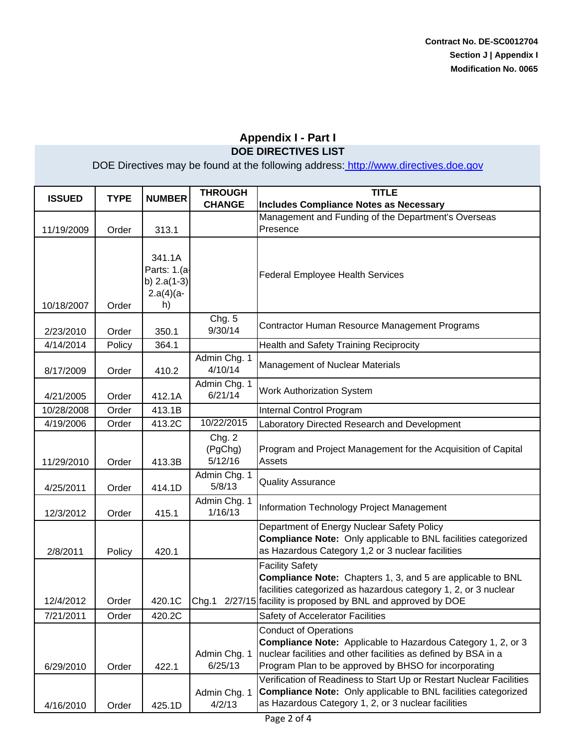Contract No. DE-SC0012704
Section J | Appendix I
Modification No. 0065

## Appendix I - Part I

### DOE DIRECTIVES LIST

DOE Directives may be found at the following address: http://www.directives.doe.gov

| ISSUED | TYPE | NUMBER | THROUGH CHANGE | TITLE Includes Compliance Notes as Necessary |
|---|---|---|---|---|
| 11/19/2009 | Order | 313.1 | | Management and Funding of the Department's Overseas Presence |
| 10/18/2007 | Order | 341.1A Parts: 1.(a-b) 2.a(1-3) 2.a(4)(a-h) | | Federal Employee Health Services |
| 2/23/2010 | Order | 350.1 | Chg. 5 9/30/14 | Contractor Human Resource Management Programs |
| 4/14/2014 | Policy | 364.1 | | Health and Safety Training Reciprocity |
| 8/17/2009 | Order | 410.2 | Admin Chg. 1 4/10/14 | Management of Nuclear Materials |
| 4/21/2005 | Order | 412.1A | Admin Chg. 1 6/21/14 | Work Authorization System |
| 10/28/2008 | Order | 413.1B | | Internal Control Program |
| 4/19/2006 | Order | 413.2C | 10/22/2015 | Laboratory Directed Research and Development |
| 11/29/2010 | Order | 413.3B | Chg. 2 (PgChg) 5/12/16 | Program and Project Management for the Acquisition of Capital Assets |
| 4/25/2011 | Order | 414.1D | Admin Chg. 1 5/8/13 | Quality Assurance |
| 12/3/2012 | Order | 415.1 | Admin Chg. 1 1/16/13 | Information Technology Project Management |
| 2/8/2011 | Policy | 420.1 | | Department of Energy Nuclear Safety Policy **Compliance Note:** Only applicable to BNL facilities categorized as Hazardous Category 1,2 or 3 nuclear facilities |
| 12/4/2012 | Order | 420.1C | Chg.1 2/27/15 | Facility Safety **Compliance Note:** Chapters 1, 3, and 5 are applicable to BNL facilities categorized as hazardous category 1, 2, or 3 nuclear facility is proposed by BNL and approved by DOE |
| 7/21/2011 | Order | 420.2C | | Safety of Accelerator Facilities |
| 6/29/2010 | Order | 422.1 | Admin Chg. 1 6/25/13 | Conduct of Operations **Compliance Note:** Applicable to Hazardous Category 1, 2, or 3 nuclear facilities and other facilities as defined by BSA in a Program Plan to be approved by BHSO for incorporating |
| 4/16/2010 | Order | 425.1D | Admin Chg. 1 4/2/13 | Verification of Readiness to Start Up or Restart Nuclear Facilities **Compliance Note:** Only applicable to BNL facilities categorized as Hazardous Category 1, 2, or 3 nuclear facilities |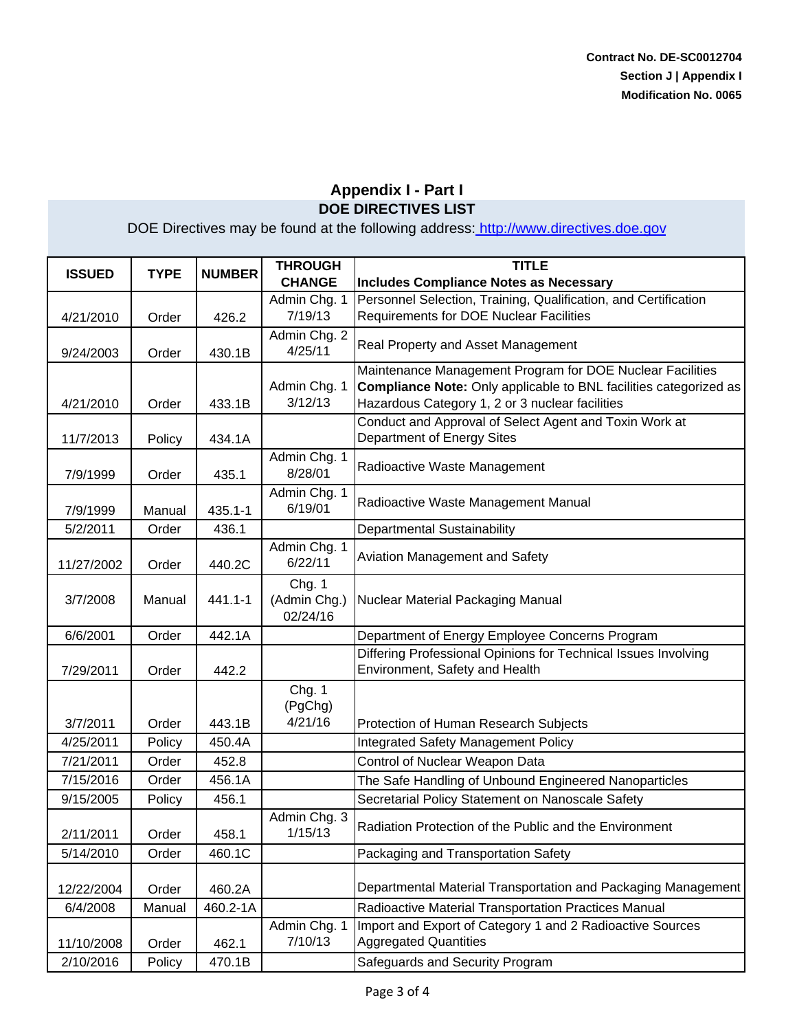Contract No. DE-SC0012704
Section J | Appendix I
Modification No. 0065

## Appendix I - Part I
### DOE DIRECTIVES LIST

DOE Directives may be found at the following address: http://www.directives.doe.gov

| ISSUED | TYPE | NUMBER | THROUGH CHANGE | TITLE Includes Compliance Notes as Necessary |
|---|---|---|---|---|
| 4/21/2010 | Order | 426.2 | Admin Chg. 1 7/19/13 | Personnel Selection, Training, Qualification, and Certification Requirements for DOE Nuclear Facilities |
| 9/24/2003 | Order | 430.1B | Admin Chg. 2 4/25/11 | Real Property and Asset Management |
| 4/21/2010 | Order | 433.1B | Admin Chg. 1 3/12/13 | Maintenance Management Program for DOE Nuclear Facilities **Compliance Note:** Only applicable to BNL facilities categorized as Hazardous Category 1, 2 or 3 nuclear facilities |
| 11/7/2013 | Policy | 434.1A | | Conduct and Approval of Select Agent and Toxin Work at Department of Energy Sites |
| 7/9/1999 | Order | 435.1 | Admin Chg. 1 8/28/01 | Radioactive Waste Management |
| 7/9/1999 | Manual | 435.1-1 | Admin Chg. 1 6/19/01 | Radioactive Waste Management Manual |
| 5/2/2011 | Order | 436.1 | | Departmental Sustainability |
| 11/27/2002 | Order | 440.2C | Admin Chg. 1 6/22/11 | Aviation Management and Safety |
| 3/7/2008 | Manual | 441.1-1 | Chg. 1 (Admin Chg.) 02/24/16 | Nuclear Material Packaging Manual |
| 6/6/2001 | Order | 442.1A | | Department of Energy Employee Concerns Program |
| 7/29/2011 | Order | 442.2 | | Differing Professional Opinions for Technical Issues Involving Environment, Safety and Health |
| 3/7/2011 | Order | 443.1B | Chg. 1 (PgChg) 4/21/16 | Protection of Human Research Subjects |
| 4/25/2011 | Policy | 450.4A | | Integrated Safety Management Policy |
| 7/21/2011 | Order | 452.8 | | Control of Nuclear Weapon Data |
| 7/15/2016 | Order | 456.1A | | The Safe Handling of Unbound Engineered Nanoparticles |
| 9/15/2005 | Policy | 456.1 | | Secretarial Policy Statement on Nanoscale Safety |
| 2/11/2011 | Order | 458.1 | Admin Chg. 3 1/15/13 | Radiation Protection of the Public and the Environment |
| 5/14/2010 | Order | 460.1C | | Packaging and Transportation Safety |
| 12/22/2004 | Order | 460.2A | | Departmental Material Transportation and Packaging Management |
| 6/4/2008 | Manual | 460.2-1A | | Radioactive Material Transportation Practices Manual |
| 11/10/2008 | Order | 462.1 | Admin Chg. 1 7/10/13 | Import and Export of Category 1 and 2 Radioactive Sources Aggregated Quantities |
| 2/10/2016 | Policy | 470.1B | | Safeguards and Security Program |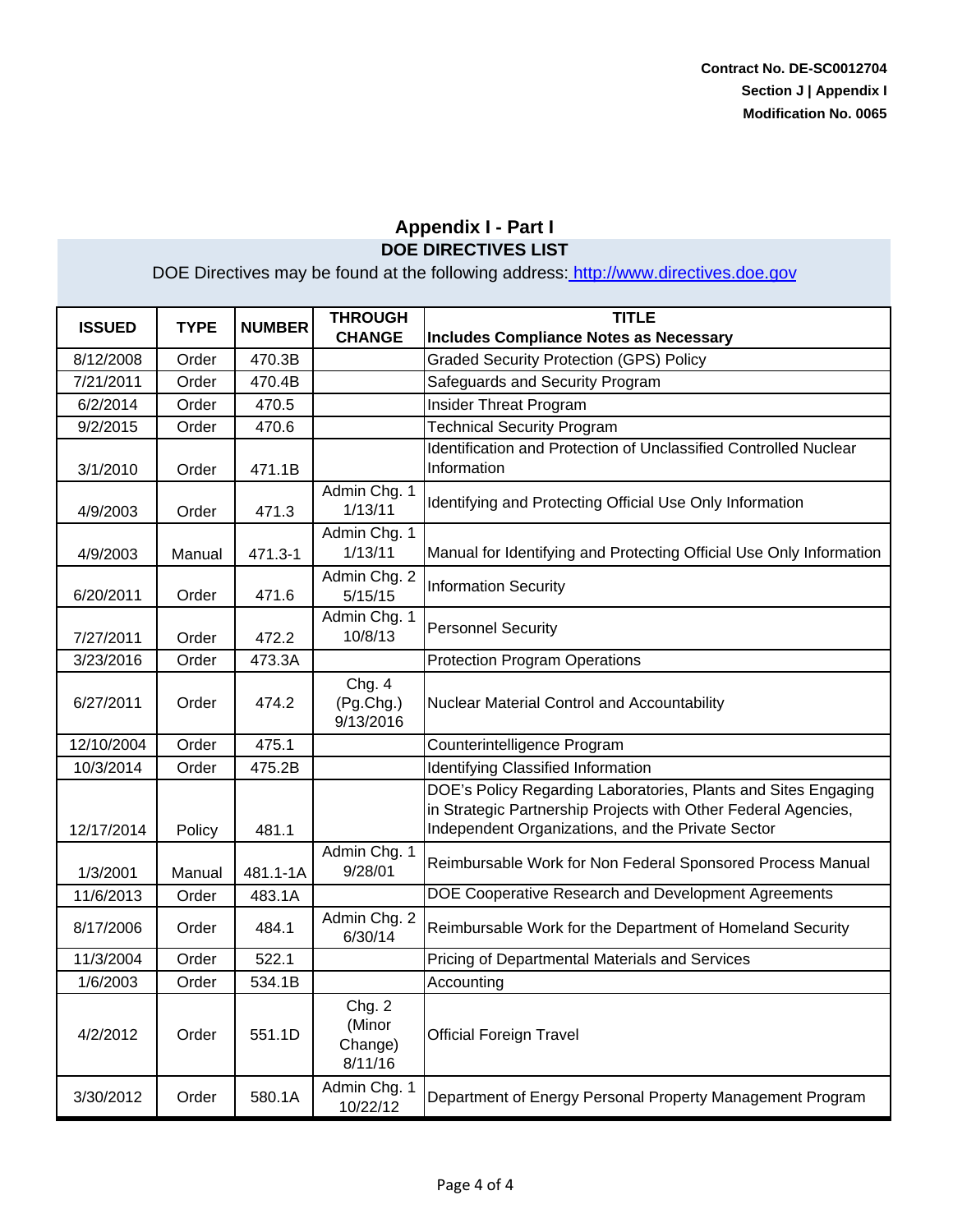Contract No. DE-SC0012704
Section J | Appendix I
Modification No. 0065

## Appendix I - Part I

### DOE DIRECTIVES LIST

DOE Directives may be found at the following address: http://www.directives.doe.gov

| ISSUED | TYPE | NUMBER | THROUGH CHANGE | TITLE Includes Compliance Notes as Necessary |
|---|---|---|---|---|
| 8/12/2008 | Order | 470.3B | | Graded Security Protection (GPS) Policy |
| 7/21/2011 | Order | 470.4B | | Safeguards and Security Program |
| 6/2/2014 | Order | 470.5 | | Insider Threat Program |
| 9/2/2015 | Order | 470.6 | | Technical Security Program |
| 3/1/2010 | Order | 471.1B | | Identification and Protection of Unclassified Controlled Nuclear Information |
| 4/9/2003 | Order | 471.3 | Admin Chg. 1 1/13/11 | Identifying and Protecting Official Use Only Information |
| 4/9/2003 | Manual | 471.3-1 | Admin Chg. 1 1/13/11 | Manual for Identifying and Protecting Official Use Only Information |
| 6/20/2011 | Order | 471.6 | Admin Chg. 2 5/15/15 | Information Security |
| 7/27/2011 | Order | 472.2 | Admin Chg. 1 10/8/13 | Personnel Security |
| 3/23/2016 | Order | 473.3A | | Protection Program Operations |
| 6/27/2011 | Order | 474.2 | Chg. 4 (Pg.Chg.) 9/13/2016 | Nuclear Material Control and Accountability |
| 12/10/2004 | Order | 475.1 | | Counterintelligence Program |
| 10/3/2014 | Order | 475.2B | | Identifying Classified Information |
| 12/17/2014 | Policy | 481.1 | | DOE's Policy Regarding Laboratories, Plants and Sites Engaging in Strategic Partnership Projects with Other Federal Agencies, Independent Organizations, and the Private Sector |
| 1/3/2001 | Manual | 481.1-1A | Admin Chg. 1 9/28/01 | Reimbursable Work for Non Federal Sponsored Process Manual |
| 11/6/2013 | Order | 483.1A | | DOE Cooperative Research and Development Agreements |
| 8/17/2006 | Order | 484.1 | Admin Chg. 2 6/30/14 | Reimbursable Work for the Department of Homeland Security |
| 11/3/2004 | Order | 522.1 | | Pricing of Departmental Materials and Services |
| 1/6/2003 | Order | 534.1B | | Accounting |
| 4/2/2012 | Order | 551.1D | Chg. 2 (Minor Change) 8/11/16 | Official Foreign Travel |
| 3/30/2012 | Order | 580.1A | Admin Chg. 1 10/22/12 | Department of Energy Personal Property Management Program |